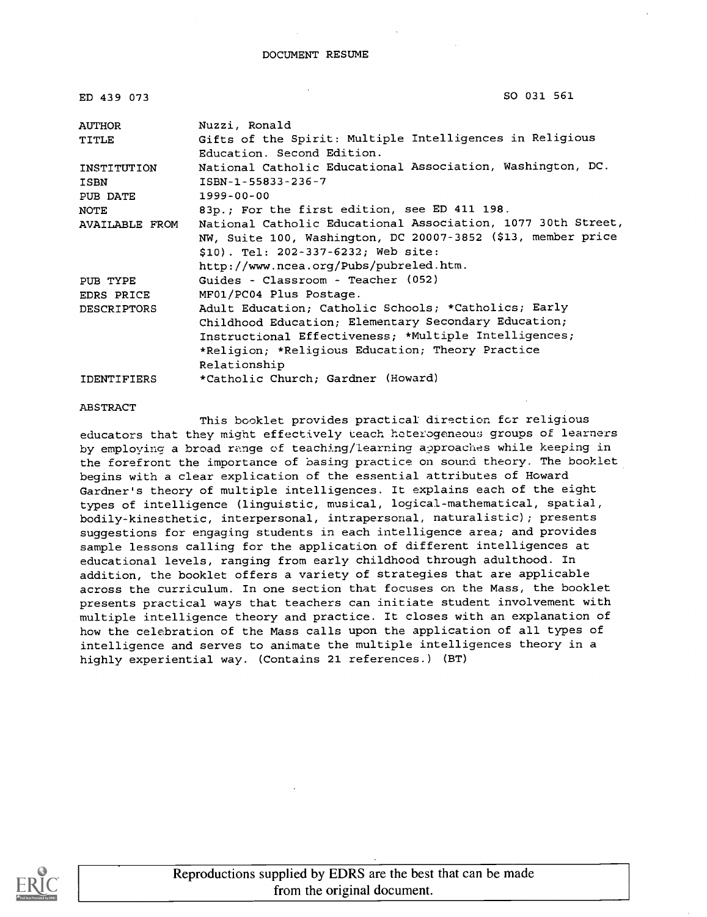DOCUMENT RESUME

| ED 439 073 | SO 031 561 |
|---|---|
| AUTHOR | Nuzzi, Ronald |
| TITLE | Gifts of the Spirit: Multiple Intelligences in Religious Education. Second Edition. |
| INSTITUTION | National Catholic Educational Association, Washington, DC. |
| ISBN | ISBN-1-55833-236-7 |
| PUB DATE | 1999-00-00 |
| NOTE | 83p.; For the first edition, see ED 411 198. |
| AVAILABLE FROM | National Catholic Educational Association, 1077 30th Street, NW, Suite 100, Washington, DC 20007-3852 ($13, member price $10). Tel: 202-337-6232; Web site: http://www.ncea.org/Pubs/pubreled.htm. |
| PUB TYPE | Guides - Classroom - Teacher (052) |
| EDRS PRICE | MF01/PC04 Plus Postage. |
| DESCRIPTORS | Adult Education; Catholic Schools; *Catholics; Early Childhood Education; Elementary Secondary Education; Instructional Effectiveness; *Multiple Intelligences; *Religion; *Religious Education; Theory Practice Relationship |
| IDENTIFIERS | *Catholic Church; Gardner (Howard) |

ABSTRACT

This booklet provides practical direction for religious educators that they might effectively teach heterogeneous groups of learners by employing a broad range of teaching/learning approaches while keeping in the forefront the importance of basing practice on sound theory. The booklet begins with a clear explication of the essential attributes of Howard Gardner's theory of multiple intelligences. It explains each of the eight types of intelligence (linguistic, musical, logical-mathematical, spatial, bodily-kinesthetic, interpersonal, intrapersonal, naturalistic); presents suggestions for engaging students in each intelligence area; and provides sample lessons calling for the application of different intelligences at educational levels, ranging from early childhood through adulthood. In addition, the booklet offers a variety of strategies that are applicable across the curriculum. In one section that focuses on the Mass, the booklet presents practical ways that teachers can initiate student involvement with multiple intelligence theory and practice. It closes with an explanation of how the celebration of the Mass calls upon the application of all types of intelligence and serves to animate the multiple intelligences theory in a highly experiential way. (Contains 21 references.) (BT)

Reproductions supplied by EDRS are the best that can be made from the original document.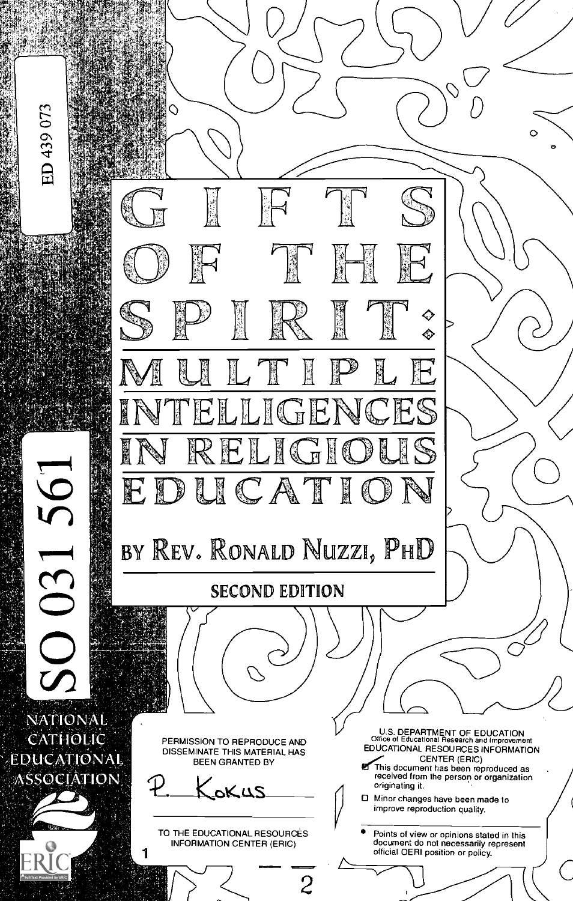ED 439 073

# GIFTS OF THE SPIRIT: MULTIPLE INTELLIGENCES IN RELIGIOUS EDUCATION

## BY REV. RONALD NUZZI, PHD

**SECOND EDITION**

SO 031 561

NATIONAL CATHOLIC EDUCATIONAL ASSOCIATION

PERMISSION TO REPRODUCE AND DISSEMINATE THIS MATERIAL HAS BEEN GRANTED BY

P. Kokus

TO THE EDUCATIONAL RESOURCES INFORMATION CENTER (ERIC)

1

U.S. DEPARTMENT OF EDUCATION
Office of Educational Research and Improvement
EDUCATIONAL RESOURCES INFORMATION CENTER (ERIC)

- ☑ This document has been reproduced as received from the person or organization originating it.
- ☐ Minor changes have been made to improve reproduction quality.

- Points of view or opinions stated in this document do not necessarily represent official OERI position or policy.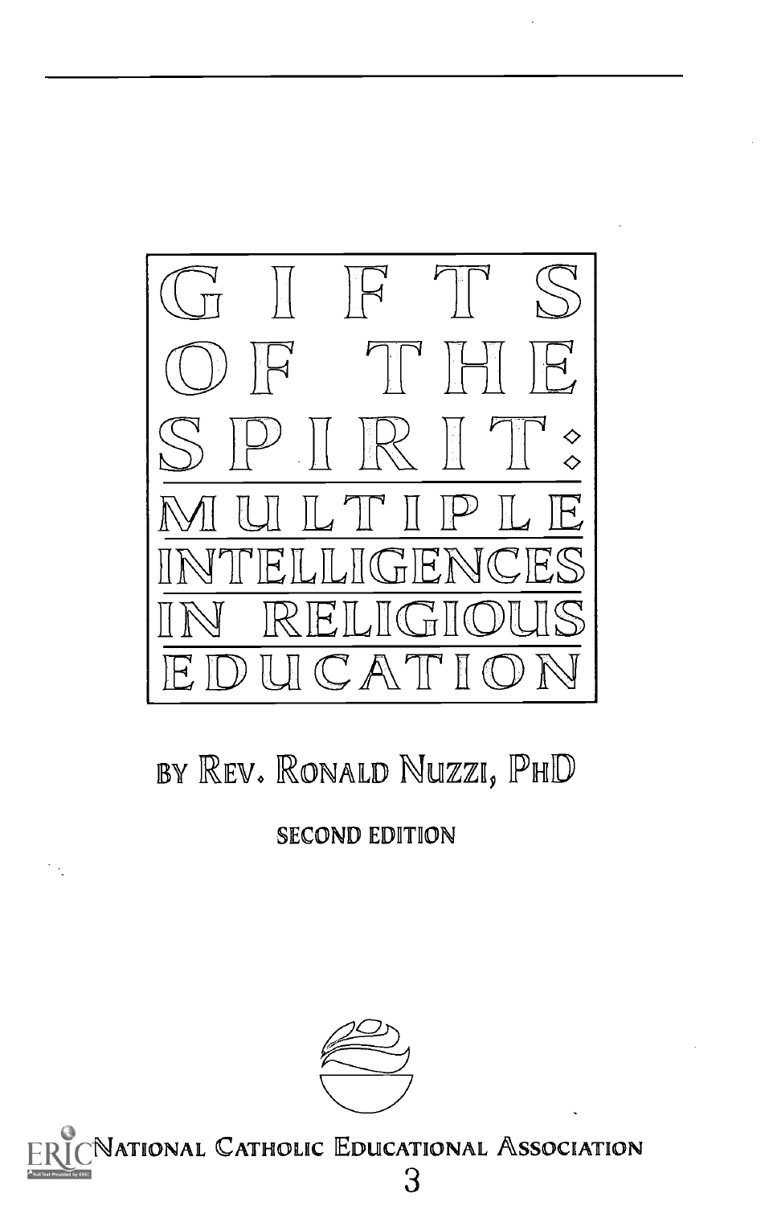# GIFTS OF THE SPIRIT: MULTIPLE INTELLIGENCES IN RELIGIOUS EDUCATION

BY REV. RONALD NUZZI, PHD

SECOND EDITION

NATIONAL CATHOLIC EDUCATIONAL ASSOCIATION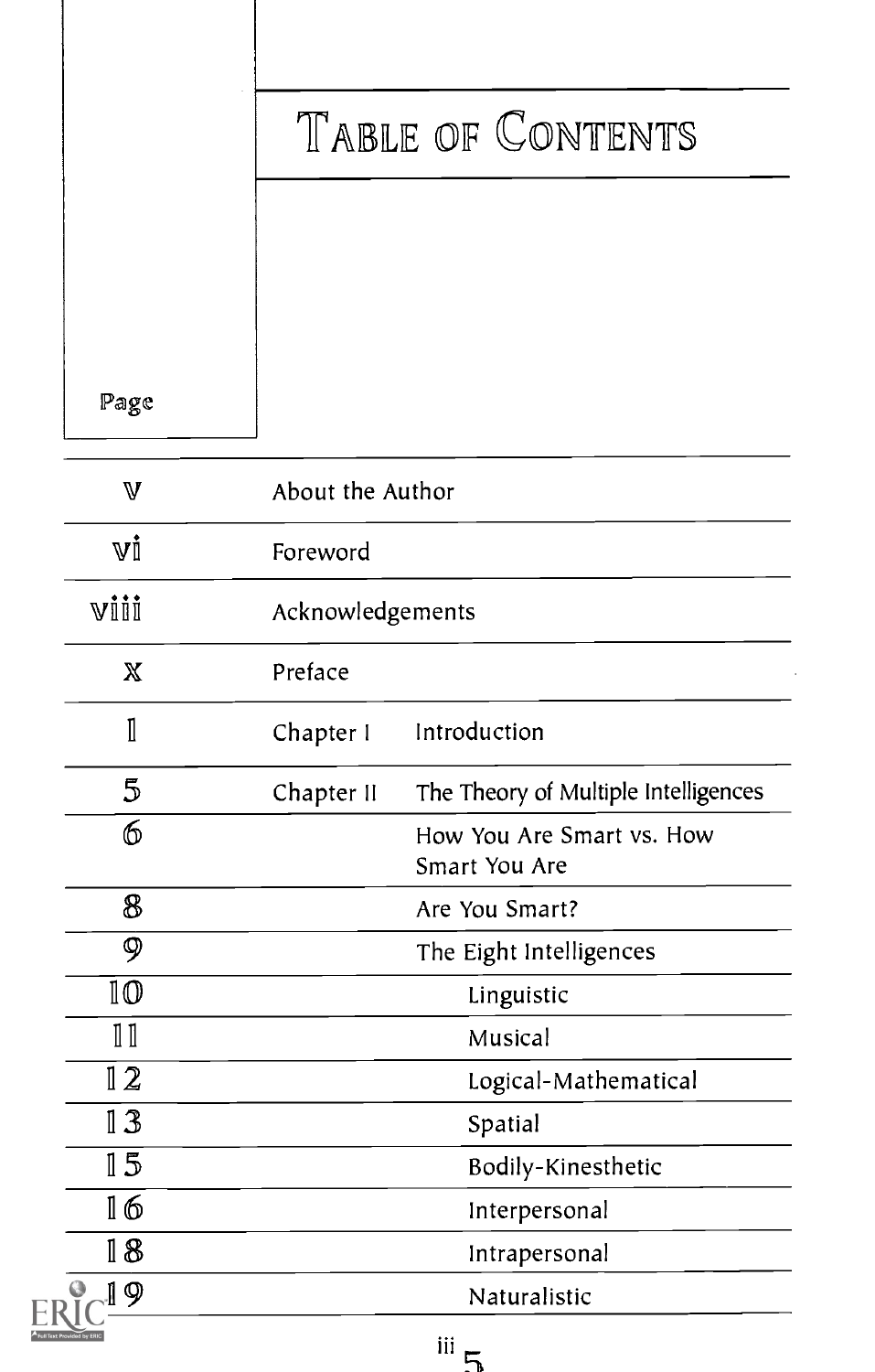# Table of Contents

| Page | | |
|---|---|---|
| v | About the Author | |
| vi | Foreword | |
| viii | Acknowledgements | |
| x | Preface | |
| 1 | Chapter I | Introduction |
| 5 | Chapter II | The Theory of Multiple Intelligences |
| 6 | | How You Are Smart vs. How Smart You Are |
| 8 | | Are You Smart? |
| 9 | | The Eight Intelligences |
| 10 | | Linguistic |
| 11 | | Musical |
| 12 | | Logical-Mathematical |
| 13 | | Spatial |
| 15 | | Bodily-Kinesthetic |
| 16 | | Interpersonal |
| 18 | | Intrapersonal |
| 19 | | Naturalistic |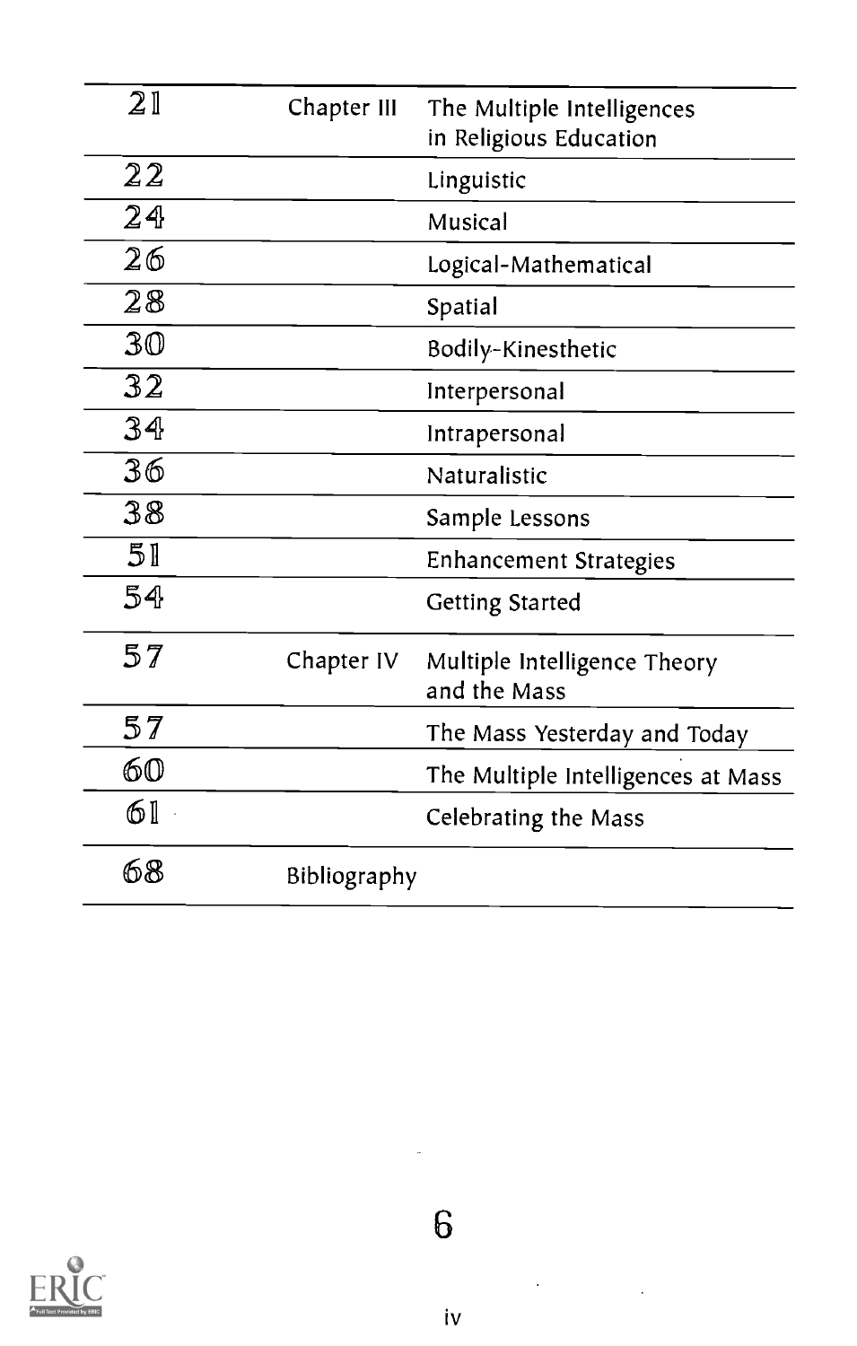| | | |
|---|---|---|
| 21 | Chapter III | The Multiple Intelligences in Religious Education |
| 22 | | Linguistic |
| 24 | | Musical |
| 26 | | Logical-Mathematical |
| 28 | | Spatial |
| 30 | | Bodily-Kinesthetic |
| 32 | | Interpersonal |
| 34 | | Intrapersonal |
| 36 | | Naturalistic |
| 38 | | Sample Lessons |
| 51 | | Enhancement Strategies |
| 54 | | Getting Started |
| 57 | Chapter IV | Multiple Intelligence Theory and the Mass |
| 57 | | The Mass Yesterday and Today |
| 60 | | The Multiple Intelligences at Mass |
| 61 | | Celebrating the Mass |
| 68 | Bibliography | |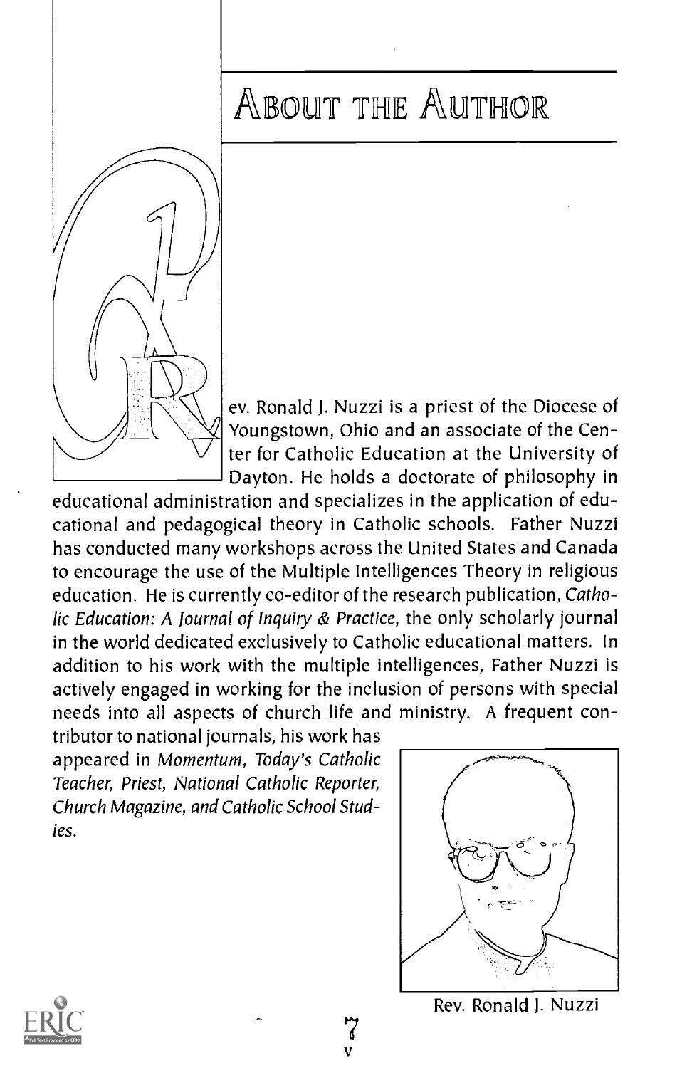# About the Author

Rev. Ronald J. Nuzzi is a priest of the Diocese of Youngstown, Ohio and an associate of the Center for Catholic Education at the University of Dayton. He holds a doctorate of philosophy in educational administration and specializes in the application of educational and pedagogical theory in Catholic schools. Father Nuzzi has conducted many workshops across the United States and Canada to encourage the use of the Multiple Intelligences Theory in religious education. He is currently co-editor of the research publication, *Catholic Education: A Journal of Inquiry & Practice*, the only scholarly journal in the world dedicated exclusively to Catholic educational matters. In addition to his work with the multiple intelligences, Father Nuzzi is actively engaged in working for the inclusion of persons with special needs into all aspects of church life and ministry. A frequent contributor to national journals, his work has appeared in *Momentum, Today's Catholic Teacher, Priest, National Catholic Reporter, Church Magazine, and Catholic School Studies.*

Rev. Ronald J. Nuzzi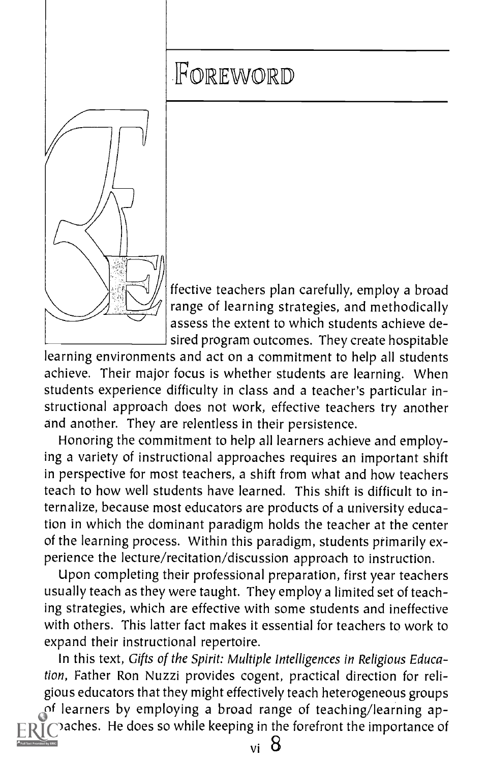# Foreword

Effective teachers plan carefully, employ a broad range of learning strategies, and methodically assess the extent to which students achieve desired program outcomes. They create hospitable learning environments and act on a commitment to help all students achieve. Their major focus is whether students are learning. When students experience difficulty in class and a teacher's particular instructional approach does not work, effective teachers try another and another. They are relentless in their persistence.

Honoring the commitment to help all learners achieve and employing a variety of instructional approaches requires an important shift in perspective for most teachers, a shift from what and how teachers teach to how well students have learned. This shift is difficult to internalize, because most educators are products of a university education in which the dominant paradigm holds the teacher at the center of the learning process. Within this paradigm, students primarily experience the lecture/recitation/discussion approach to instruction.

Upon completing their professional preparation, first year teachers usually teach as they were taught. They employ a limited set of teaching strategies, which are effective with some students and ineffective with others. This latter fact makes it essential for teachers to work to expand their instructional repertoire.

In this text, *Gifts of the Spirit: Multiple Intelligences in Religious Education*, Father Ron Nuzzi provides cogent, practical direction for religious educators that they might effectively teach heterogeneous groups of learners by employing a broad range of teaching/learning approaches. He does so while keeping in the forefront the importance of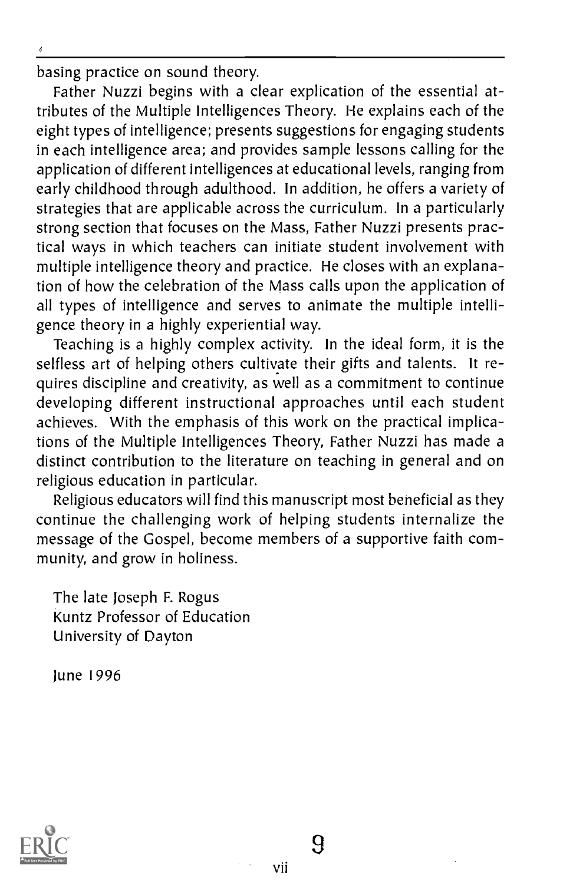basing practice on sound theory.

Father Nuzzi begins with a clear explication of the essential attributes of the Multiple Intelligences Theory. He explains each of the eight types of intelligence; presents suggestions for engaging students in each intelligence area; and provides sample lessons calling for the application of different intelligences at educational levels, ranging from early childhood through adulthood. In addition, he offers a variety of strategies that are applicable across the curriculum. In a particularly strong section that focuses on the Mass, Father Nuzzi presents practical ways in which teachers can initiate student involvement with multiple intelligence theory and practice. He closes with an explanation of how the celebration of the Mass calls upon the application of all types of intelligence and serves to animate the multiple intelligence theory in a highly experiential way.

Teaching is a highly complex activity. In the ideal form, it is the selfless art of helping others cultivate their gifts and talents. It requires discipline and creativity, as well as a commitment to continue developing different instructional approaches until each student achieves. With the emphasis of this work on the practical implications of the Multiple Intelligences Theory, Father Nuzzi has made a distinct contribution to the literature on teaching in general and on religious education in particular.

Religious educators will find this manuscript most beneficial as they continue the challenging work of helping students internalize the message of the Gospel, become members of a supportive faith community, and grow in holiness.

The late Joseph F. Rogus
Kuntz Professor of Education
University of Dayton

June 1996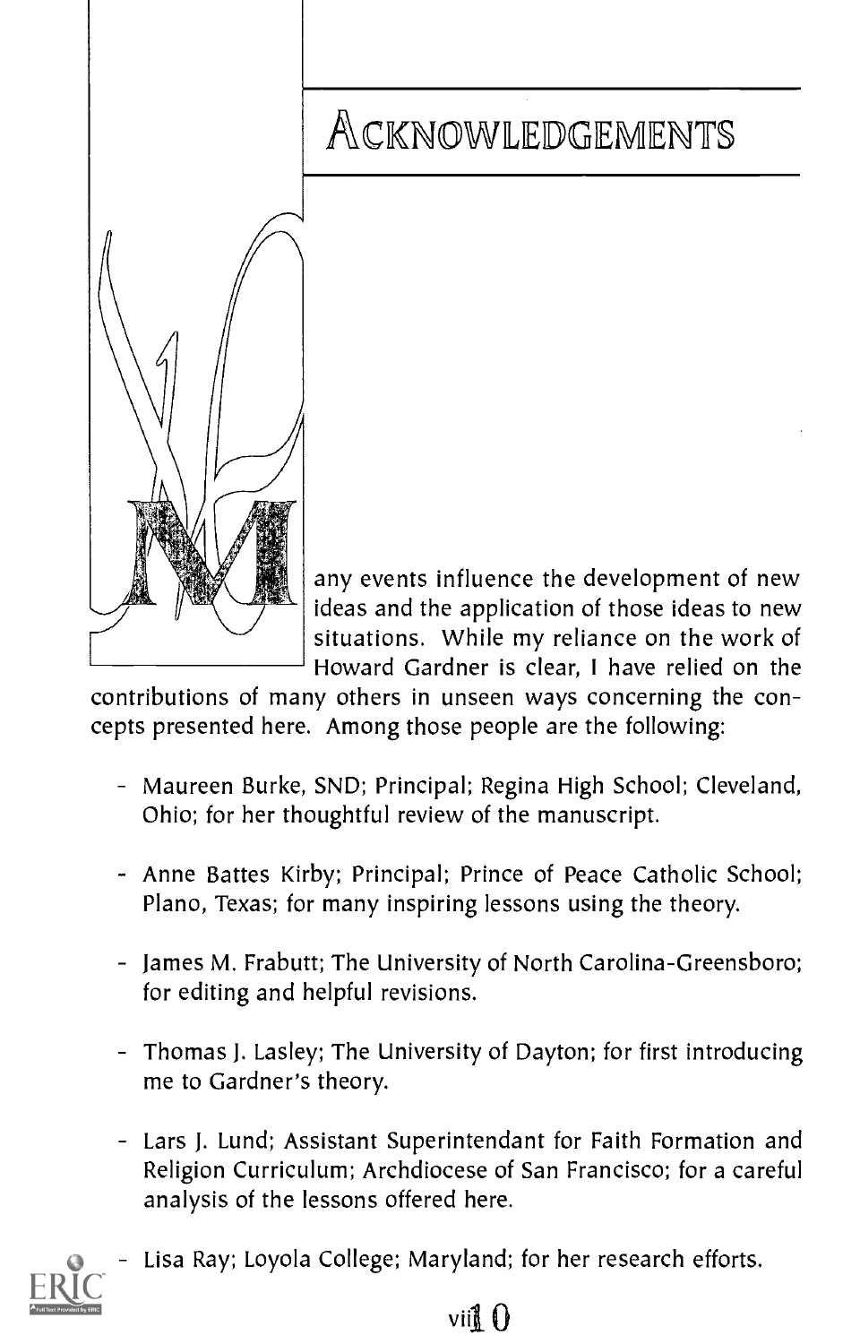# ACKNOWLEDGEMENTS

Many events influence the development of new ideas and the application of those ideas to new situations. While my reliance on the work of Howard Gardner is clear, I have relied on the contributions of many others in unseen ways concerning the concepts presented here. Among those people are the following:

- Maureen Burke, SND; Principal; Regina High School; Cleveland, Ohio; for her thoughtful review of the manuscript.
- Anne Battes Kirby; Principal; Prince of Peace Catholic School; Plano, Texas; for many inspiring lessons using the theory.
- James M. Frabutt; The University of North Carolina-Greensboro; for editing and helpful revisions.
- Thomas J. Lasley; The University of Dayton; for first introducing me to Gardner's theory.
- Lars J. Lund; Assistant Superintendant for Faith Formation and Religion Curriculum; Archdiocese of San Francisco; for a careful analysis of the lessons offered here.
- Lisa Ray; Loyola College; Maryland; for her research efforts.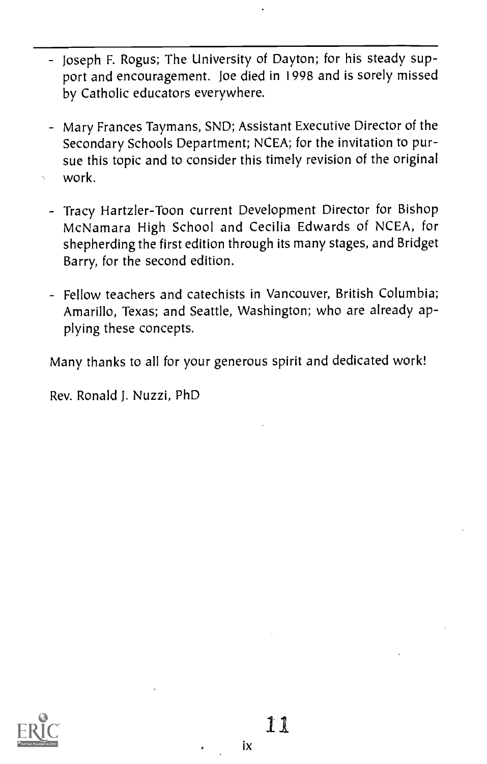- Joseph F. Rogus; The University of Dayton; for his steady support and encouragement. Joe died in 1998 and is sorely missed by Catholic educators everywhere.
- Mary Frances Taymans, SND; Assistant Executive Director of the Secondary Schools Department; NCEA; for the invitation to pursue this topic and to consider this timely revision of the original work.
- Tracy Hartzler-Toon current Development Director for Bishop McNamara High School and Cecilia Edwards of NCEA, for shepherding the first edition through its many stages, and Bridget Barry, for the second edition.
- Fellow teachers and catechists in Vancouver, British Columbia; Amarillo, Texas; and Seattle, Washington; who are already applying these concepts.

Many thanks to all for your generous spirit and dedicated work!

Rev. Ronald J. Nuzzi, PhD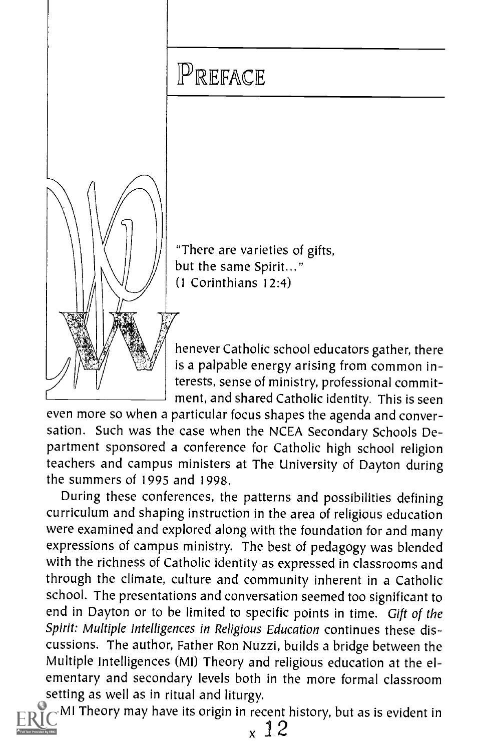# Preface

"There are varieties of gifts,
but the same Spirit..."
(1 Corinthians 12:4)

Whenever Catholic school educators gather, there is a palpable energy arising from common interests, sense of ministry, professional commitment, and shared Catholic identity. This is seen even more so when a particular focus shapes the agenda and conversation. Such was the case when the NCEA Secondary Schools Department sponsored a conference for Catholic high school religion teachers and campus ministers at The University of Dayton during the summers of 1995 and 1998.

During these conferences, the patterns and possibilities defining curriculum and shaping instruction in the area of religious education were examined and explored along with the foundation for and many expressions of campus ministry. The best of pedagogy was blended with the richness of Catholic identity as expressed in classrooms and through the climate, culture and community inherent in a Catholic school. The presentations and conversation seemed too significant to end in Dayton or to be limited to specific points in time. *Gift of the Spirit: Multiple Intelligences in Religious Education* continues these discussions. The author, Father Ron Nuzzi, builds a bridge between the Multiple Intelligences (MI) Theory and religious education at the elementary and secondary levels both in the more formal classroom setting as well as in ritual and liturgy.

MI Theory may have its origin in recent history, but as is evident in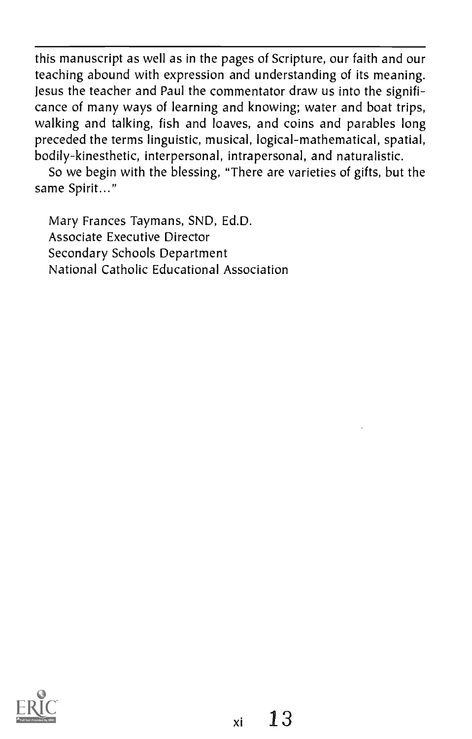this manuscript as well as in the pages of Scripture, our faith and our teaching abound with expression and understanding of its meaning. Jesus the teacher and Paul the commentator draw us into the significance of many ways of learning and knowing; water and boat trips, walking and talking, fish and loaves, and coins and parables long preceded the terms linguistic, musical, logical-mathematical, spatial, bodily-kinesthetic, interpersonal, intrapersonal, and naturalistic.

So we begin with the blessing, "There are varieties of gifts, but the same Spirit..."

Mary Frances Taymans, SND, Ed.D.
Associate Executive Director
Secondary Schools Department
National Catholic Educational Association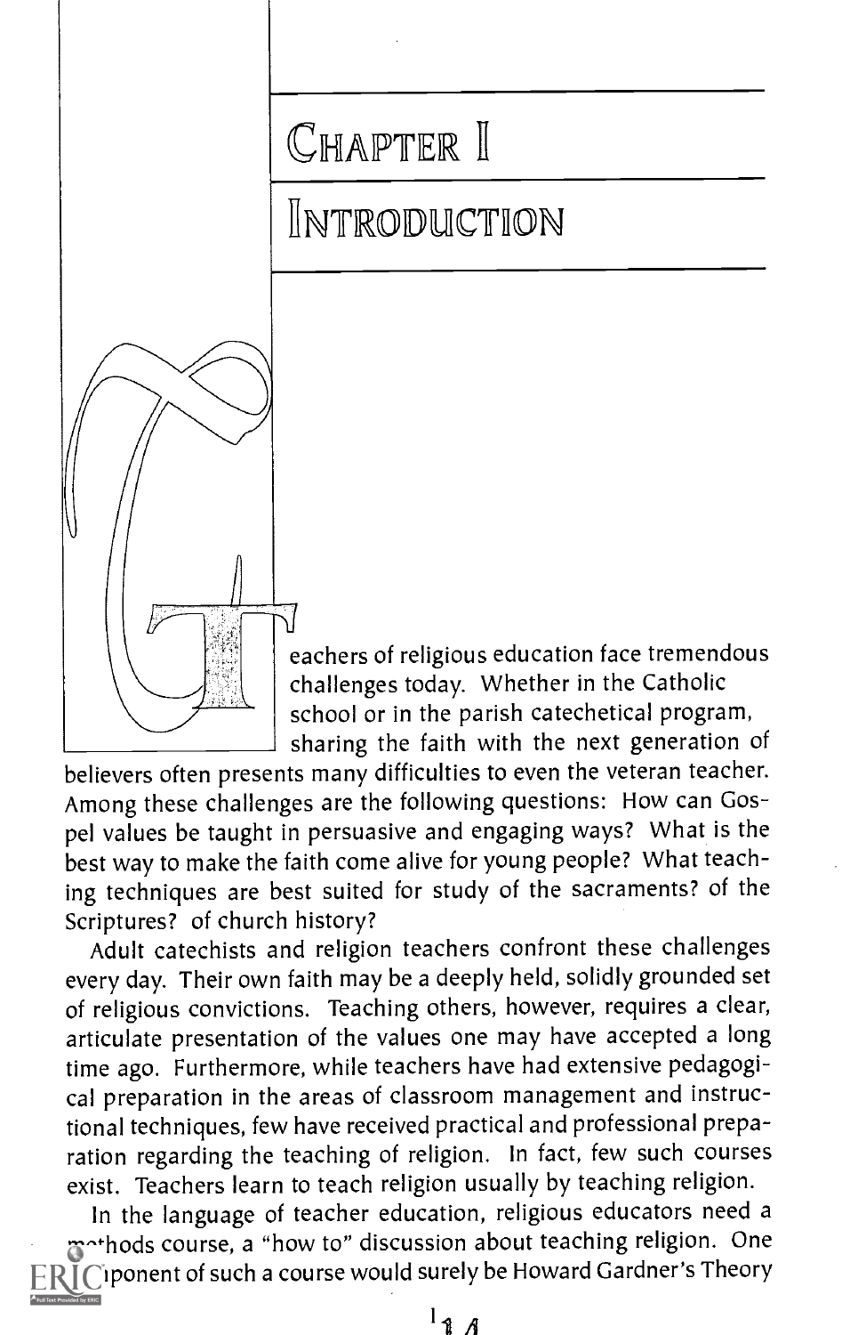# CHAPTER I

# INTRODUCTION

Teachers of religious education face tremendous challenges today. Whether in the Catholic school or in the parish catechetical program, sharing the faith with the next generation of believers often presents many difficulties to even the veteran teacher. Among these challenges are the following questions: How can Gospel values be taught in persuasive and engaging ways? What is the best way to make the faith come alive for young people? What teaching techniques are best suited for study of the sacraments? of the Scriptures? of church history?

Adult catechists and religion teachers confront these challenges every day. Their own faith may be a deeply held, solidly grounded set of religious convictions. Teaching others, however, requires a clear, articulate presentation of the values one may have accepted a long time ago. Furthermore, while teachers have had extensive pedagogical preparation in the areas of classroom management and instructional techniques, few have received practical and professional preparation regarding the teaching of religion. In fact, few such courses exist. Teachers learn to teach religion usually by teaching religion.

In the language of teacher education, religious educators need a methods course, a "how to" discussion about teaching religion. One component of such a course would surely be Howard Gardner's Theory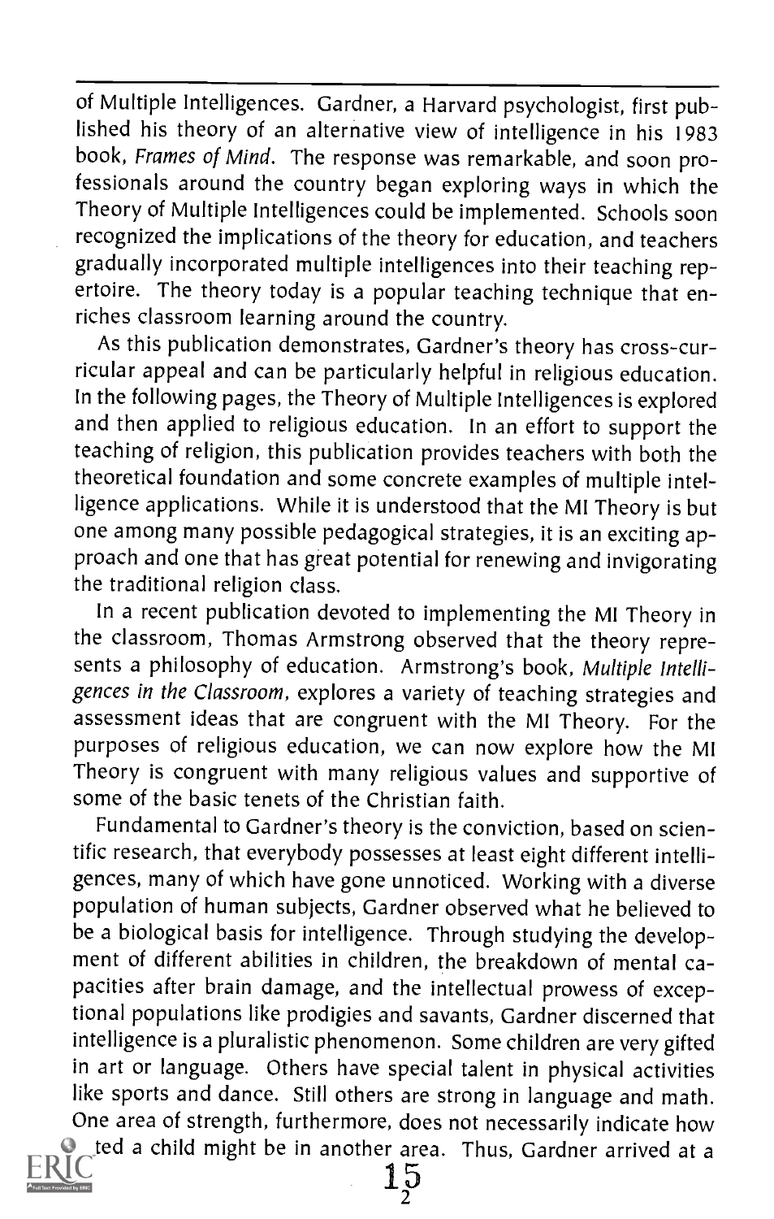of Multiple Intelligences. Gardner, a Harvard psychologist, first published his theory of an alternative view of intelligence in his 1983 book, *Frames of Mind*. The response was remarkable, and soon professionals around the country began exploring ways in which the Theory of Multiple Intelligences could be implemented. Schools soon recognized the implications of the theory for education, and teachers gradually incorporated multiple intelligences into their teaching repertoire. The theory today is a popular teaching technique that enriches classroom learning around the country.

As this publication demonstrates, Gardner's theory has cross-curricular appeal and can be particularly helpful in religious education. In the following pages, the Theory of Multiple Intelligences is explored and then applied to religious education. In an effort to support the teaching of religion, this publication provides teachers with both the theoretical foundation and some concrete examples of multiple intelligence applications. While it is understood that the MI Theory is but one among many possible pedagogical strategies, it is an exciting approach and one that has great potential for renewing and invigorating the traditional religion class.

In a recent publication devoted to implementing the MI Theory in the classroom, Thomas Armstrong observed that the theory represents a philosophy of education. Armstrong's book, *Multiple Intelligences in the Classroom*, explores a variety of teaching strategies and assessment ideas that are congruent with the MI Theory. For the purposes of religious education, we can now explore how the MI Theory is congruent with many religious values and supportive of some of the basic tenets of the Christian faith.

Fundamental to Gardner's theory is the conviction, based on scientific research, that everybody possesses at least eight different intelligences, many of which have gone unnoticed. Working with a diverse population of human subjects, Gardner observed what he believed to be a biological basis for intelligence. Through studying the development of different abilities in children, the breakdown of mental capacities after brain damage, and the intellectual prowess of exceptional populations like prodigies and savants, Gardner discerned that intelligence is a pluralistic phenomenon. Some children are very gifted in art or language. Others have special talent in physical activities like sports and dance. Still others are strong in language and math. One area of strength, furthermore, does not necessarily indicate how gifted a child might be in another area. Thus, Gardner arrived at a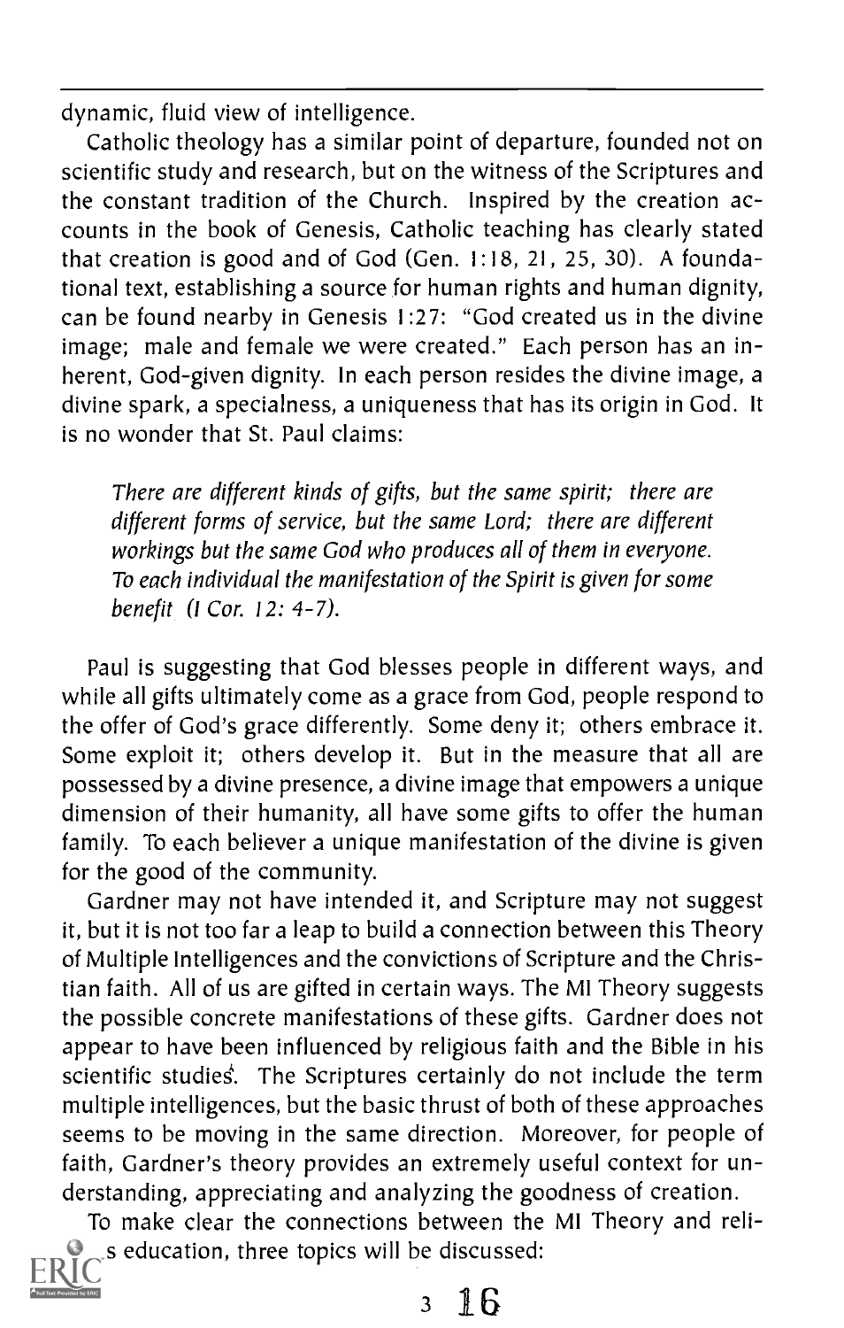dynamic, fluid view of intelligence.

Catholic theology has a similar point of departure, founded not on scientific study and research, but on the witness of the Scriptures and the constant tradition of the Church. Inspired by the creation accounts in the book of Genesis, Catholic teaching has clearly stated that creation is good and of God (Gen. 1:18, 21, 25, 30). A foundational text, establishing a source for human rights and human dignity, can be found nearby in Genesis 1:27: "God created us in the divine image; male and female we were created." Each person has an inherent, God-given dignity. In each person resides the divine image, a divine spark, a specialness, a uniqueness that has its origin in God. It is no wonder that St. Paul claims:

> *There are different kinds of gifts, but the same spirit; there are different forms of service, but the same Lord; there are different workings but the same God who produces all of them in everyone. To each individual the manifestation of the Spirit is given for some benefit (I Cor. 12: 4-7).*

Paul is suggesting that God blesses people in different ways, and while all gifts ultimately come as a grace from God, people respond to the offer of God's grace differently. Some deny it; others embrace it. Some exploit it; others develop it. But in the measure that all are possessed by a divine presence, a divine image that empowers a unique dimension of their humanity, all have some gifts to offer the human family. To each believer a unique manifestation of the divine is given for the good of the community.

Gardner may not have intended it, and Scripture may not suggest it, but it is not too far a leap to build a connection between this Theory of Multiple Intelligences and the convictions of Scripture and the Christian faith. All of us are gifted in certain ways. The MI Theory suggests the possible concrete manifestations of these gifts. Gardner does not appear to have been influenced by religious faith and the Bible in his scientific studies. The Scriptures certainly do not include the term multiple intelligences, but the basic thrust of both of these approaches seems to be moving in the same direction. Moreover, for people of faith, Gardner's theory provides an extremely useful context for understanding, appreciating and analyzing the goodness of creation.

To make clear the connections between the MI Theory and religious education, three topics will be discussed: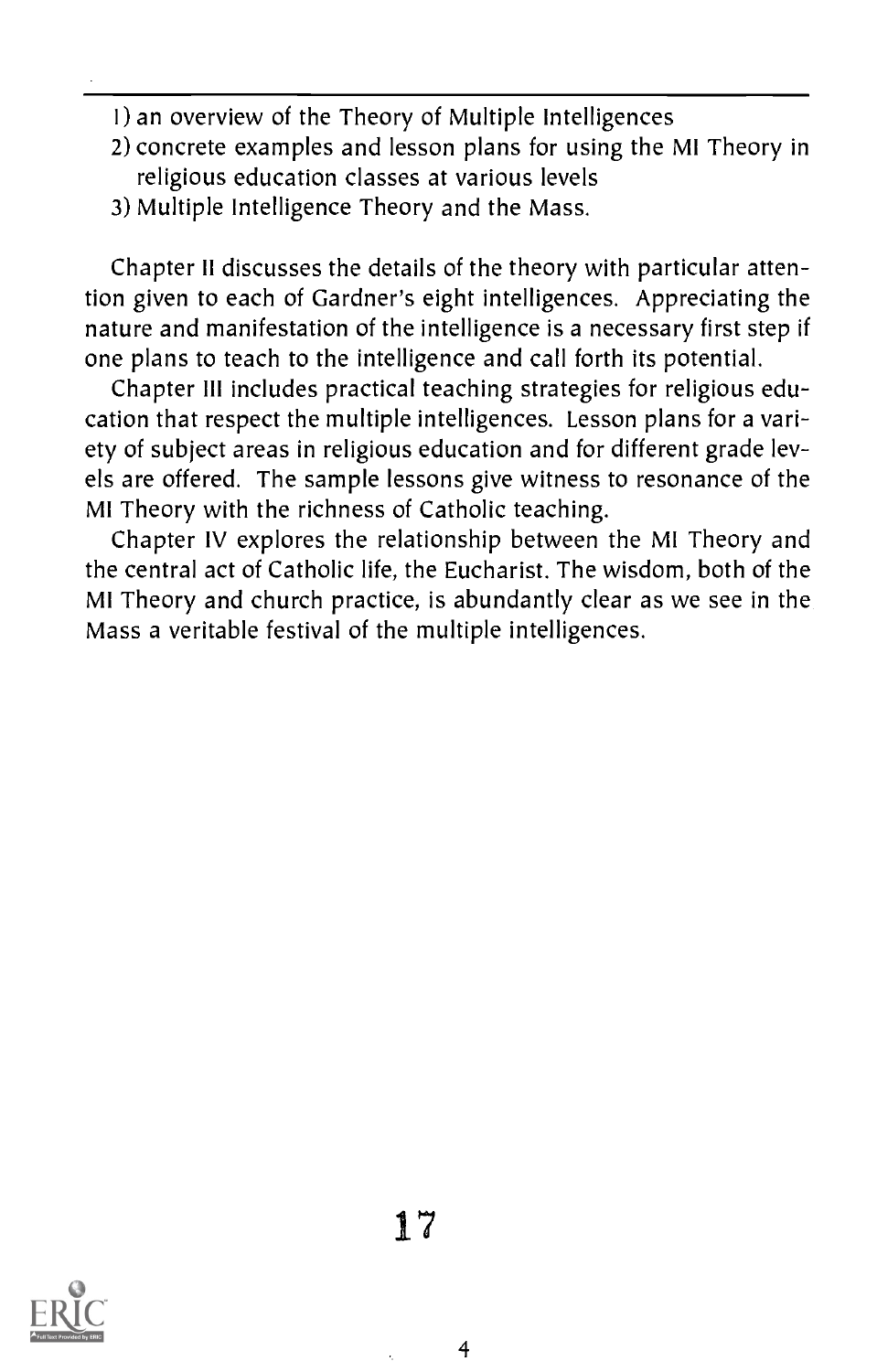1) an overview of the Theory of Multiple Intelligences
2) concrete examples and lesson plans for using the MI Theory in religious education classes at various levels
3) Multiple Intelligence Theory and the Mass.

Chapter II discusses the details of the theory with particular attention given to each of Gardner's eight intelligences. Appreciating the nature and manifestation of the intelligence is a necessary first step if one plans to teach to the intelligence and call forth its potential.

Chapter III includes practical teaching strategies for religious education that respect the multiple intelligences. Lesson plans for a variety of subject areas in religious education and for different grade levels are offered. The sample lessons give witness to resonance of the MI Theory with the richness of Catholic teaching.

Chapter IV explores the relationship between the MI Theory and the central act of Catholic life, the Eucharist. The wisdom, both of the MI Theory and church practice, is abundantly clear as we see in the Mass a veritable festival of the multiple intelligences.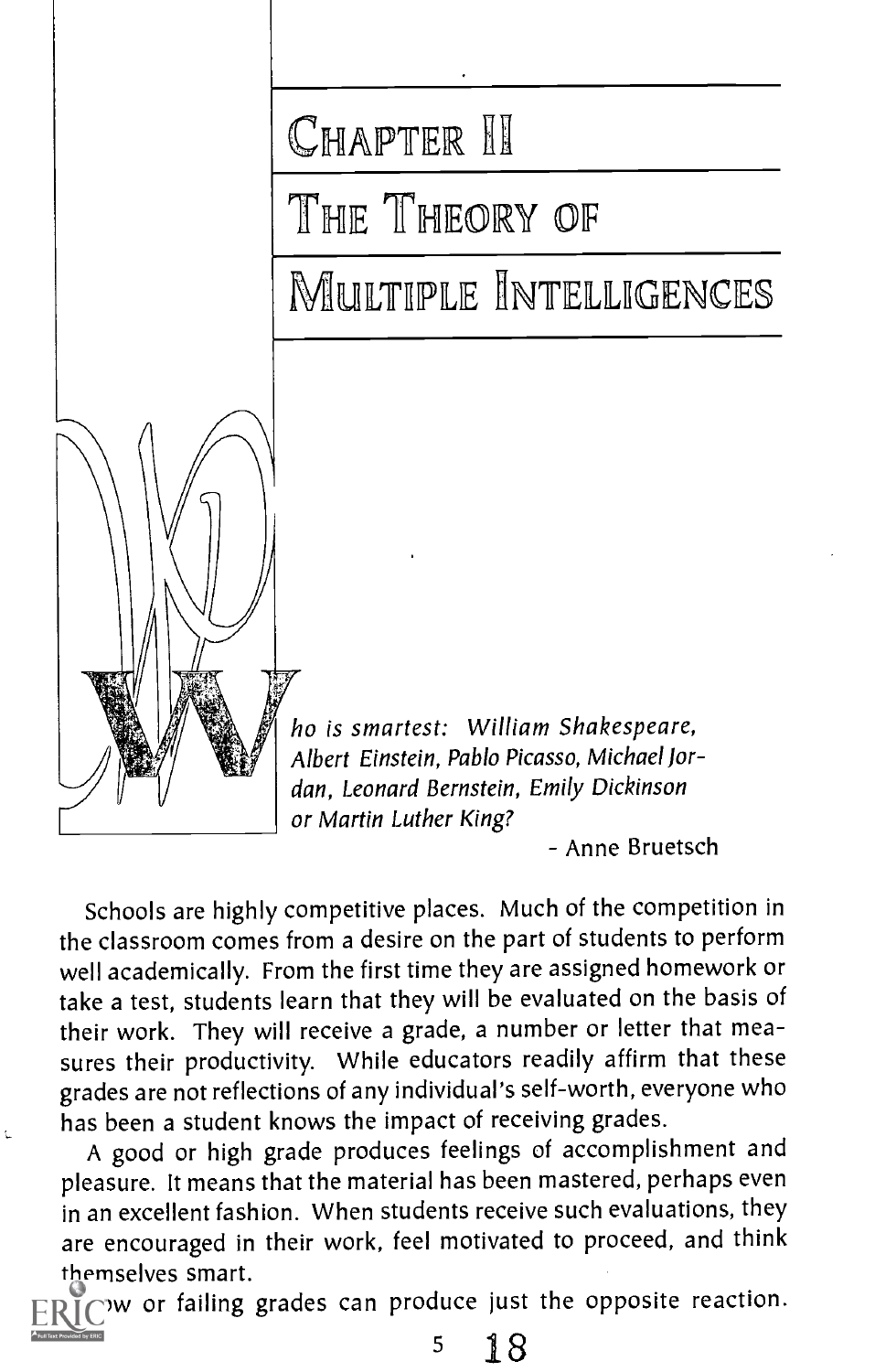# Chapter II

# The Theory of Multiple Intelligences

*Who is smartest: William Shakespeare, Albert Einstein, Pablo Picasso, Michael Jordan, Leonard Bernstein, Emily Dickinson or Martin Luther King?*

- Anne Bruetsch

Schools are highly competitive places. Much of the competition in the classroom comes from a desire on the part of students to perform well academically. From the first time they are assigned homework or take a test, students learn that they will be evaluated on the basis of their work. They will receive a grade, a number or letter that measures their productivity. While educators readily affirm that these grades are not reflections of any individual's self-worth, everyone who has been a student knows the impact of receiving grades.

A good or high grade produces feelings of accomplishment and pleasure. It means that the material has been mastered, perhaps even in an excellent fashion. When students receive such evaluations, they are encouraged in their work, feel motivated to proceed, and think themselves smart.

Low or failing grades can produce just the opposite reaction.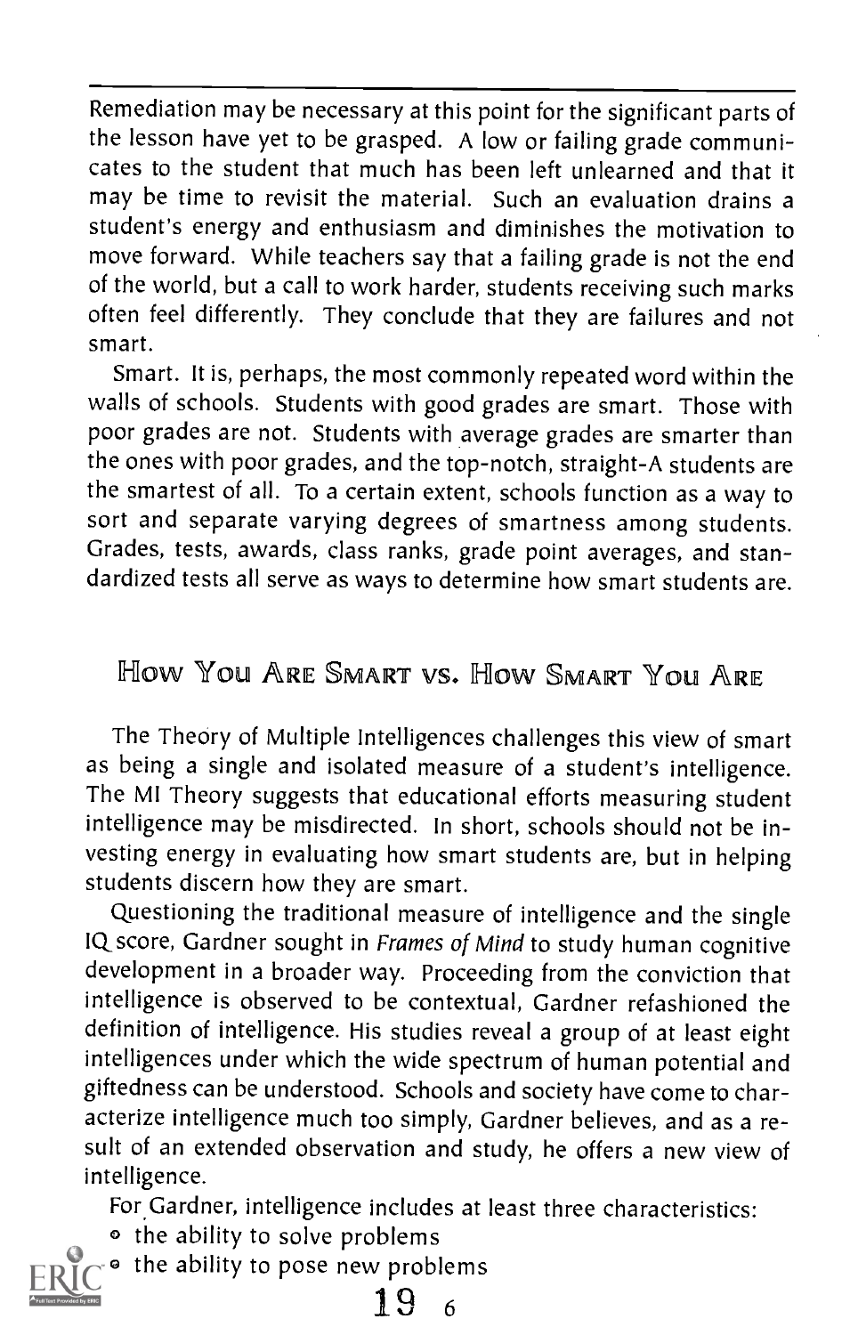Remediation may be necessary at this point for the significant parts of the lesson have yet to be grasped. A low or failing grade communicates to the student that much has been left unlearned and that it may be time to revisit the material. Such an evaluation drains a student's energy and enthusiasm and diminishes the motivation to move forward. While teachers say that a failing grade is not the end of the world, but a call to work harder, students receiving such marks often feel differently. They conclude that they are failures and not smart.

Smart. It is, perhaps, the most commonly repeated word within the walls of schools. Students with good grades are smart. Those with poor grades are not. Students with average grades are smarter than the ones with poor grades, and the top-notch, straight-A students are the smartest of all. To a certain extent, schools function as a way to sort and separate varying degrees of smartness among students. Grades, tests, awards, class ranks, grade point averages, and standardized tests all serve as ways to determine how smart students are.

## How You Are Smart vs. How Smart You Are

The Theory of Multiple Intelligences challenges this view of smart as being a single and isolated measure of a student's intelligence. The MI Theory suggests that educational efforts measuring student intelligence may be misdirected. In short, schools should not be investing energy in evaluating how smart students are, but in helping students discern how they are smart.

Questioning the traditional measure of intelligence and the single IQ score, Gardner sought in *Frames of Mind* to study human cognitive development in a broader way. Proceeding from the conviction that intelligence is observed to be contextual, Gardner refashioned the definition of intelligence. His studies reveal a group of at least eight intelligences under which the wide spectrum of human potential and giftedness can be understood. Schools and society have come to characterize intelligence much too simply, Gardner believes, and as a result of an extended observation and study, he offers a new view of intelligence.

For Gardner, intelligence includes at least three characteristics:

- the ability to solve problems
- the ability to pose new problems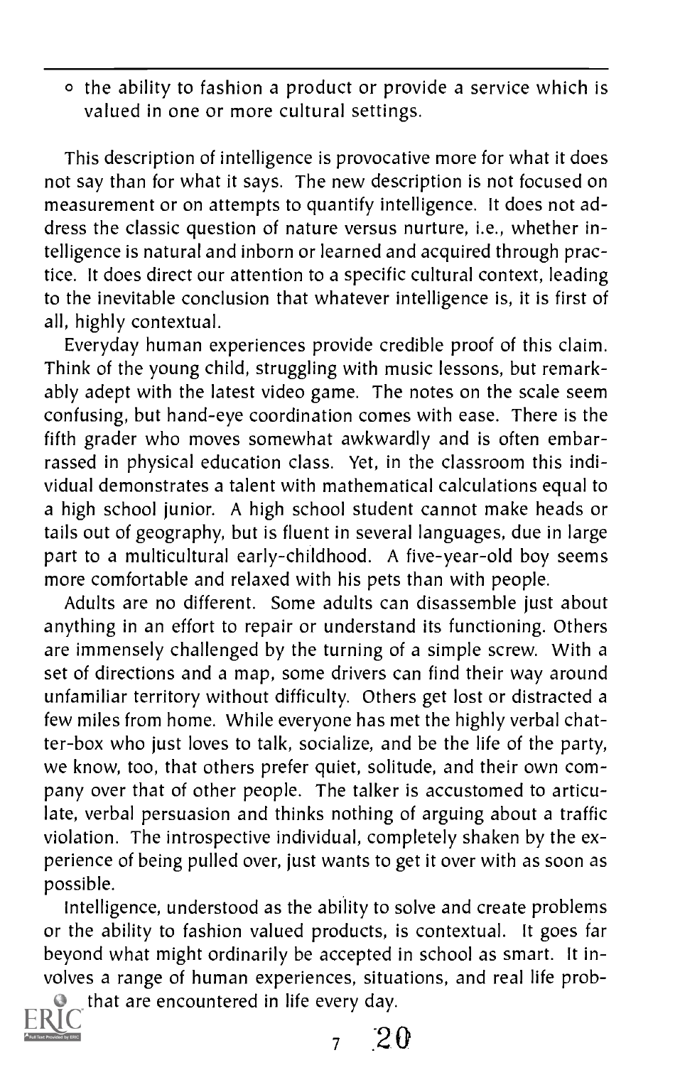- the ability to fashion a product or provide a service which is valued in one or more cultural settings.

This description of intelligence is provocative more for what it does not say than for what it says. The new description is not focused on measurement or on attempts to quantify intelligence. It does not address the classic question of nature versus nurture, i.e., whether intelligence is natural and inborn or learned and acquired through practice. It does direct our attention to a specific cultural context, leading to the inevitable conclusion that whatever intelligence is, it is first of all, highly contextual.

Everyday human experiences provide credible proof of this claim. Think of the young child, struggling with music lessons, but remarkably adept with the latest video game. The notes on the scale seem confusing, but hand-eye coordination comes with ease. There is the fifth grader who moves somewhat awkwardly and is often embarrassed in physical education class. Yet, in the classroom this individual demonstrates a talent with mathematical calculations equal to a high school junior. A high school student cannot make heads or tails out of geography, but is fluent in several languages, due in large part to a multicultural early-childhood. A five-year-old boy seems more comfortable and relaxed with his pets than with people.

Adults are no different. Some adults can disassemble just about anything in an effort to repair or understand its functioning. Others are immensely challenged by the turning of a simple screw. With a set of directions and a map, some drivers can find their way around unfamiliar territory without difficulty. Others get lost or distracted a few miles from home. While everyone has met the highly verbal chatter-box who just loves to talk, socialize, and be the life of the party, we know, too, that others prefer quiet, solitude, and their own company over that of other people. The talker is accustomed to articulate, verbal persuasion and thinks nothing of arguing about a traffic violation. The introspective individual, completely shaken by the experience of being pulled over, just wants to get it over with as soon as possible.

Intelligence, understood as the ability to solve and create problems or the ability to fashion valued products, is contextual. It goes far beyond what might ordinarily be accepted in school as smart. It involves a range of human experiences, situations, and real life problems that are encountered in life every day.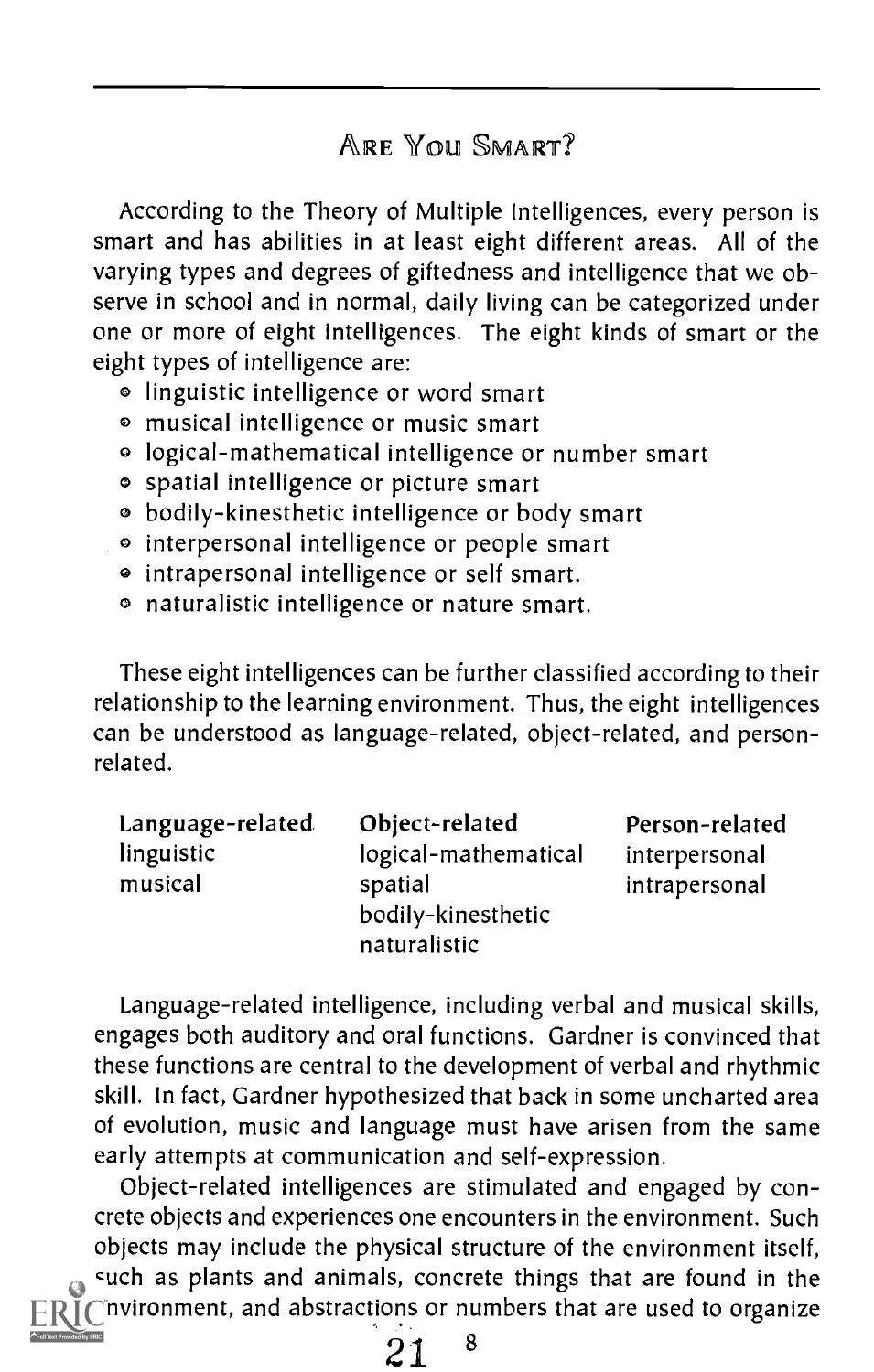## Are You Smart?

According to the Theory of Multiple Intelligences, every person is smart and has abilities in at least eight different areas. All of the varying types and degrees of giftedness and intelligence that we observe in school and in normal, daily living can be categorized under one or more of eight intelligences. The eight kinds of smart or the eight types of intelligence are:

- linguistic intelligence or word smart
- musical intelligence or music smart
- logical-mathematical intelligence or number smart
- spatial intelligence or picture smart
- bodily-kinesthetic intelligence or body smart
- interpersonal intelligence or people smart
- intrapersonal intelligence or self smart.
- naturalistic intelligence or nature smart.

These eight intelligences can be further classified according to their relationship to the learning environment. Thus, the eight intelligences can be understood as language-related, object-related, and person-related.

| Language-related | Object-related | Person-related |
|---|---|---|
| linguistic | logical-mathematical | interpersonal |
| musical | spatial | intrapersonal |
| | bodily-kinesthetic | |
| | naturalistic | |

Language-related intelligence, including verbal and musical skills, engages both auditory and oral functions. Gardner is convinced that these functions are central to the development of verbal and rhythmic skill. In fact, Gardner hypothesized that back in some uncharted area of evolution, music and language must have arisen from the same early attempts at communication and self-expression.

Object-related intelligences are stimulated and engaged by concrete objects and experiences one encounters in the environment. Such objects may include the physical structure of the environment itself, such as plants and animals, concrete things that are found in the environment, and abstractions or numbers that are used to organize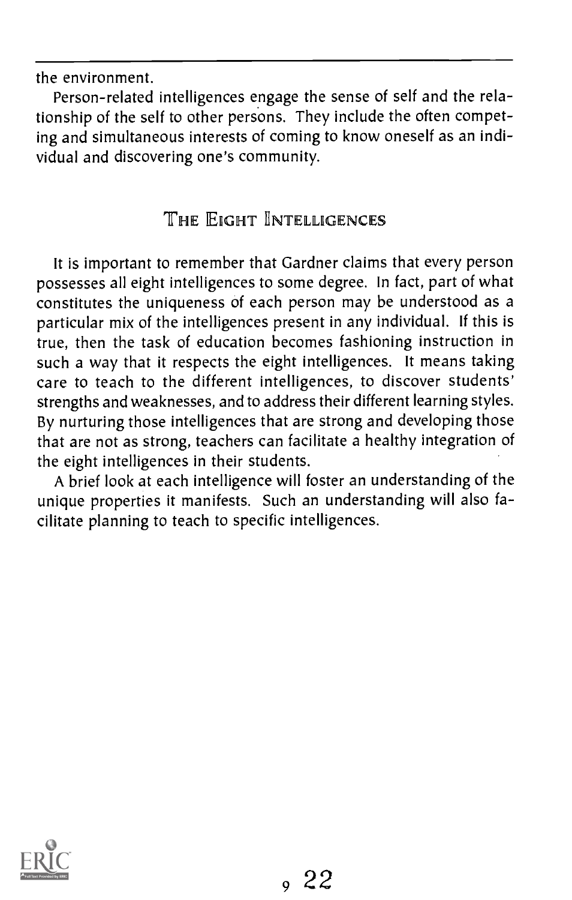the environment.

Person-related intelligences engage the sense of self and the relationship of the self to other persons. They include the often competing and simultaneous interests of coming to know oneself as an individual and discovering one's community.

## The Eight Intelligences

It is important to remember that Gardner claims that every person possesses all eight intelligences to some degree. In fact, part of what constitutes the uniqueness of each person may be understood as a particular mix of the intelligences present in any individual. If this is true, then the task of education becomes fashioning instruction in such a way that it respects the eight intelligences. It means taking care to teach to the different intelligences, to discover students' strengths and weaknesses, and to address their different learning styles. By nurturing those intelligences that are strong and developing those that are not as strong, teachers can facilitate a healthy integration of the eight intelligences in their students.

A brief look at each intelligence will foster an understanding of the unique properties it manifests. Such an understanding will also facilitate planning to teach to specific intelligences.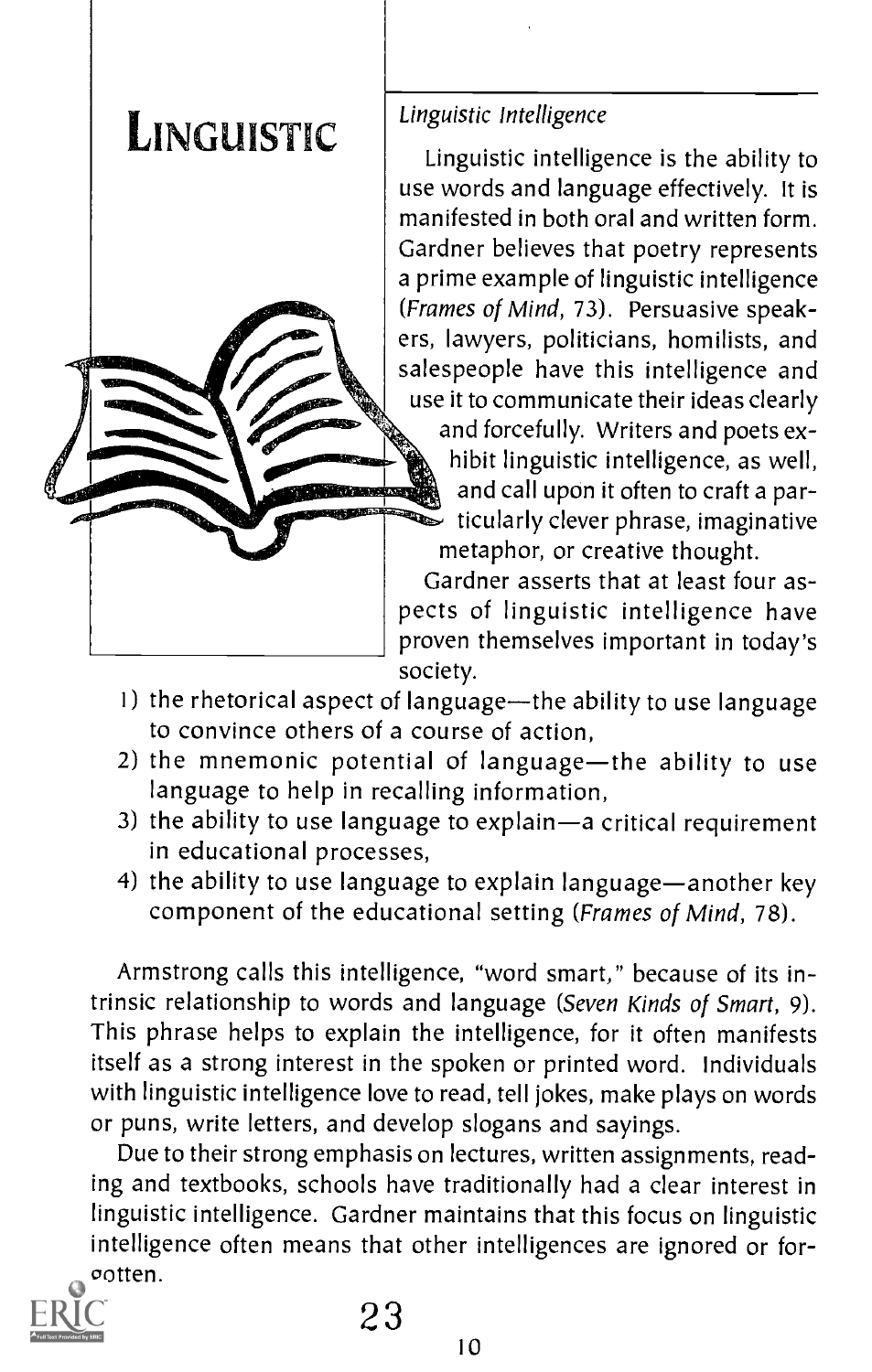# LINGUISTIC

*Linguistic Intelligence*

Linguistic intelligence is the ability to use words and language effectively. It is manifested in both oral and written form. Gardner believes that poetry represents a prime example of linguistic intelligence (*Frames of Mind*, 73). Persuasive speakers, lawyers, politicians, homilists, and salespeople have this intelligence and use it to communicate their ideas clearly and forcefully. Writers and poets exhibit linguistic intelligence, as well, and call upon it often to craft a particularly clever phrase, imaginative metaphor, or creative thought.

Gardner asserts that at least four aspects of linguistic intelligence have proven themselves important in today's society.

1) the rhetorical aspect of language—the ability to use language to convince others of a course of action,
2) the mnemonic potential of language—the ability to use language to help in recalling information,
3) the ability to use language to explain—a critical requirement in educational processes,
4) the ability to use language to explain language—another key component of the educational setting (*Frames of Mind*, 78).

Armstrong calls this intelligence, "word smart," because of its intrinsic relationship to words and language (*Seven Kinds of Smart*, 9). This phrase helps to explain the intelligence, for it often manifests itself as a strong interest in the spoken or printed word. Individuals with linguistic intelligence love to read, tell jokes, make plays on words or puns, write letters, and develop slogans and sayings.

Due to their strong emphasis on lectures, written assignments, reading and textbooks, schools have traditionally had a clear interest in linguistic intelligence. Gardner maintains that this focus on linguistic intelligence often means that other intelligences are ignored or forgotten.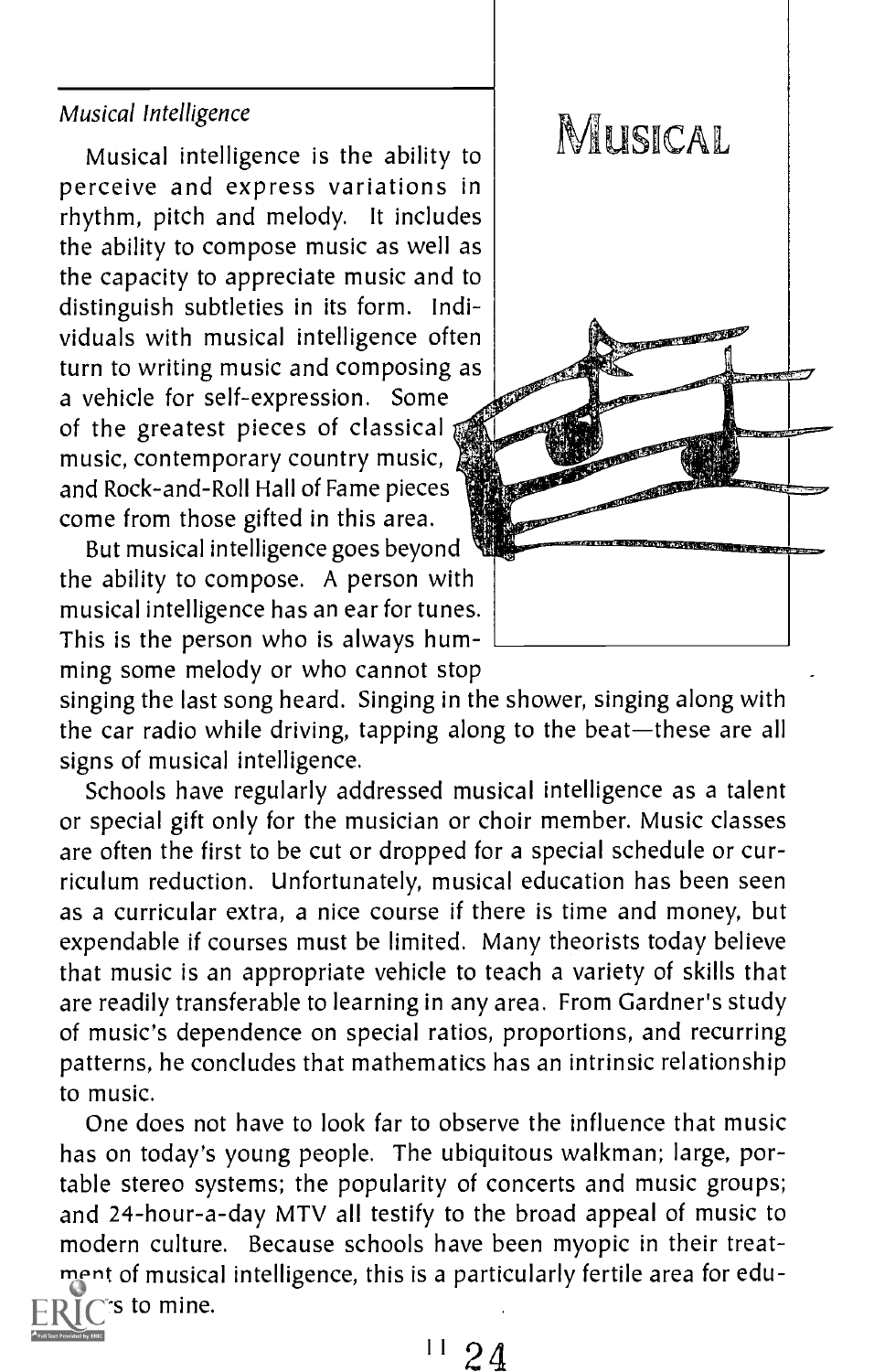*Musical Intelligence*

MUSICAL

Musical intelligence is the ability to perceive and express variations in rhythm, pitch and melody. It includes the ability to compose music as well as the capacity to appreciate music and to distinguish subtleties in its form. Individuals with musical intelligence often turn to writing music and composing as a vehicle for self-expression. Some of the greatest pieces of classical music, contemporary country music, and Rock-and-Roll Hall of Fame pieces come from those gifted in this area.

But musical intelligence goes beyond the ability to compose. A person with musical intelligence has an ear for tunes. This is the person who is always humming some melody or who cannot stop singing the last song heard. Singing in the shower, singing along with the car radio while driving, tapping along to the beat—these are all signs of musical intelligence.

Schools have regularly addressed musical intelligence as a talent or special gift only for the musician or choir member. Music classes are often the first to be cut or dropped for a special schedule or curriculum reduction. Unfortunately, musical education has been seen as a curricular extra, a nice course if there is time and money, but expendable if courses must be limited. Many theorists today believe that music is an appropriate vehicle to teach a variety of skills that are readily transferable to learning in any area. From Gardner's study of music's dependence on special ratios, proportions, and recurring patterns, he concludes that mathematics has an intrinsic relationship to music.

One does not have to look far to observe the influence that music has on today's young people. The ubiquitous walkman; large, portable stereo systems; the popularity of concerts and music groups; and 24-hour-a-day MTV all testify to the broad appeal of music to modern culture. Because schools have been myopic in their treatment of musical intelligence, this is a particularly fertile area for educators to mine.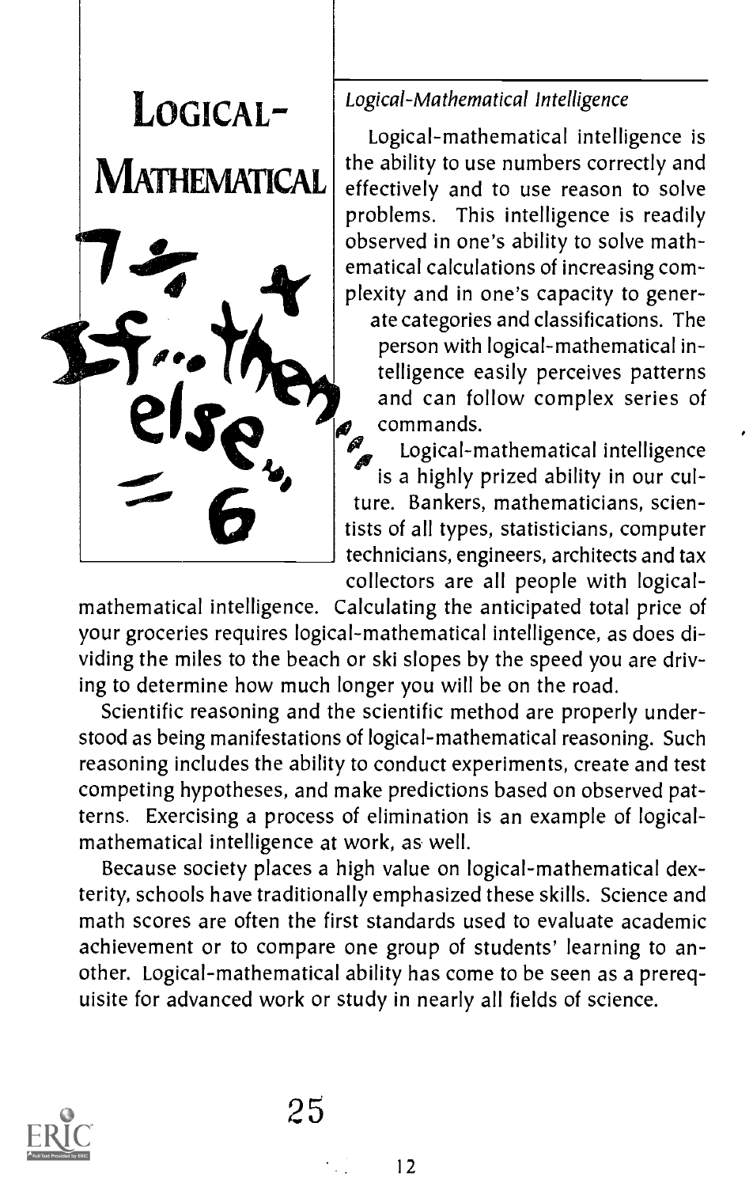# Logical-Mathematical

*Logical-Mathematical Intelligence*

Logical-mathematical intelligence is the ability to use numbers correctly and effectively and to use reason to solve problems. This intelligence is readily observed in one's ability to solve mathematical calculations of increasing complexity and in one's capacity to generate categories and classifications. The person with logical-mathematical intelligence easily perceives patterns and can follow complex series of commands.

Logical-mathematical intelligence is a highly prized ability in our culture. Bankers, mathematicians, scientists of all types, statisticians, computer technicians, engineers, architects and tax collectors are all people with logical-mathematical intelligence. Calculating the anticipated total price of your groceries requires logical-mathematical intelligence, as does dividing the miles to the beach or ski slopes by the speed you are driving to determine how much longer you will be on the road.

Scientific reasoning and the scientific method are properly understood as being manifestations of logical-mathematical reasoning. Such reasoning includes the ability to conduct experiments, create and test competing hypotheses, and make predictions based on observed patterns. Exercising a process of elimination is an example of logical-mathematical intelligence at work, as well.

Because society places a high value on logical-mathematical dexterity, schools have traditionally emphasized these skills. Science and math scores are often the first standards used to evaluate academic achievement or to compare one group of students' learning to another. Logical-mathematical ability has come to be seen as a prerequisite for advanced work or study in nearly all fields of science.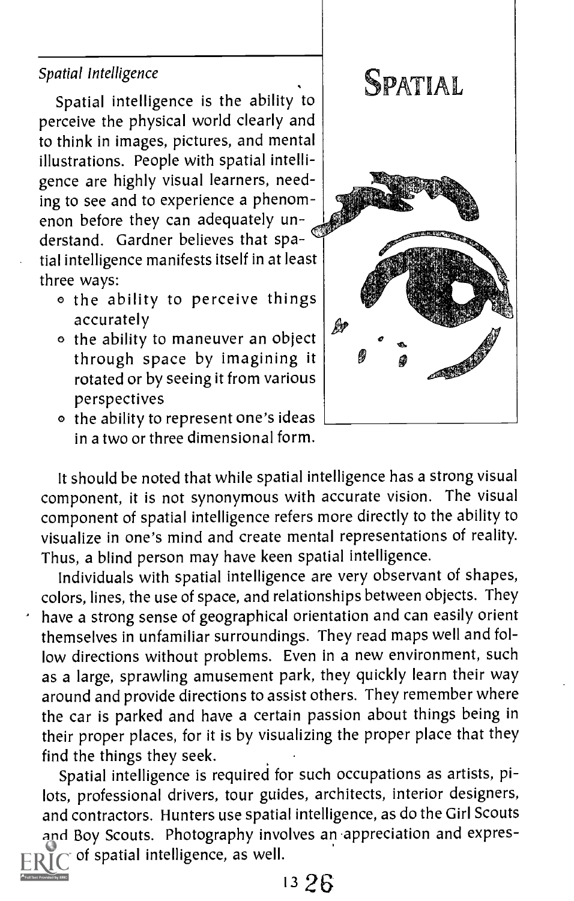*Spatial Intelligence*

## SPATIAL

Spatial intelligence is the ability to perceive the physical world clearly and to think in images, pictures, and mental illustrations. People with spatial intelligence are highly visual learners, needing to see and to experience a phenomenon before they can adequately understand. Gardner believes that spatial intelligence manifests itself in at least three ways:

- the ability to perceive things accurately
- the ability to maneuver an object through space by imagining it rotated or by seeing it from various perspectives
- the ability to represent one's ideas in a two or three dimensional form.

It should be noted that while spatial intelligence has a strong visual component, it is not synonymous with accurate vision. The visual component of spatial intelligence refers more directly to the ability to visualize in one's mind and create mental representations of reality. Thus, a blind person may have keen spatial intelligence.

Individuals with spatial intelligence are very observant of shapes, colors, lines, the use of space, and relationships between objects. They have a strong sense of geographical orientation and can easily orient themselves in unfamiliar surroundings. They read maps well and follow directions without problems. Even in a new environment, such as a large, sprawling amusement park, they quickly learn their way around and provide directions to assist others. They remember where the car is parked and have a certain passion about things being in their proper places, for it is by visualizing the proper place that they find the things they seek.

Spatial intelligence is required for such occupations as artists, pilots, professional drivers, tour guides, architects, interior designers, and contractors. Hunters use spatial intelligence, as do the Girl Scouts and Boy Scouts. Photography involves an appreciation and expression of spatial intelligence, as well.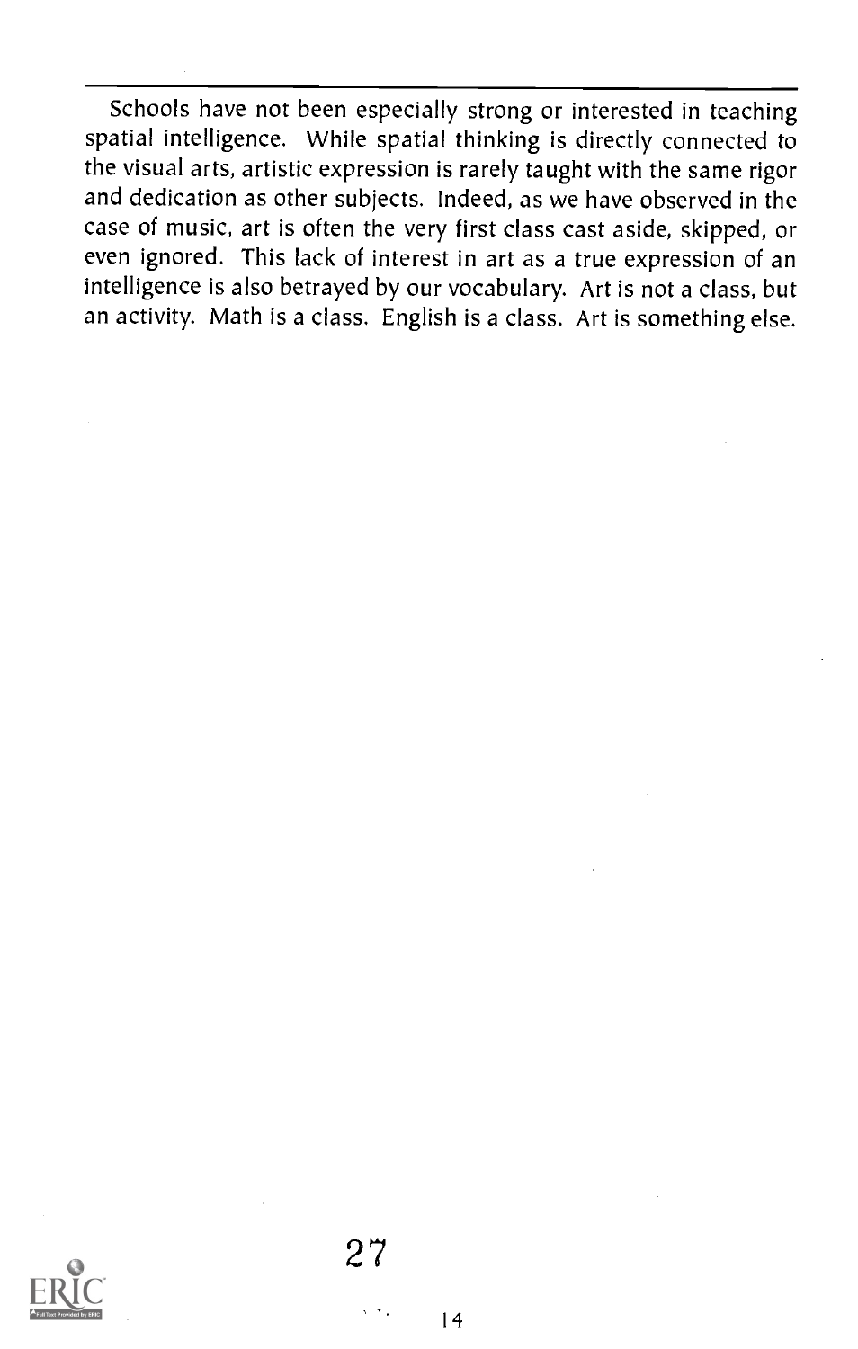Schools have not been especially strong or interested in teaching spatial intelligence. While spatial thinking is directly connected to the visual arts, artistic expression is rarely taught with the same rigor and dedication as other subjects. Indeed, as we have observed in the case of music, art is often the very first class cast aside, skipped, or even ignored. This lack of interest in art as a true expression of an intelligence is also betrayed by our vocabulary. Art is not a class, but an activity. Math is a class. English is a class. Art is something else.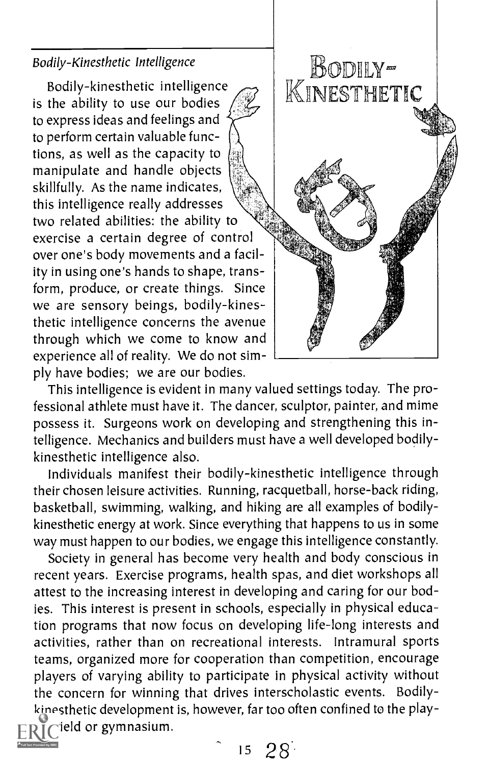*Bodily-Kinesthetic Intelligence*

Bodily-kinesthetic intelligence is the ability to use our bodies to express ideas and feelings and to perform certain valuable functions, as well as the capacity to manipulate and handle objects skillfully. As the name indicates, this intelligence really addresses two related abilities: the ability to exercise a certain degree of control over one's body movements and a facility in using one's hands to shape, transform, produce, or create things. Since we are sensory beings, bodily-kinesthetic intelligence concerns the avenue through which we come to know and experience all of reality. We do not simply have bodies; we are our bodies.

This intelligence is evident in many valued settings today. The professional athlete must have it. The dancer, sculptor, painter, and mime possess it. Surgeons work on developing and strengthening this intelligence. Mechanics and builders must have a well developed bodily-kinesthetic intelligence also.

Individuals manifest their bodily-kinesthetic intelligence through their chosen leisure activities. Running, racquetball, horse-back riding, basketball, swimming, walking, and hiking are all examples of bodily-kinesthetic energy at work. Since everything that happens to us in some way must happen to our bodies, we engage this intelligence constantly.

Society in general has become very health and body conscious in recent years. Exercise programs, health spas, and diet workshops all attest to the increasing interest in developing and caring for our bodies. This interest is present in schools, especially in physical education programs that now focus on developing life-long interests and activities, rather than on recreational interests. Intramural sports teams, organized more for cooperation than competition, encourage players of varying ability to participate in physical activity without the concern for winning that drives interscholastic events. Bodily-kinesthetic development is, however, far too often confined to the playfield or gymnasium.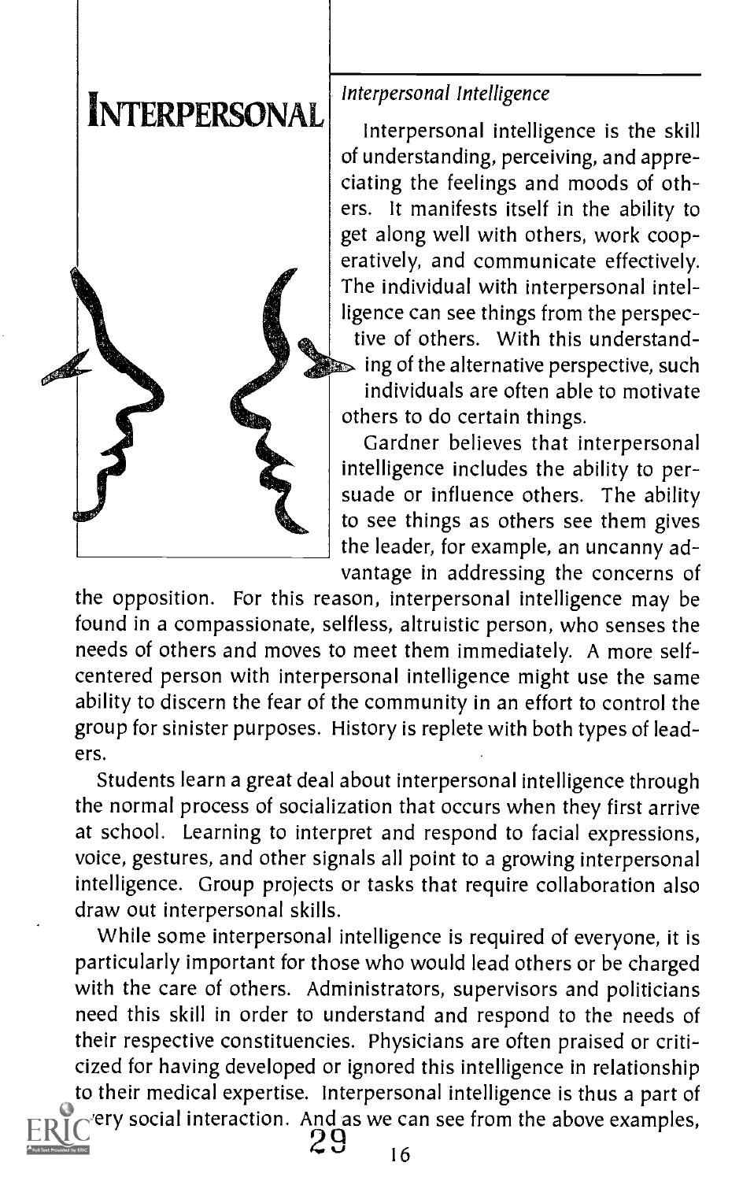# INTERPERSONAL

*Interpersonal Intelligence*

Interpersonal intelligence is the skill of understanding, perceiving, and appreciating the feelings and moods of others. It manifests itself in the ability to get along well with others, work cooperatively, and communicate effectively. The individual with interpersonal intelligence can see things from the perspective of others. With this understanding of the alternative perspective, such individuals are often able to motivate others to do certain things.

Gardner believes that interpersonal intelligence includes the ability to persuade or influence others. The ability to see things as others see them gives the leader, for example, an uncanny advantage in addressing the concerns of the opposition. For this reason, interpersonal intelligence may be found in a compassionate, selfless, altruistic person, who senses the needs of others and moves to meet them immediately. A more self-centered person with interpersonal intelligence might use the same ability to discern the fear of the community in an effort to control the group for sinister purposes. History is replete with both types of leaders.

Students learn a great deal about interpersonal intelligence through the normal process of socialization that occurs when they first arrive at school. Learning to interpret and respond to facial expressions, voice, gestures, and other signals all point to a growing interpersonal intelligence. Group projects or tasks that require collaboration also draw out interpersonal skills.

While some interpersonal intelligence is required of everyone, it is particularly important for those who would lead others or be charged with the care of others. Administrators, supervisors and politicians need this skill in order to understand and respond to the needs of their respective constituencies. Physicians are often praised or criticized for having developed or ignored this intelligence in relationship to their medical expertise. Interpersonal intelligence is thus a part of every social interaction. And as we can see from the above examples,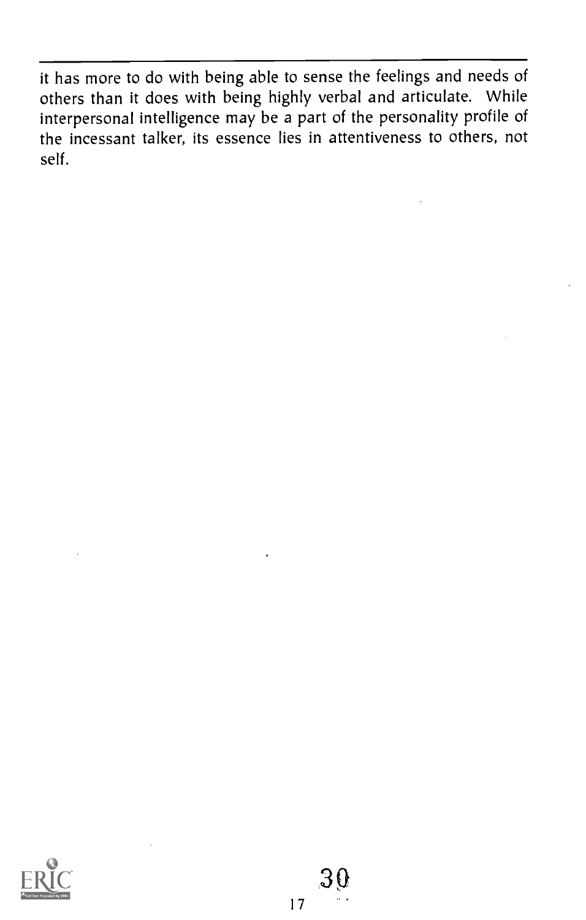it has more to do with being able to sense the feelings and needs of others than it does with being highly verbal and articulate. While interpersonal intelligence may be a part of the personality profile of the incessant talker, its essence lies in attentiveness to others, not self.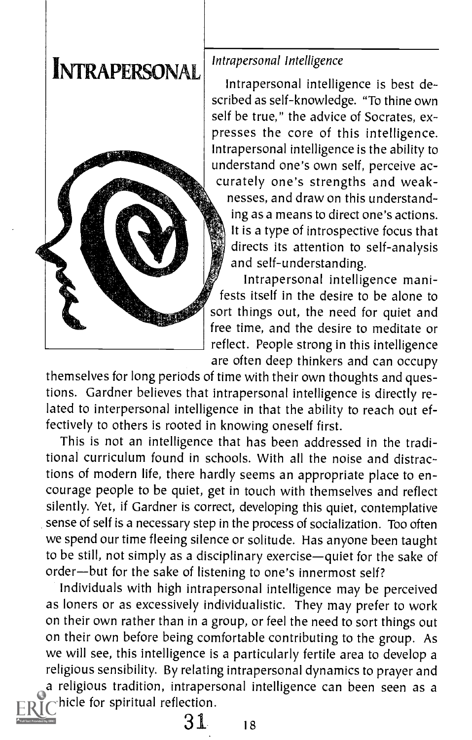# INTRAPERSONAL

*Intrapersonal Intelligence*

Intrapersonal intelligence is best described as self-knowledge. "To thine own self be true," the advice of Socrates, expresses the core of this intelligence. Intrapersonal intelligence is the ability to understand one's own self, perceive accurately one's strengths and weaknesses, and draw on this understanding as a means to direct one's actions. It is a type of introspective focus that directs its attention to self-analysis and self-understanding.

Intrapersonal intelligence manifests itself in the desire to be alone to sort things out, the need for quiet and free time, and the desire to meditate or reflect. People strong in this intelligence are often deep thinkers and can occupy themselves for long periods of time with their own thoughts and questions. Gardner believes that intrapersonal intelligence is directly related to interpersonal intelligence in that the ability to reach out effectively to others is rooted in knowing oneself first.

This is not an intelligence that has been addressed in the traditional curriculum found in schools. With all the noise and distractions of modern life, there hardly seems an appropriate place to encourage people to be quiet, get in touch with themselves and reflect silently. Yet, if Gardner is correct, developing this quiet, contemplative sense of self is a necessary step in the process of socialization. Too often we spend our time fleeing silence or solitude. Has anyone been taught to be still, not simply as a disciplinary exercise—quiet for the sake of order—but for the sake of listening to one's innermost self?

Individuals with high intrapersonal intelligence may be perceived as loners or as excessively individualistic. They may prefer to work on their own rather than in a group, or feel the need to sort things out on their own before being comfortable contributing to the group. As we will see, this intelligence is a particularly fertile area to develop a religious sensibility. By relating intrapersonal dynamics to prayer and a religious tradition, intrapersonal intelligence can been seen as a vehicle for spiritual reflection.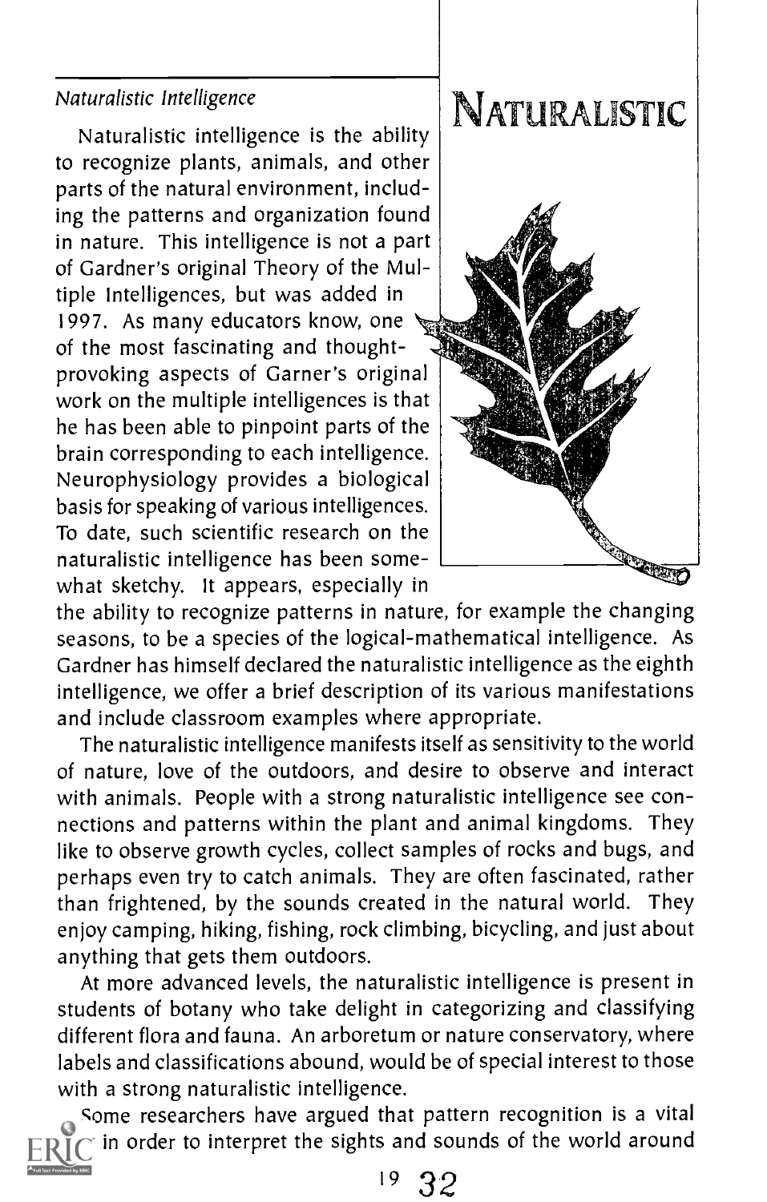*Naturalistic Intelligence*

# NATURALISTIC

Naturalistic intelligence is the ability to recognize plants, animals, and other parts of the natural environment, including the patterns and organization found in nature. This intelligence is not a part of Gardner's original Theory of the Multiple Intelligences, but was added in 1997. As many educators know, one of the most fascinating and thought-provoking aspects of Garner's original work on the multiple intelligences is that he has been able to pinpoint parts of the brain corresponding to each intelligence. Neurophysiology provides a biological basis for speaking of various intelligences. To date, such scientific research on the naturalistic intelligence has been somewhat sketchy. It appears, especially in the ability to recognize patterns in nature, for example the changing seasons, to be a species of the logical-mathematical intelligence. As Gardner has himself declared the naturalistic intelligence as the eighth intelligence, we offer a brief description of its various manifestations and include classroom examples where appropriate.

The naturalistic intelligence manifests itself as sensitivity to the world of nature, love of the outdoors, and desire to observe and interact with animals. People with a strong naturalistic intelligence see connections and patterns within the plant and animal kingdoms. They like to observe growth cycles, collect samples of rocks and bugs, and perhaps even try to catch animals. They are often fascinated, rather than frightened, by the sounds created in the natural world. They enjoy camping, hiking, fishing, rock climbing, bicycling, and just about anything that gets them outdoors.

At more advanced levels, the naturalistic intelligence is present in students of botany who take delight in categorizing and classifying different flora and fauna. An arboretum or nature conservatory, where labels and classifications abound, would be of special interest to those with a strong naturalistic intelligence.

Some researchers have argued that pattern recognition is a vital ... in order to interpret the sights and sounds of the world around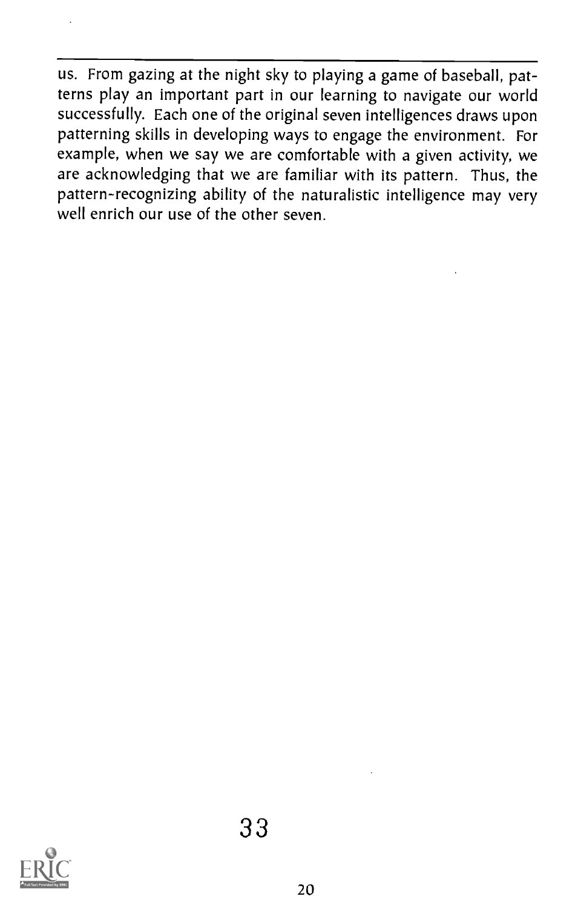us. From gazing at the night sky to playing a game of baseball, patterns play an important part in our learning to navigate our world successfully. Each one of the original seven intelligences draws upon patterning skills in developing ways to engage the environment. For example, when we say we are comfortable with a given activity, we are acknowledging that we are familiar with its pattern. Thus, the pattern-recognizing ability of the naturalistic intelligence may very well enrich our use of the other seven.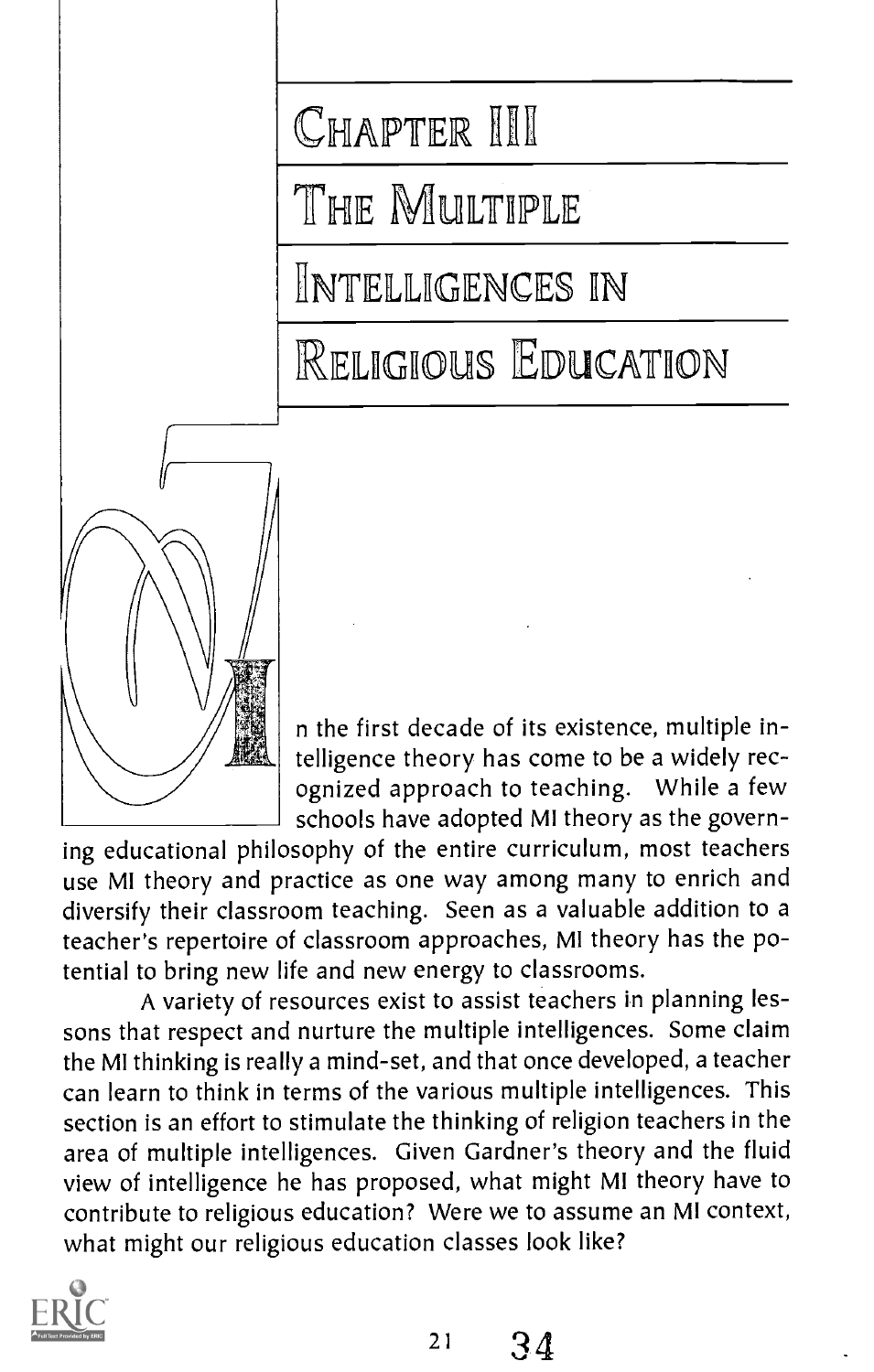# Chapter III

# The Multiple Intelligences in Religious Education

In the first decade of its existence, multiple intelligence theory has come to be a widely recognized approach to teaching. While a few schools have adopted MI theory as the governing educational philosophy of the entire curriculum, most teachers use MI theory and practice as one way among many to enrich and diversify their classroom teaching. Seen as a valuable addition to a teacher's repertoire of classroom approaches, MI theory has the potential to bring new life and new energy to classrooms.

A variety of resources exist to assist teachers in planning lessons that respect and nurture the multiple intelligences. Some claim the MI thinking is really a mind-set, and that once developed, a teacher can learn to think in terms of the various multiple intelligences. This section is an effort to stimulate the thinking of religion teachers in the area of multiple intelligences. Given Gardner's theory and the fluid view of intelligence he has proposed, what might MI theory have to contribute to religious education? Were we to assume an MI context, what might our religious education classes look like?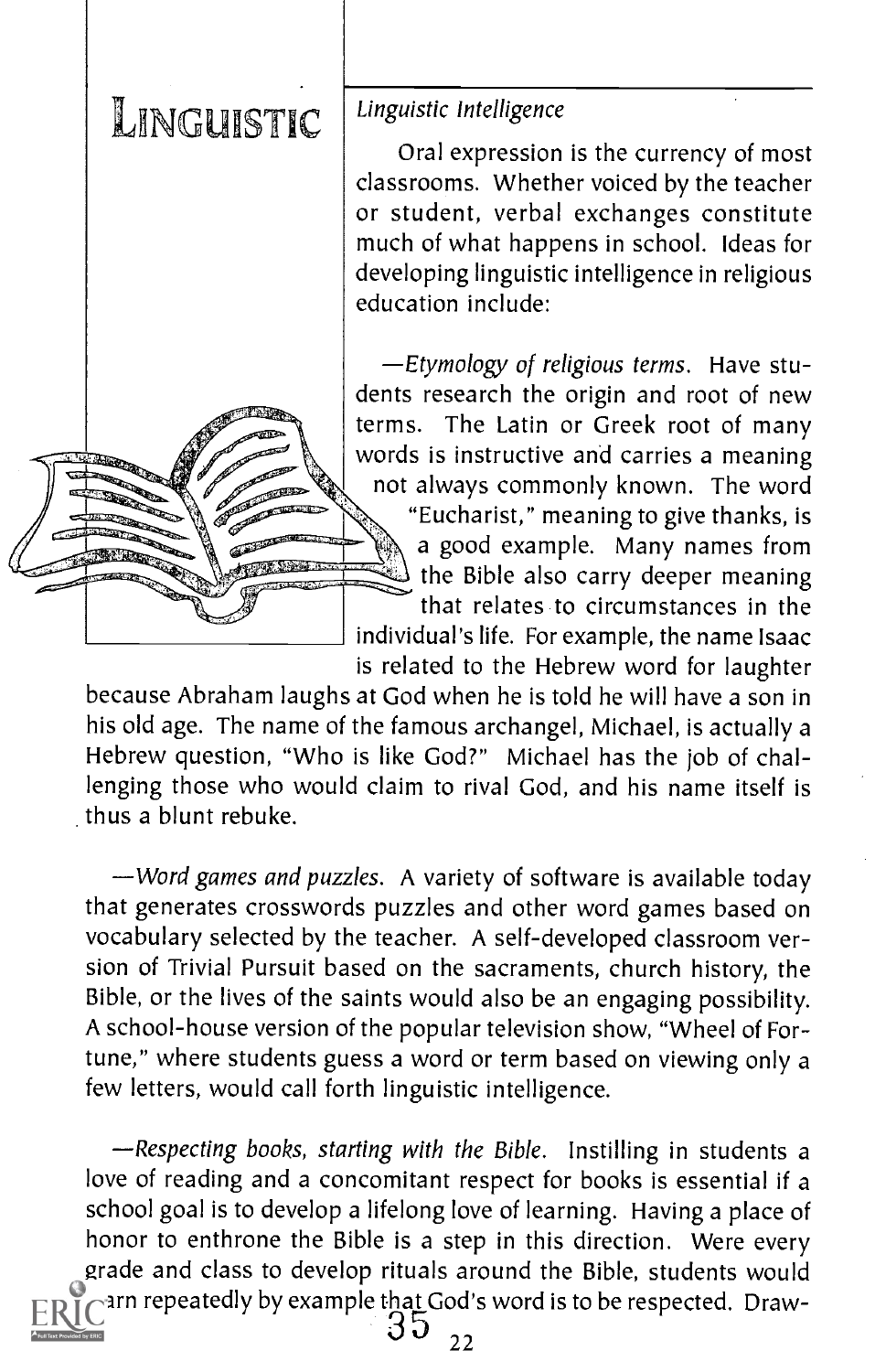# LINGUISTIC

*Linguistic Intelligence*

Oral expression is the currency of most classrooms. Whether voiced by the teacher or student, verbal exchanges constitute much of what happens in school. Ideas for developing linguistic intelligence in religious education include:

—*Etymology of religious terms.* Have students research the origin and root of new terms. The Latin or Greek root of many words is instructive and carries a meaning not always commonly known. The word "Eucharist," meaning to give thanks, is a good example. Many names from the Bible also carry deeper meaning that relates to circumstances in the individual's life. For example, the name Isaac is related to the Hebrew word for laughter because Abraham laughs at God when he is told he will have a son in his old age. The name of the famous archangel, Michael, is actually a Hebrew question, "Who is like God?" Michael has the job of challenging those who would claim to rival God, and his name itself is thus a blunt rebuke.

—*Word games and puzzles.* A variety of software is available today that generates crosswords puzzles and other word games based on vocabulary selected by the teacher. A self-developed classroom version of Trivial Pursuit based on the sacraments, church history, the Bible, or the lives of the saints would also be an engaging possibility. A school-house version of the popular television show, "Wheel of Fortune," where students guess a word or term based on viewing only a few letters, would call forth linguistic intelligence.

—*Respecting books, starting with the Bible.* Instilling in students a love of reading and a concomitant respect for books is essential if a school goal is to develop a lifelong love of learning. Having a place of honor to enthrone the Bible is a step in this direction. Were every grade and class to develop rituals around the Bible, students would learn repeatedly by example that God's word is to be respected. Draw-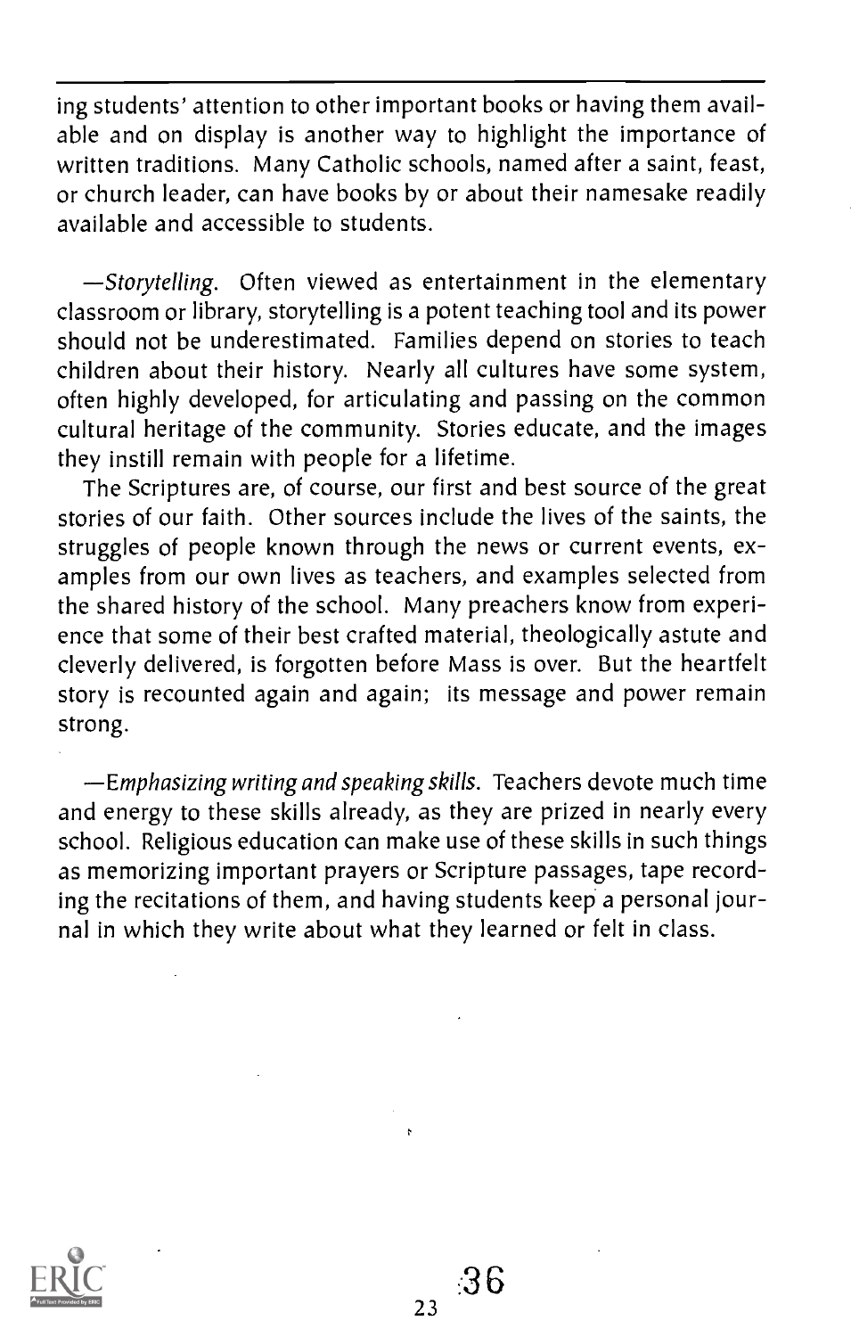ing students' attention to other important books or having them available and on display is another way to highlight the importance of written traditions. Many Catholic schools, named after a saint, feast, or church leader, can have books by or about their namesake readily available and accessible to students.

—*Storytelling.* Often viewed as entertainment in the elementary classroom or library, storytelling is a potent teaching tool and its power should not be underestimated. Families depend on stories to teach children about their history. Nearly all cultures have some system, often highly developed, for articulating and passing on the common cultural heritage of the community. Stories educate, and the images they instill remain with people for a lifetime.

The Scriptures are, of course, our first and best source of the great stories of our faith. Other sources include the lives of the saints, the struggles of people known through the news or current events, examples from our own lives as teachers, and examples selected from the shared history of the school. Many preachers know from experience that some of their best crafted material, theologically astute and cleverly delivered, is forgotten before Mass is over. But the heartfelt story is recounted again and again; its message and power remain strong.

—*Emphasizing writing and speaking skills.* Teachers devote much time and energy to these skills already, as they are prized in nearly every school. Religious education can make use of these skills in such things as memorizing important prayers or Scripture passages, tape recording the recitations of them, and having students keep a personal journal in which they write about what they learned or felt in class.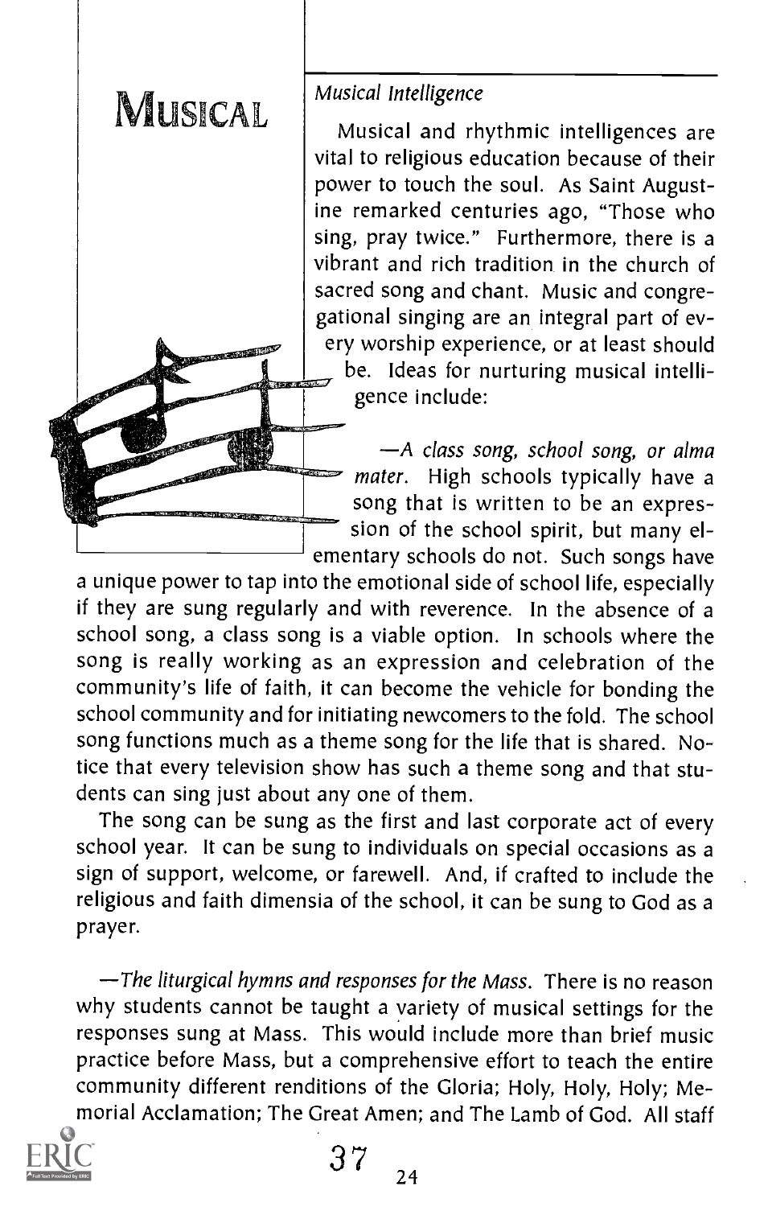# MUSICAL

*Musical Intelligence*

Musical and rhythmic intelligences are vital to religious education because of their power to touch the soul. As Saint Augustine remarked centuries ago, "Those who sing, pray twice." Furthermore, there is a vibrant and rich tradition in the church of sacred song and chant. Music and congregational singing are an integral part of every worship experience, or at least should be. Ideas for nurturing musical intelligence include:

—*A class song, school song, or alma mater*. High schools typically have a song that is written to be an expression of the school spirit, but many elementary schools do not. Such songs have a unique power to tap into the emotional side of school life, especially if they are sung regularly and with reverence. In the absence of a school song, a class song is a viable option. In schools where the song is really working as an expression and celebration of the community's life of faith, it can become the vehicle for bonding the school community and for initiating newcomers to the fold. The school song functions much as a theme song for the life that is shared. Notice that every television show has such a theme song and that students can sing just about any one of them.

The song can be sung as the first and last corporate act of every school year. It can be sung to individuals on special occasions as a sign of support, welcome, or farewell. And, if crafted to include the religious and faith dimensia of the school, it can be sung to God as a prayer.

—*The liturgical hymns and responses for the Mass*. There is no reason why students cannot be taught a variety of musical settings for the responses sung at Mass. This would include more than brief music practice before Mass, but a comprehensive effort to teach the entire community different renditions of the Gloria; Holy, Holy, Holy; Memorial Acclamation; The Great Amen; and The Lamb of God. All staff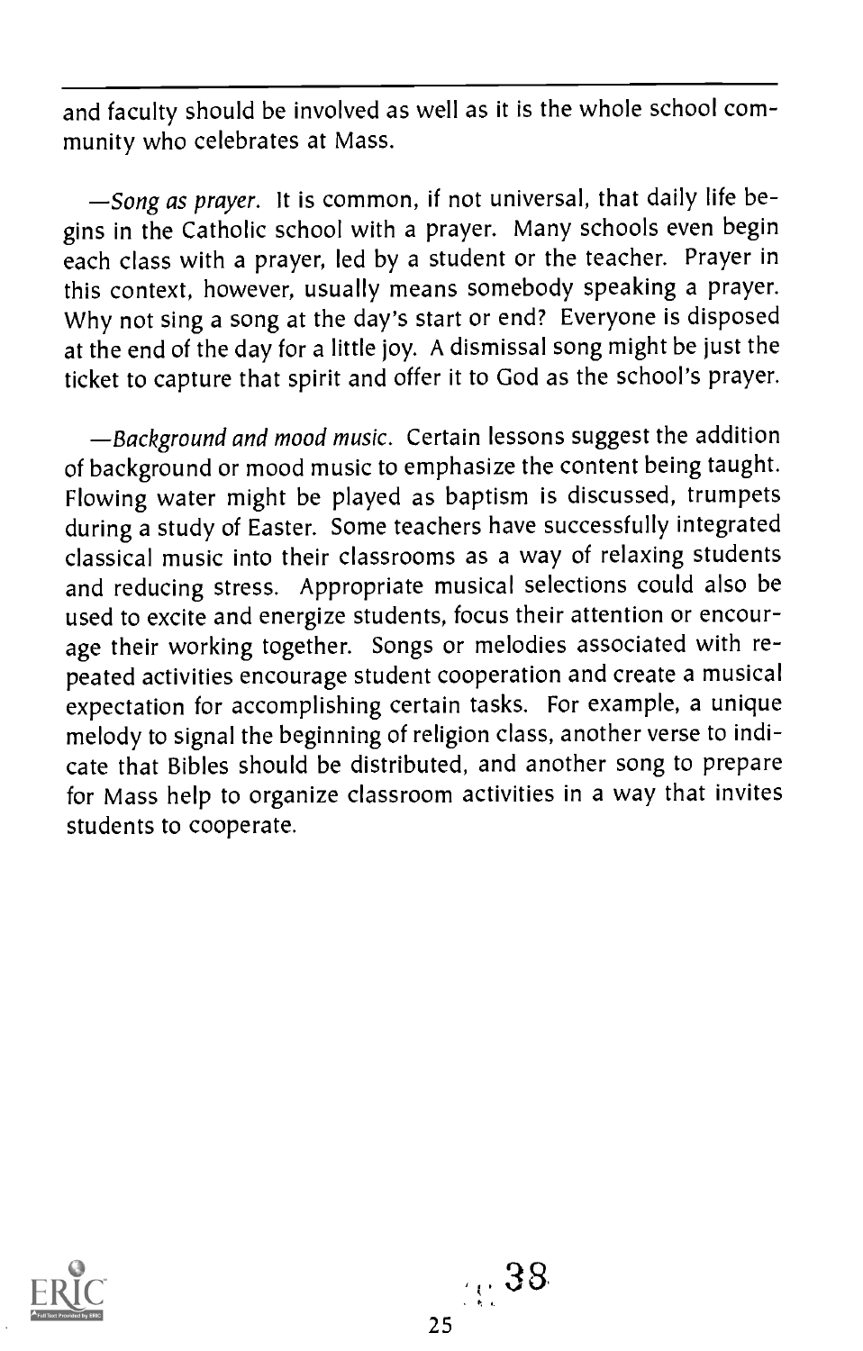and faculty should be involved as well as it is the whole school community who celebrates at Mass.

—*Song as prayer.* It is common, if not universal, that daily life begins in the Catholic school with a prayer. Many schools even begin each class with a prayer, led by a student or the teacher. Prayer in this context, however, usually means somebody speaking a prayer. Why not sing a song at the day's start or end? Everyone is disposed at the end of the day for a little joy. A dismissal song might be just the ticket to capture that spirit and offer it to God as the school's prayer.

—*Background and mood music.* Certain lessons suggest the addition of background or mood music to emphasize the content being taught. Flowing water might be played as baptism is discussed, trumpets during a study of Easter. Some teachers have successfully integrated classical music into their classrooms as a way of relaxing students and reducing stress. Appropriate musical selections could also be used to excite and energize students, focus their attention or encourage their working together. Songs or melodies associated with repeated activities encourage student cooperation and create a musical expectation for accomplishing certain tasks. For example, a unique melody to signal the beginning of religion class, another verse to indicate that Bibles should be distributed, and another song to prepare for Mass help to organize classroom activities in a way that invites students to cooperate.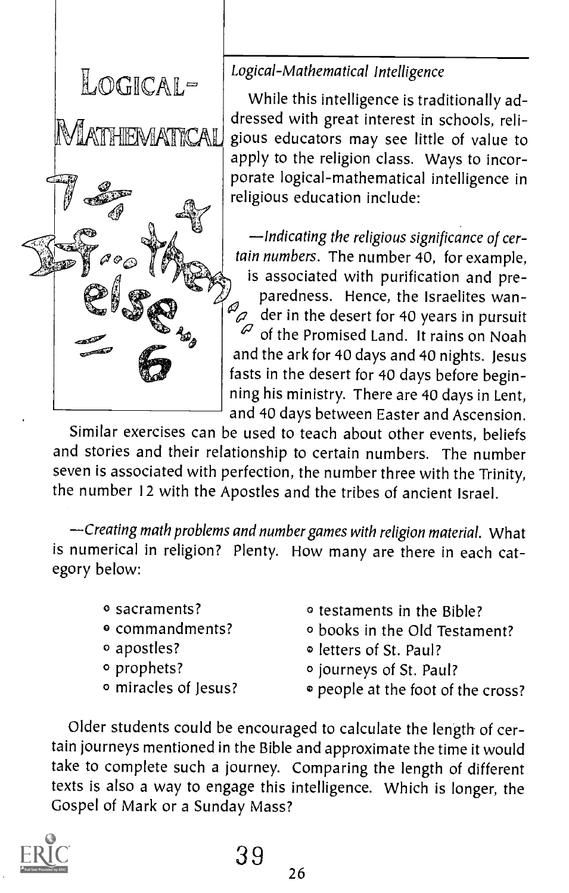# LOGICAL-MATHEMATICAL

*Logical-Mathematical Intelligence*

While this intelligence is traditionally addressed with great interest in schools, religious educators may see little of value to apply to the religion class. Ways to incorporate logical-mathematical intelligence in religious education include:

—*Indicating the religious significance of certain numbers.* The number 40, for example, is associated with purification and preparedness. Hence, the Israelites wander in the desert for 40 years in pursuit of the Promised Land. It rains on Noah and the ark for 40 days and 40 nights. Jesus fasts in the desert for 40 days before beginning his ministry. There are 40 days in Lent, and 40 days between Easter and Ascension.

Similar exercises can be used to teach about other events, beliefs and stories and their relationship to certain numbers. The number seven is associated with perfection, the number three with the Trinity, the number 12 with the Apostles and the tribes of ancient Israel.

—*Creating math problems and number games with religion material.* What is numerical in religion? Plenty. How many are there in each category below:

- sacraments?
- commandments?
- apostles?
- prophets?
- miracles of Jesus?
- testaments in the Bible?
- books in the Old Testament?
- letters of St. Paul?
- journeys of St. Paul?
- people at the foot of the cross?

Older students could be encouraged to calculate the length of certain journeys mentioned in the Bible and approximate the time it would take to complete such a journey. Comparing the length of different texts is also a way to engage this intelligence. Which is longer, the Gospel of Mark or a Sunday Mass?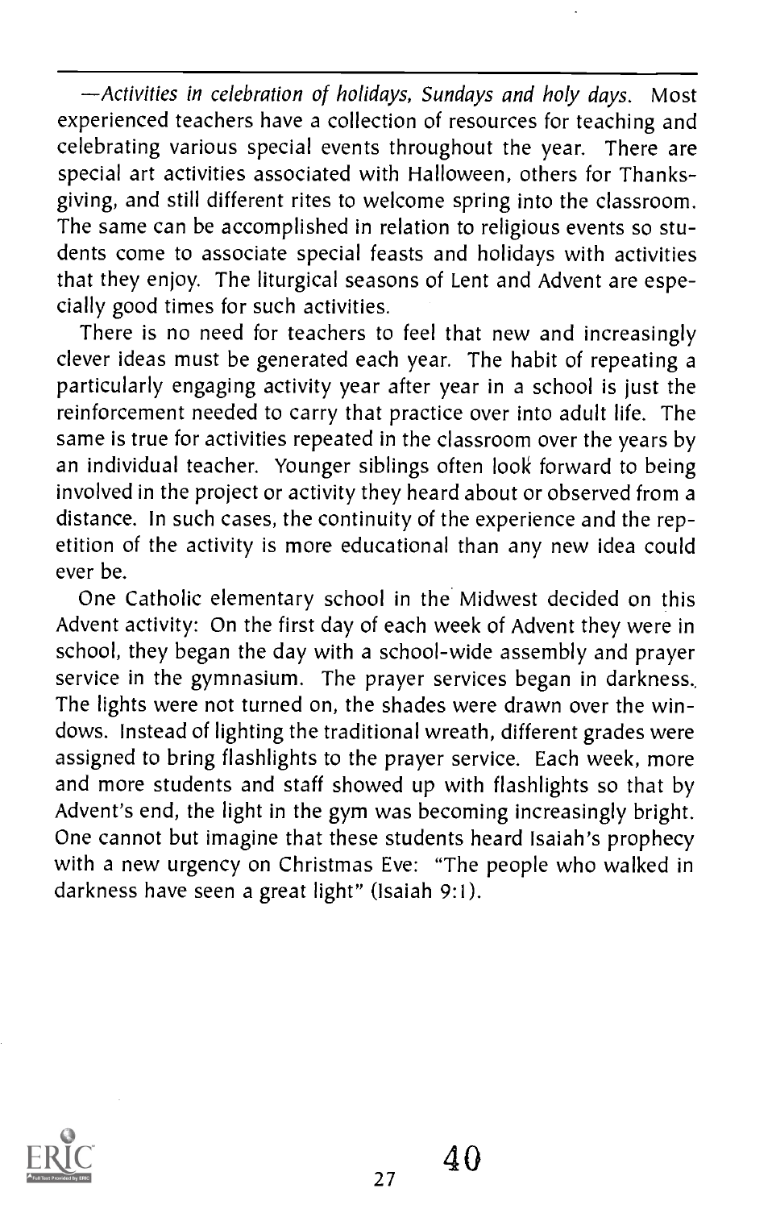—*Activities in celebration of holidays, Sundays and holy days.* Most experienced teachers have a collection of resources for teaching and celebrating various special events throughout the year. There are special art activities associated with Halloween, others for Thanksgiving, and still different rites to welcome spring into the classroom. The same can be accomplished in relation to religious events so students come to associate special feasts and holidays with activities that they enjoy. The liturgical seasons of Lent and Advent are especially good times for such activities.

There is no need for teachers to feel that new and increasingly clever ideas must be generated each year. The habit of repeating a particularly engaging activity year after year in a school is just the reinforcement needed to carry that practice over into adult life. The same is true for activities repeated in the classroom over the years by an individual teacher. Younger siblings often look forward to being involved in the project or activity they heard about or observed from a distance. In such cases, the continuity of the experience and the repetition of the activity is more educational than any new idea could ever be.

One Catholic elementary school in the Midwest decided on this Advent activity: On the first day of each week of Advent they were in school, they began the day with a school-wide assembly and prayer service in the gymnasium. The prayer services began in darkness. The lights were not turned on, the shades were drawn over the windows. Instead of lighting the traditional wreath, different grades were assigned to bring flashlights to the prayer service. Each week, more and more students and staff showed up with flashlights so that by Advent's end, the light in the gym was becoming increasingly bright. One cannot but imagine that these students heard Isaiah's prophecy with a new urgency on Christmas Eve: "The people who walked in darkness have seen a great light" (Isaiah 9:1).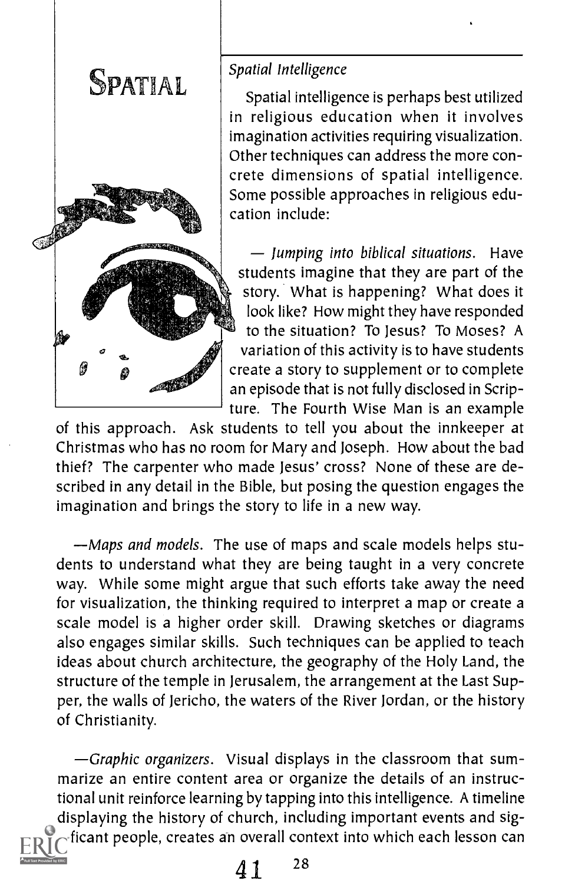# SPATIAL

*Spatial Intelligence*

Spatial intelligence is perhaps best utilized in religious education when it involves imagination activities requiring visualization. Other techniques can address the more concrete dimensions of spatial intelligence. Some possible approaches in religious education include:

— *Jumping into biblical situations.* Have students imagine that they are part of the story. What is happening? What does it look like? How might they have responded to the situation? To Jesus? To Moses? A variation of this activity is to have students create a story to supplement or to complete an episode that is not fully disclosed in Scripture. The Fourth Wise Man is an example of this approach. Ask students to tell you about the innkeeper at Christmas who has no room for Mary and Joseph. How about the bad thief? The carpenter who made Jesus' cross? None of these are described in any detail in the Bible, but posing the question engages the imagination and brings the story to life in a new way.

—*Maps and models.* The use of maps and scale models helps students to understand what they are being taught in a very concrete way. While some might argue that such efforts take away the need for visualization, the thinking required to interpret a map or create a scale model is a higher order skill. Drawing sketches or diagrams also engages similar skills. Such techniques can be applied to teach ideas about church architecture, the geography of the Holy Land, the structure of the temple in Jerusalem, the arrangement at the Last Supper, the walls of Jericho, the waters of the River Jordan, or the history of Christianity.

—*Graphic organizers.* Visual displays in the classroom that summarize an entire content area or organize the details of an instructional unit reinforce learning by tapping into this intelligence. A timeline displaying the history of church, including important events and significant people, creates an overall context into which each lesson can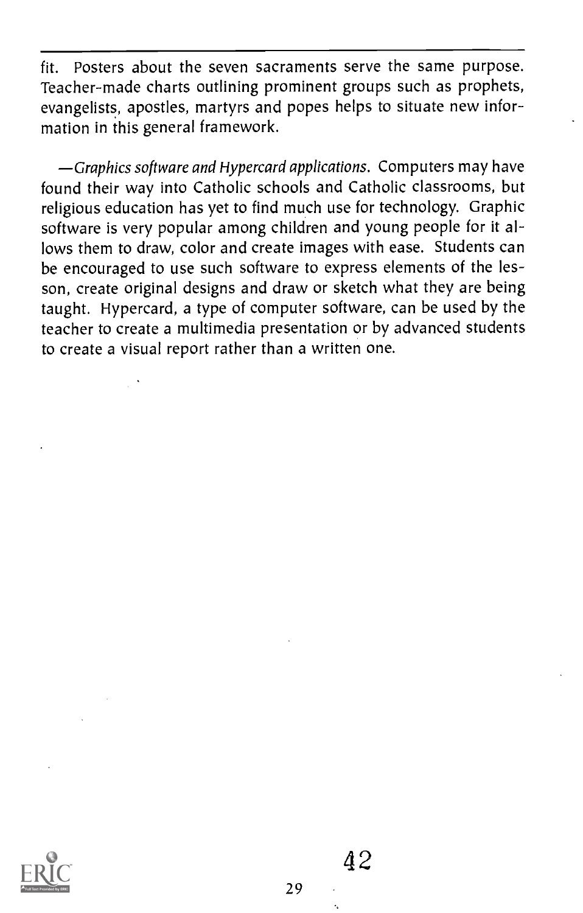fit. Posters about the seven sacraments serve the same purpose. Teacher-made charts outlining prominent groups such as prophets, evangelists, apostles, martyrs and popes helps to situate new information in this general framework.

—*Graphics software and Hypercard applications.* Computers may have found their way into Catholic schools and Catholic classrooms, but religious education has yet to find much use for technology. Graphic software is very popular among children and young people for it allows them to draw, color and create images with ease. Students can be encouraged to use such software to express elements of the lesson, create original designs and draw or sketch what they are being taught. Hypercard, a type of computer software, can be used by the teacher to create a multimedia presentation or by advanced students to create a visual report rather than a written one.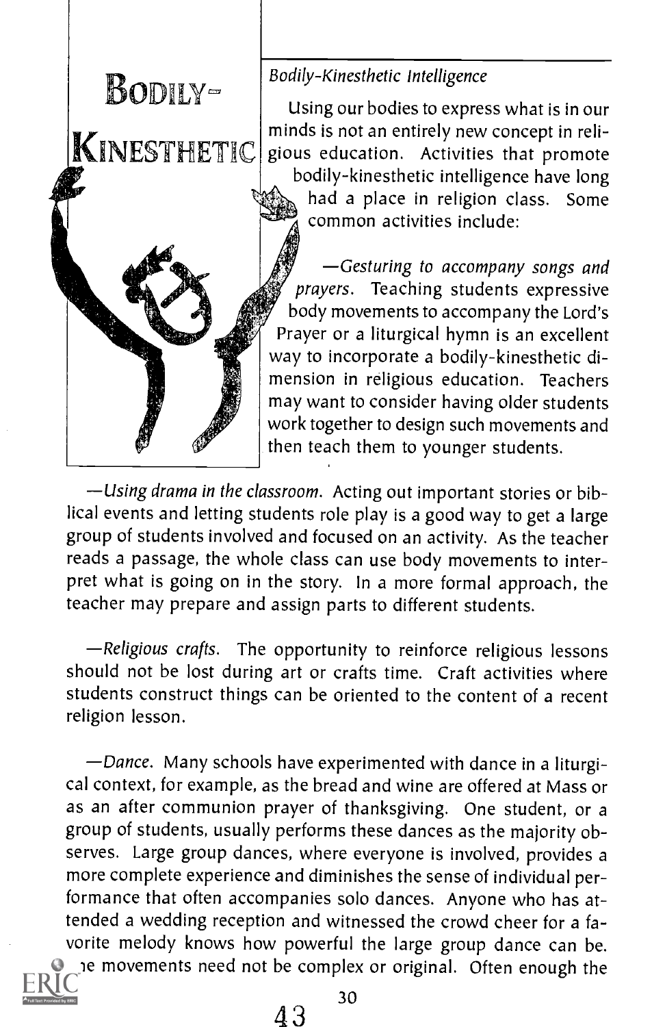# BODILY-KINESTHETIC

*Bodily-Kinesthetic Intelligence*

Using our bodies to express what is in our minds is not an entirely new concept in religious education. Activities that promote bodily-kinesthetic intelligence have long had a place in religion class. Some common activities include:

—*Gesturing to accompany songs and prayers*. Teaching students expressive body movements to accompany the Lord's Prayer or a liturgical hymn is an excellent way to incorporate a bodily-kinesthetic dimension in religious education. Teachers may want to consider having older students work together to design such movements and then teach them to younger students.

—*Using drama in the classroom*. Acting out important stories or biblical events and letting students role play is a good way to get a large group of students involved and focused on an activity. As the teacher reads a passage, the whole class can use body movements to interpret what is going on in the story. In a more formal approach, the teacher may prepare and assign parts to different students.

—*Religious crafts*. The opportunity to reinforce religious lessons should not be lost during art or crafts time. Craft activities where students construct things can be oriented to the content of a recent religion lesson.

—*Dance*. Many schools have experimented with dance in a liturgical context, for example, as the bread and wine are offered at Mass or as an after communion prayer of thanksgiving. One student, or a group of students, usually performs these dances as the majority observes. Large group dances, where everyone is involved, provides a more complete experience and diminishes the sense of individual performance that often accompanies solo dances. Anyone who has attended a wedding reception and witnessed the crowd cheer for a favorite melody knows how powerful the large group dance can be. The movements need not be complex or original. Often enough the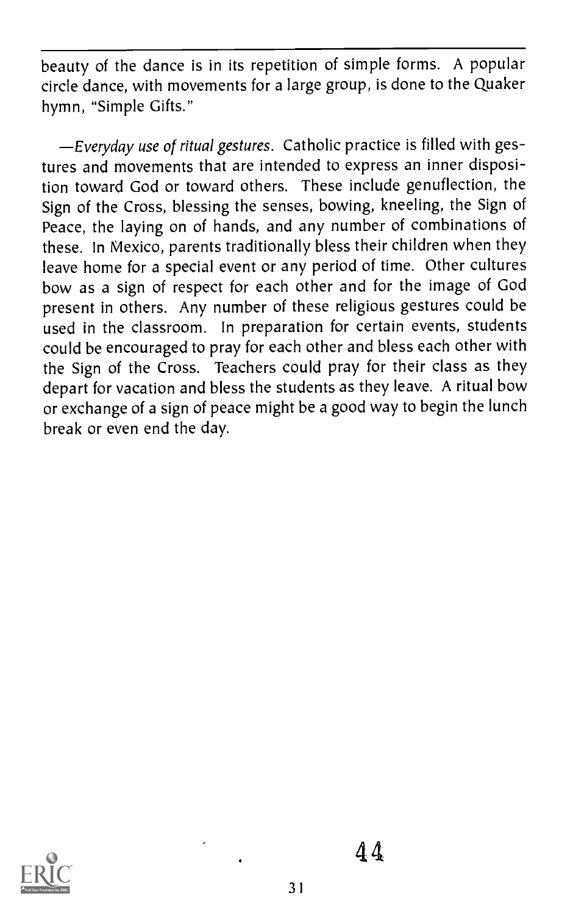beauty of the dance is in its repetition of simple forms. A popular circle dance, with movements for a large group, is done to the Quaker hymn, "Simple Gifts."

—*Everyday use of ritual gestures*. Catholic practice is filled with gestures and movements that are intended to express an inner disposition toward God or toward others. These include genuflection, the Sign of the Cross, blessing the senses, bowing, kneeling, the Sign of Peace, the laying on of hands, and any number of combinations of these. In Mexico, parents traditionally bless their children when they leave home for a special event or any period of time. Other cultures bow as a sign of respect for each other and for the image of God present in others. Any number of these religious gestures could be used in the classroom. In preparation for certain events, students could be encouraged to pray for each other and bless each other with the Sign of the Cross. Teachers could pray for their class as they depart for vacation and bless the students as they leave. A ritual bow or exchange of a sign of peace might be a good way to begin the lunch break or even end the day.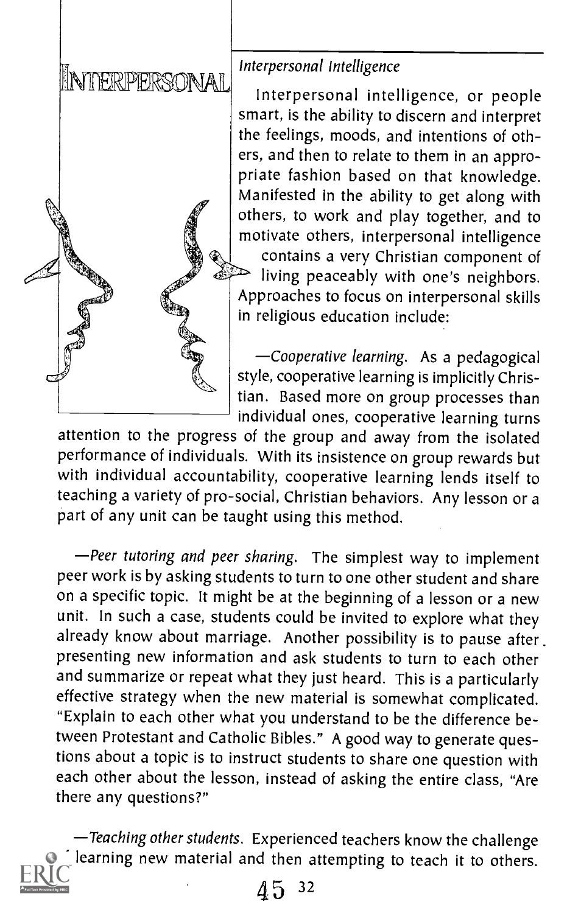# INTERPERSONAL

## Interpersonal Intelligence

Interpersonal intelligence, or people smart, is the ability to discern and interpret the feelings, moods, and intentions of others, and then to relate to them in an appropriate fashion based on that knowledge. Manifested in the ability to get along with others, to work and play together, and to motivate others, interpersonal intelligence contains a very Christian component of living peaceably with one's neighbors. Approaches to focus on interpersonal skills in religious education include:

—*Cooperative learning.* As a pedagogical style, cooperative learning is implicitly Christian. Based more on group processes than individual ones, cooperative learning turns attention to the progress of the group and away from the isolated performance of individuals. With its insistence on group rewards but with individual accountability, cooperative learning lends itself to teaching a variety of pro-social, Christian behaviors. Any lesson or a part of any unit can be taught using this method.

—*Peer tutoring and peer sharing.* The simplest way to implement peer work is by asking students to turn to one other student and share on a specific topic. It might be at the beginning of a lesson or a new unit. In such a case, students could be invited to explore what they already know about marriage. Another possibility is to pause after presenting new information and ask students to turn to each other and summarize or repeat what they just heard. This is a particularly effective strategy when the new material is somewhat complicated. "Explain to each other what you understand to be the difference between Protestant and Catholic Bibles." A good way to generate questions about a topic is to instruct students to share one question with each other about the lesson, instead of asking the entire class, "Are there any questions?"

—*Teaching other students.* Experienced teachers know the challenge learning new material and then attempting to teach it to others.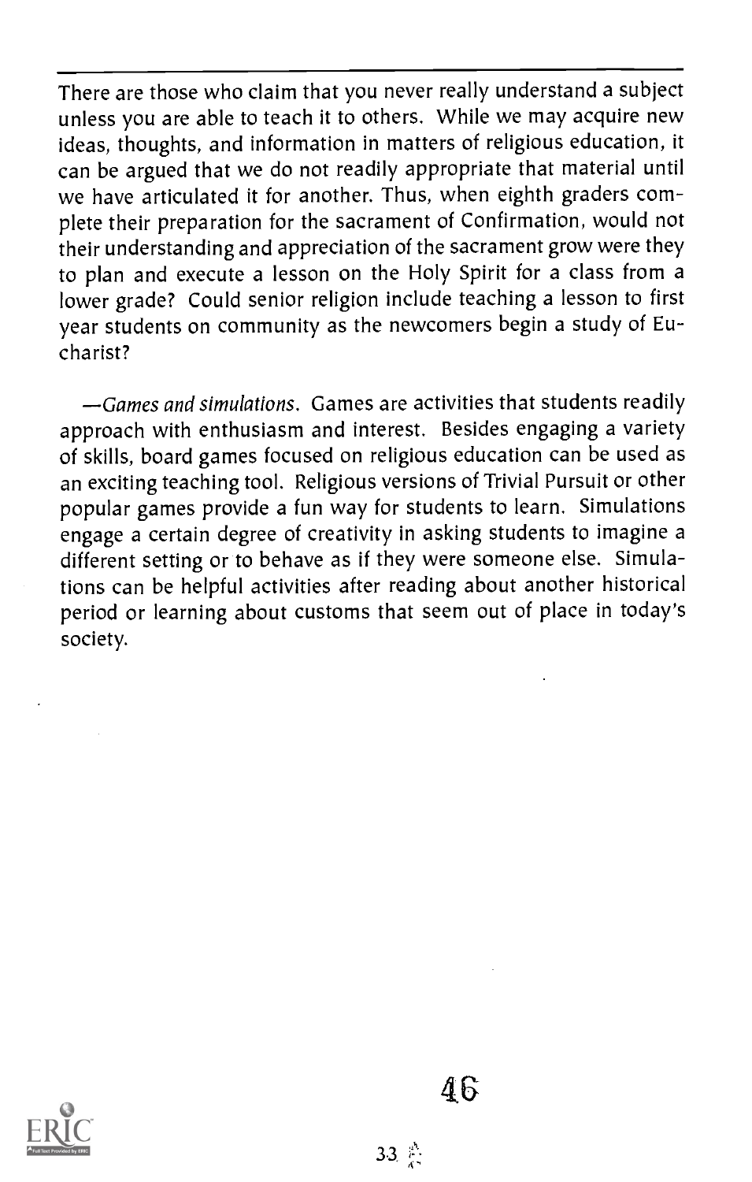There are those who claim that you never really understand a subject unless you are able to teach it to others. While we may acquire new ideas, thoughts, and information in matters of religious education, it can be argued that we do not readily appropriate that material until we have articulated it for another. Thus, when eighth graders complete their preparation for the sacrament of Confirmation, would not their understanding and appreciation of the sacrament grow were they to plan and execute a lesson on the Holy Spirit for a class from a lower grade? Could senior religion include teaching a lesson to first year students on community as the newcomers begin a study of Eucharist?

—*Games and simulations*. Games are activities that students readily approach with enthusiasm and interest. Besides engaging a variety of skills, board games focused on religious education can be used as an exciting teaching tool. Religious versions of Trivial Pursuit or other popular games provide a fun way for students to learn. Simulations engage a certain degree of creativity in asking students to imagine a different setting or to behave as if they were someone else. Simulations can be helpful activities after reading about another historical period or learning about customs that seem out of place in today's society.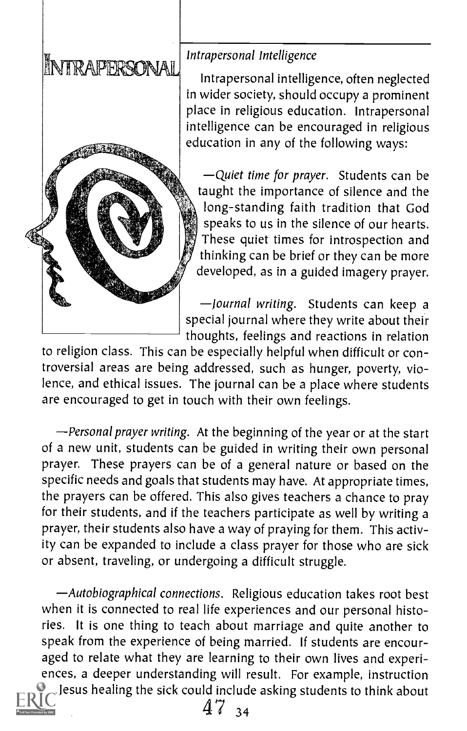INTRAPERSONAL

*Intrapersonal Intelligence*

Intrapersonal intelligence, often neglected in wider society, should occupy a prominent place in religious education. Intrapersonal intelligence can be encouraged in religious education in any of the following ways:

—*Quiet time for prayer.* Students can be taught the importance of silence and the long-standing faith tradition that God speaks to us in the silence of our hearts. These quiet times for introspection and thinking can be brief or they can be more developed, as in a guided imagery prayer.

—*Journal writing.* Students can keep a special journal where they write about their thoughts, feelings and reactions in relation to religion class. This can be especially helpful when difficult or controversial areas are being addressed, such as hunger, poverty, violence, and ethical issues. The journal can be a place where students are encouraged to get in touch with their own feelings.

—*Personal prayer writing.* At the beginning of the year or at the start of a new unit, students can be guided in writing their own personal prayer. These prayers can be of a general nature or based on the specific needs and goals that students may have. At appropriate times, the prayers can be offered. This also gives teachers a chance to pray for their students, and if the teachers participate as well by writing a prayer, their students also have a way of praying for them. This activity can be expanded to include a class prayer for those who are sick or absent, traveling, or undergoing a difficult struggle.

—*Autobiographical connections.* Religious education takes root best when it is connected to real life experiences and our personal histories. It is one thing to teach about marriage and quite another to speak from the experience of being married. If students are encouraged to relate what they are learning to their own lives and experiences, a deeper understanding will result. For example, instruction on Jesus healing the sick could include asking students to think about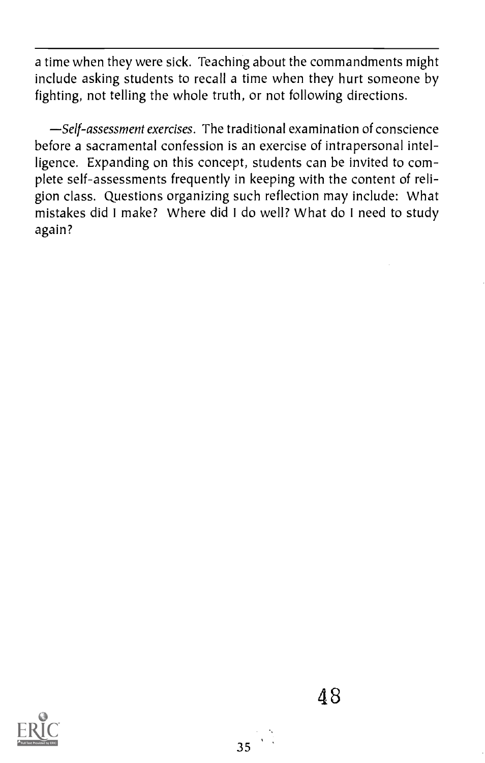a time when they were sick. Teaching about the commandments might include asking students to recall a time when they hurt someone by fighting, not telling the whole truth, or not following directions.

—*Self-assessment exercises*. The traditional examination of conscience before a sacramental confession is an exercise of intrapersonal intelligence. Expanding on this concept, students can be invited to complete self-assessments frequently in keeping with the content of religion class. Questions organizing such reflection may include: What mistakes did I make? Where did I do well? What do I need to study again?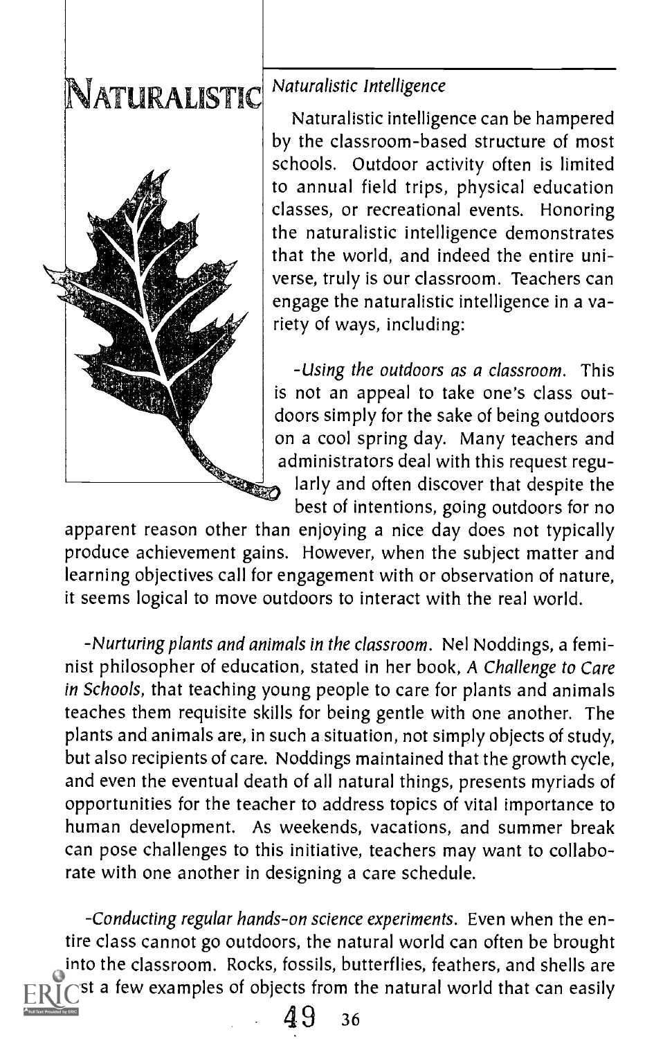# NATURALISTIC

*Naturalistic Intelligence*

Naturalistic intelligence can be hampered by the classroom-based structure of most schools. Outdoor activity often is limited to annual field trips, physical education classes, or recreational events. Honoring the naturalistic intelligence demonstrates that the world, and indeed the entire universe, truly is our classroom. Teachers can engage the naturalistic intelligence in a variety of ways, including:

-*Using the outdoors as a classroom*. This is not an appeal to take one's class outdoors simply for the sake of being outdoors on a cool spring day. Many teachers and administrators deal with this request regularly and often discover that despite the best of intentions, going outdoors for no apparent reason other than enjoying a nice day does not typically produce achievement gains. However, when the subject matter and learning objectives call for engagement with or observation of nature, it seems logical to move outdoors to interact with the real world.

-*Nurturing plants and animals in the classroom*. Nel Noddings, a feminist philosopher of education, stated in her book, *A Challenge to Care in Schools*, that teaching young people to care for plants and animals teaches them requisite skills for being gentle with one another. The plants and animals are, in such a situation, not simply objects of study, but also recipients of care. Noddings maintained that the growth cycle, and even the eventual death of all natural things, presents myriads of opportunities for the teacher to address topics of vital importance to human development. As weekends, vacations, and summer break can pose challenges to this initiative, teachers may want to collaborate with one another in designing a care schedule.

-*Conducting regular hands-on science experiments*. Even when the entire class cannot go outdoors, the natural world can often be brought into the classroom. Rocks, fossils, butterflies, feathers, and shells are just a few examples of objects from the natural world that can easily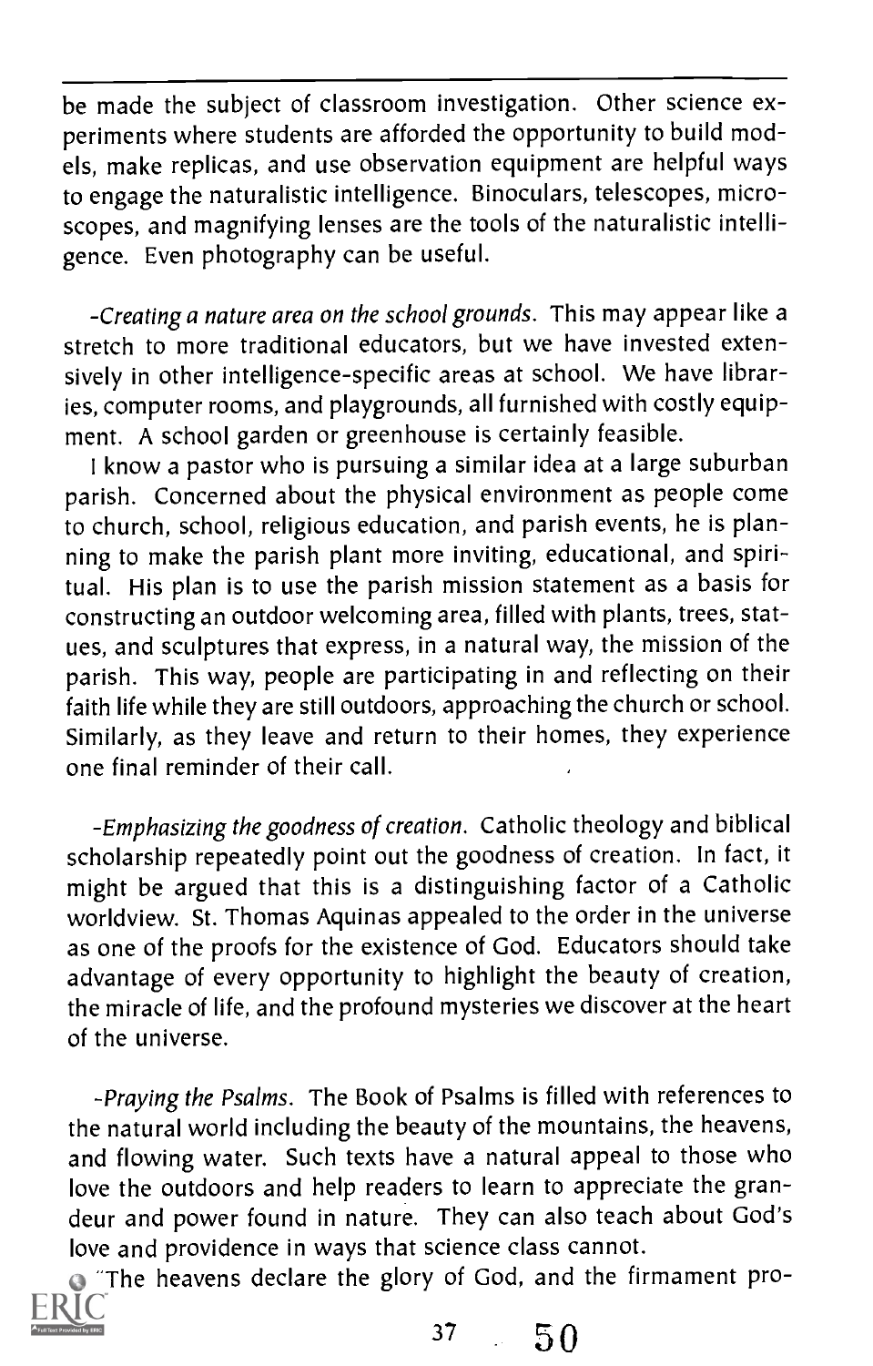be made the subject of classroom investigation. Other science experiments where students are afforded the opportunity to build models, make replicas, and use observation equipment are helpful ways to engage the naturalistic intelligence. Binoculars, telescopes, microscopes, and magnifying lenses are the tools of the naturalistic intelligence. Even photography can be useful.

-*Creating a nature area on the school grounds*. This may appear like a stretch to more traditional educators, but we have invested extensively in other intelligence-specific areas at school. We have libraries, computer rooms, and playgrounds, all furnished with costly equipment. A school garden or greenhouse is certainly feasible.

I know a pastor who is pursuing a similar idea at a large suburban parish. Concerned about the physical environment as people come to church, school, religious education, and parish events, he is planning to make the parish plant more inviting, educational, and spiritual. His plan is to use the parish mission statement as a basis for constructing an outdoor welcoming area, filled with plants, trees, statues, and sculptures that express, in a natural way, the mission of the parish. This way, people are participating in and reflecting on their faith life while they are still outdoors, approaching the church or school. Similarly, as they leave and return to their homes, they experience one final reminder of their call.

-*Emphasizing the goodness of creation*. Catholic theology and biblical scholarship repeatedly point out the goodness of creation. In fact, it might be argued that this is a distinguishing factor of a Catholic worldview. St. Thomas Aquinas appealed to the order in the universe as one of the proofs for the existence of God. Educators should take advantage of every opportunity to highlight the beauty of creation, the miracle of life, and the profound mysteries we discover at the heart of the universe.

-*Praying the Psalms*. The Book of Psalms is filled with references to the natural world including the beauty of the mountains, the heavens, and flowing water. Such texts have a natural appeal to those who love the outdoors and help readers to learn to appreciate the grandeur and power found in nature. They can also teach about God's love and providence in ways that science class cannot.

"The heavens declare the glory of God, and the firmament pro-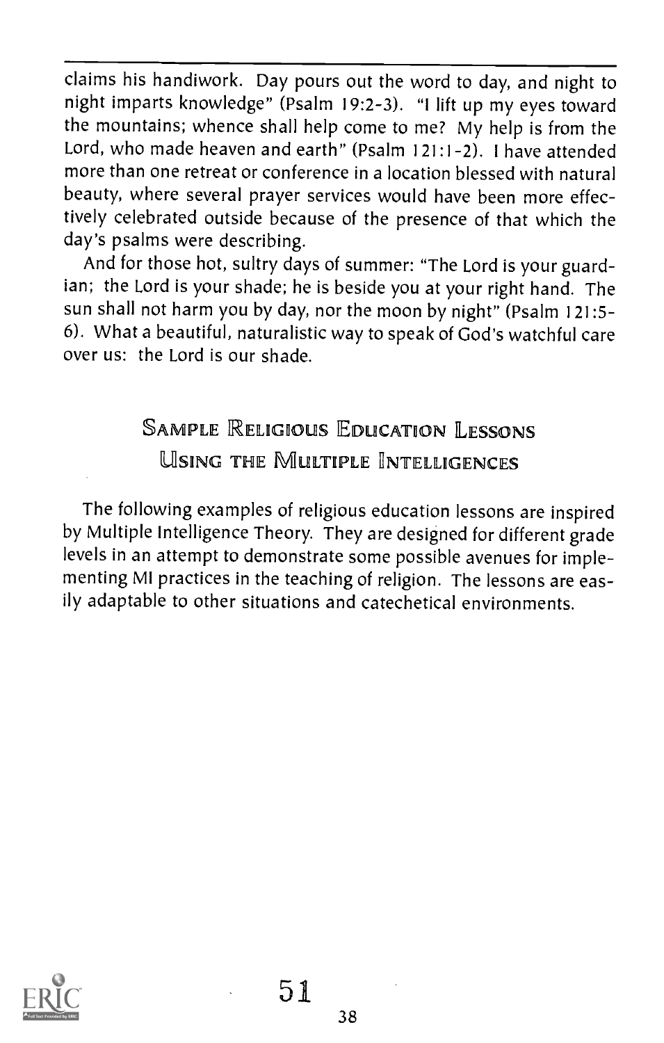claims his handiwork. Day pours out the word to day, and night to night imparts knowledge" (Psalm 19:2-3). "I lift up my eyes toward the mountains; whence shall help come to me? My help is from the Lord, who made heaven and earth" (Psalm 121:1-2). I have attended more than one retreat or conference in a location blessed with natural beauty, where several prayer services would have been more effectively celebrated outside because of the presence of that which the day's psalms were describing.

And for those hot, sultry days of summer: "The Lord is your guardian; the Lord is your shade; he is beside you at your right hand. The sun shall not harm you by day, nor the moon by night" (Psalm 121:5-6). What a beautiful, naturalistic way to speak of God's watchful care over us: the Lord is our shade.

## Sample Religious Education Lessons Using the Multiple Intelligences

The following examples of religious education lessons are inspired by Multiple Intelligence Theory. They are designed for different grade levels in an attempt to demonstrate some possible avenues for implementing MI practices in the teaching of religion. The lessons are easily adaptable to other situations and catechetical environments.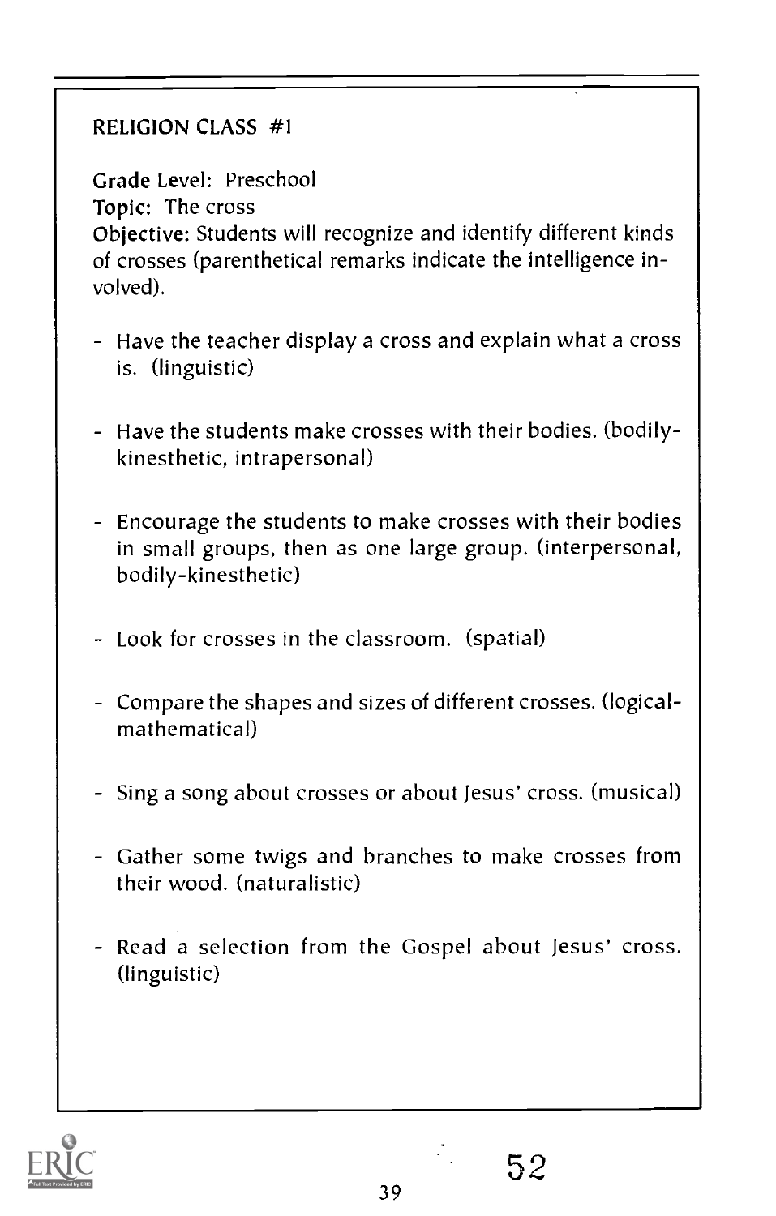RELIGION CLASS #1

**Grade Level:** Preschool
**Topic:** The cross
**Objective:** Students will recognize and identify different kinds of crosses (parenthetical remarks indicate the intelligence involved).

- Have the teacher display a cross and explain what a cross is. (linguistic)
- Have the students make crosses with their bodies. (bodily-kinesthetic, intrapersonal)
- Encourage the students to make crosses with their bodies in small groups, then as one large group. (interpersonal, bodily-kinesthetic)
- Look for crosses in the classroom. (spatial)
- Compare the shapes and sizes of different crosses. (logical-mathematical)
- Sing a song about crosses or about Jesus' cross. (musical)
- Gather some twigs and branches to make crosses from their wood. (naturalistic)
- Read a selection from the Gospel about Jesus' cross. (linguistic)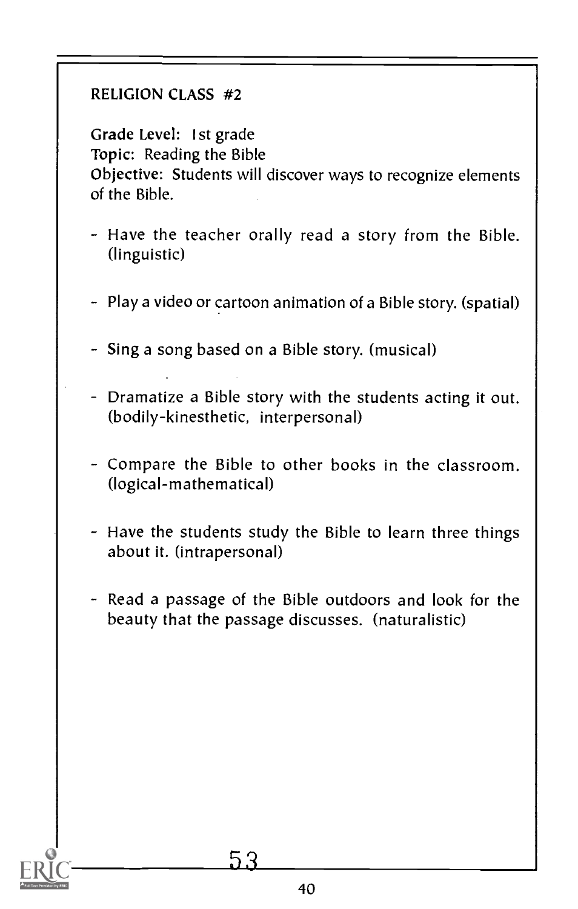RELIGION CLASS #2

**Grade Level:** 1st grade
**Topic:** Reading the Bible
**Objective:** Students will discover ways to recognize elements of the Bible.

- Have the teacher orally read a story from the Bible. (linguistic)
- Play a video or cartoon animation of a Bible story. (spatial)
- Sing a song based on a Bible story. (musical)
- Dramatize a Bible story with the students acting it out. (bodily-kinesthetic, interpersonal)
- Compare the Bible to other books in the classroom. (logical-mathematical)
- Have the students study the Bible to learn three things about it. (intrapersonal)
- Read a passage of the Bible outdoors and look for the beauty that the passage discusses. (naturalistic)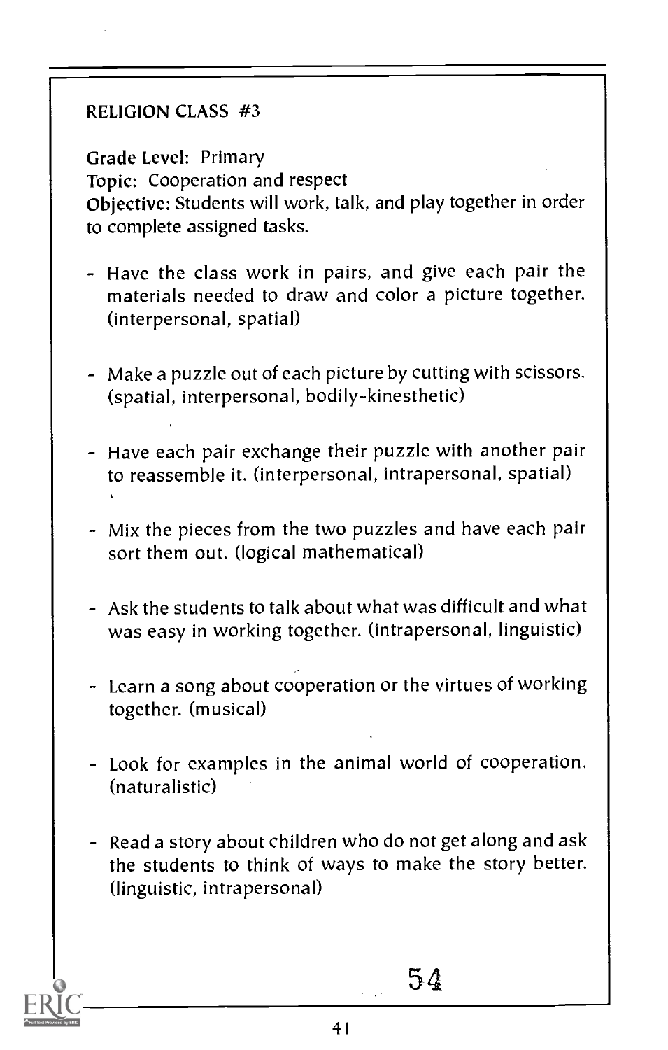## RELIGION CLASS #3

**Grade Level:** Primary
**Topic:** Cooperation and respect
**Objective:** Students will work, talk, and play together in order to complete assigned tasks.

- Have the class work in pairs, and give each pair the materials needed to draw and color a picture together. (interpersonal, spatial)
- Make a puzzle out of each picture by cutting with scissors. (spatial, interpersonal, bodily-kinesthetic)
- Have each pair exchange their puzzle with another pair to reassemble it. (interpersonal, intrapersonal, spatial)
- Mix the pieces from the two puzzles and have each pair sort them out. (logical mathematical)
- Ask the students to talk about what was difficult and what was easy in working together. (intrapersonal, linguistic)
- Learn a song about cooperation or the virtues of working together. (musical)
- Look for examples in the animal world of cooperation. (naturalistic)
- Read a story about children who do not get along and ask the students to think of ways to make the story better. (linguistic, intrapersonal)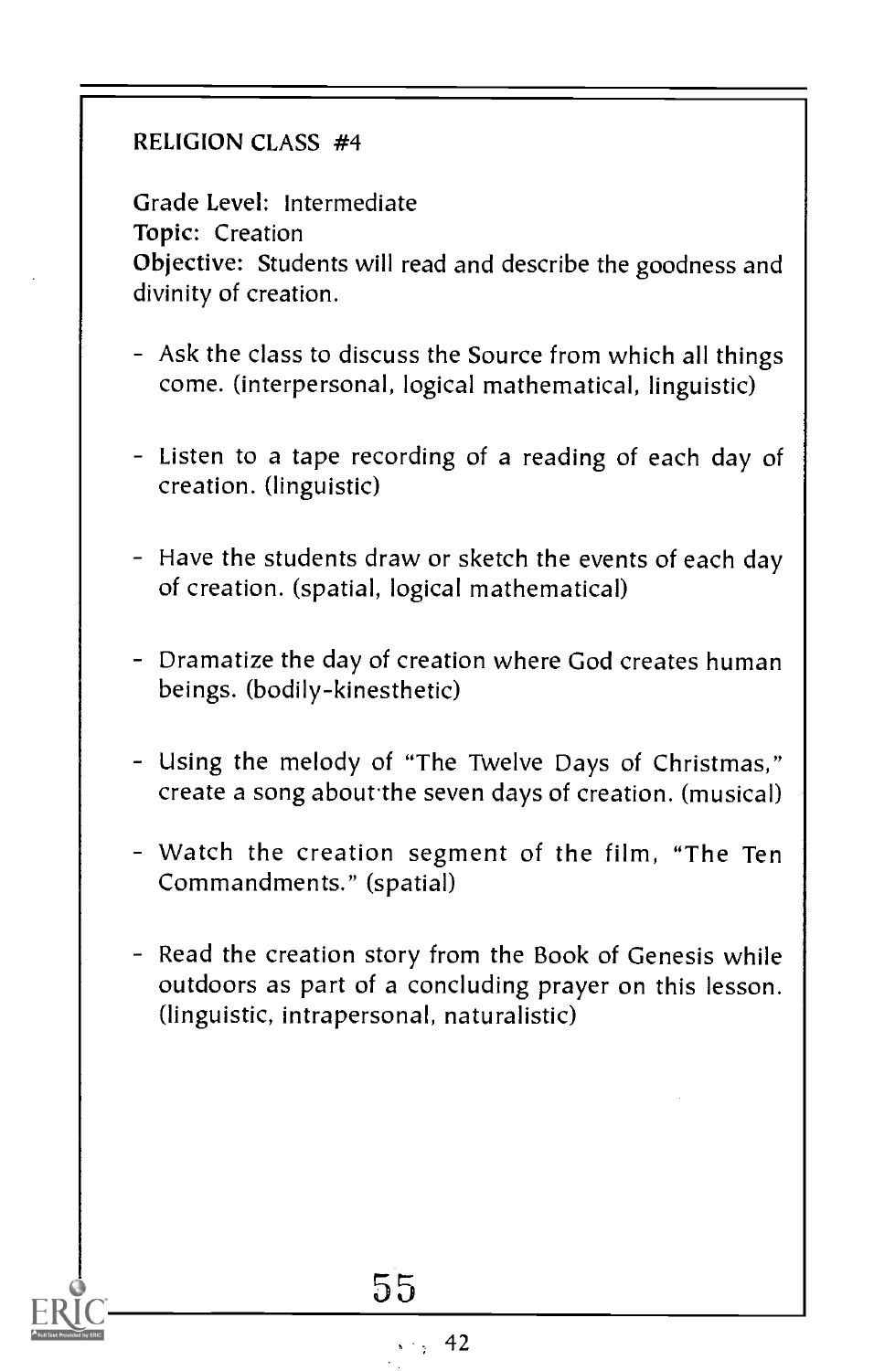## RELIGION CLASS #4

**Grade Level:** Intermediate
**Topic:** Creation
**Objective:** Students will read and describe the goodness and divinity of creation.

- Ask the class to discuss the Source from which all things come. (interpersonal, logical mathematical, linguistic)
- Listen to a tape recording of a reading of each day of creation. (linguistic)
- Have the students draw or sketch the events of each day of creation. (spatial, logical mathematical)
- Dramatize the day of creation where God creates human beings. (bodily-kinesthetic)
- Using the melody of "The Twelve Days of Christmas," create a song about the seven days of creation. (musical)
- Watch the creation segment of the film, "The Ten Commandments." (spatial)
- Read the creation story from the Book of Genesis while outdoors as part of a concluding prayer on this lesson. (linguistic, intrapersonal, naturalistic)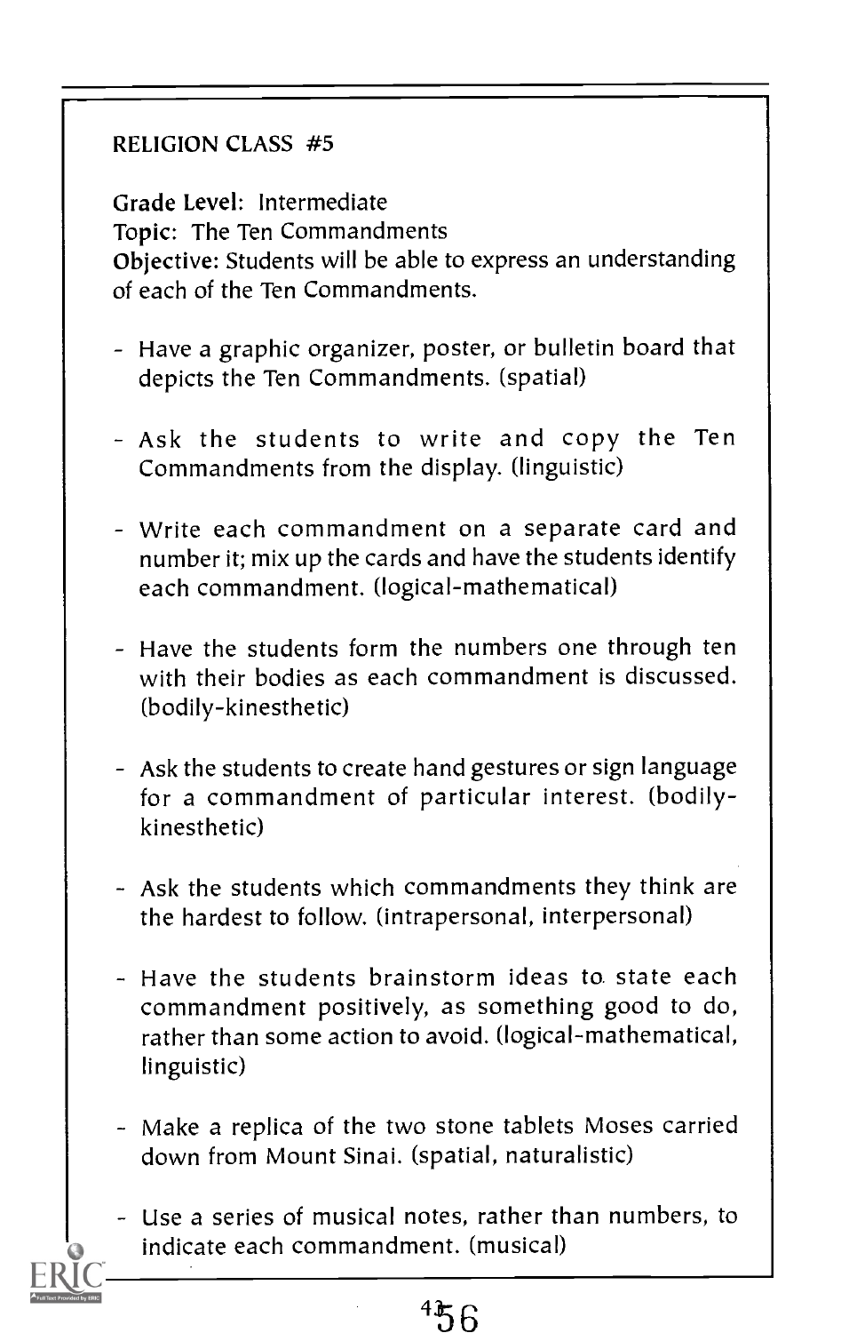RELIGION CLASS #5

**Grade Level:** Intermediate
**Topic:** The Ten Commandments
**Objective:** Students will be able to express an understanding of each of the Ten Commandments.

- Have a graphic organizer, poster, or bulletin board that depicts the Ten Commandments. (spatial)
- Ask the students to write and copy the Ten Commandments from the display. (linguistic)
- Write each commandment on a separate card and number it; mix up the cards and have the students identify each commandment. (logical-mathematical)
- Have the students form the numbers one through ten with their bodies as each commandment is discussed. (bodily-kinesthetic)
- Ask the students to create hand gestures or sign language for a commandment of particular interest. (bodily-kinesthetic)
- Ask the students which commandments they think are the hardest to follow. (intrapersonal, interpersonal)
- Have the students brainstorm ideas to state each commandment positively, as something good to do, rather than some action to avoid. (logical-mathematical, linguistic)
- Make a replica of the two stone tablets Moses carried down from Mount Sinai. (spatial, naturalistic)
- Use a series of musical notes, rather than numbers, to indicate each commandment. (musical)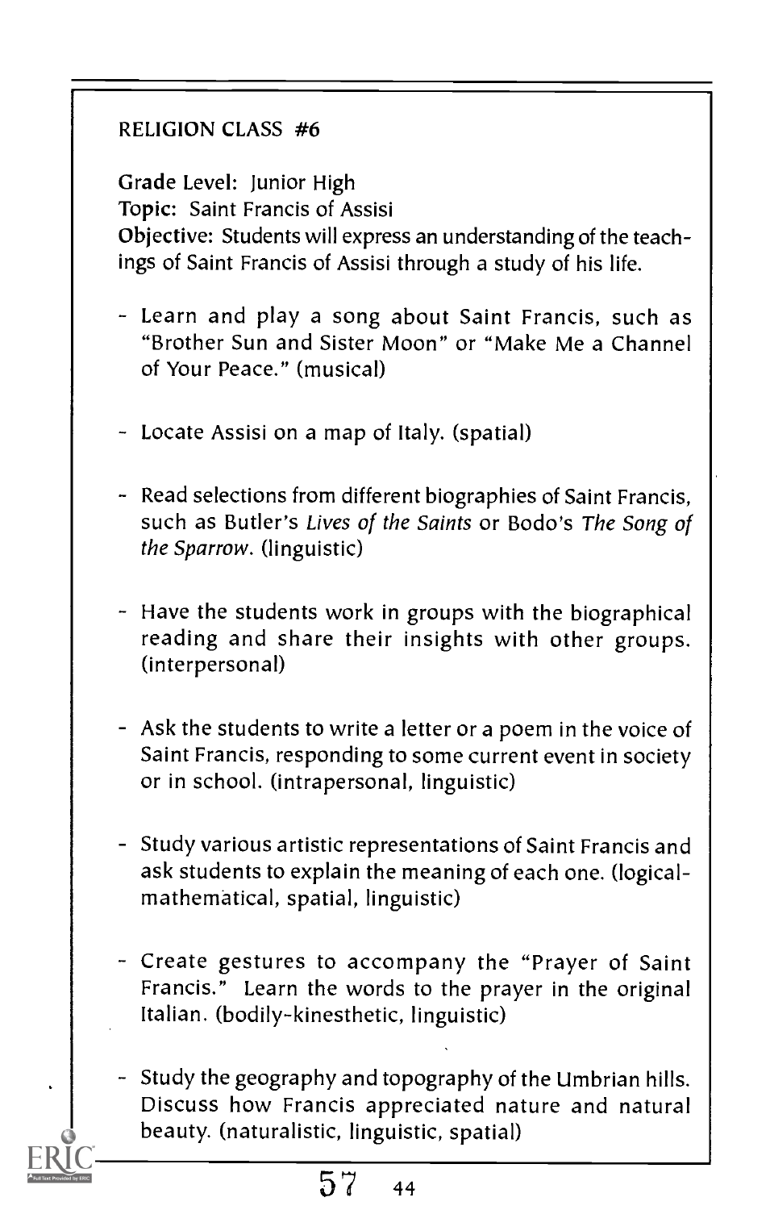RELIGION CLASS #6

**Grade Level:** Junior High
**Topic:** Saint Francis of Assisi
**Objective:** Students will express an understanding of the teachings of Saint Francis of Assisi through a study of his life.

- Learn and play a song about Saint Francis, such as "Brother Sun and Sister Moon" or "Make Me a Channel of Your Peace." (musical)

- Locate Assisi on a map of Italy. (spatial)

- Read selections from different biographies of Saint Francis, such as Butler's *Lives of the Saints* or Bodo's *The Song of the Sparrow*. (linguistic)

- Have the students work in groups with the biographical reading and share their insights with other groups. (interpersonal)

- Ask the students to write a letter or a poem in the voice of Saint Francis, responding to some current event in society or in school. (intrapersonal, linguistic)

- Study various artistic representations of Saint Francis and ask students to explain the meaning of each one. (logical-mathematical, spatial, linguistic)

- Create gestures to accompany the "Prayer of Saint Francis." Learn the words to the prayer in the original Italian. (bodily-kinesthetic, linguistic)

- Study the geography and topography of the Umbrian hills. Discuss how Francis appreciated nature and natural beauty. (naturalistic, linguistic, spatial)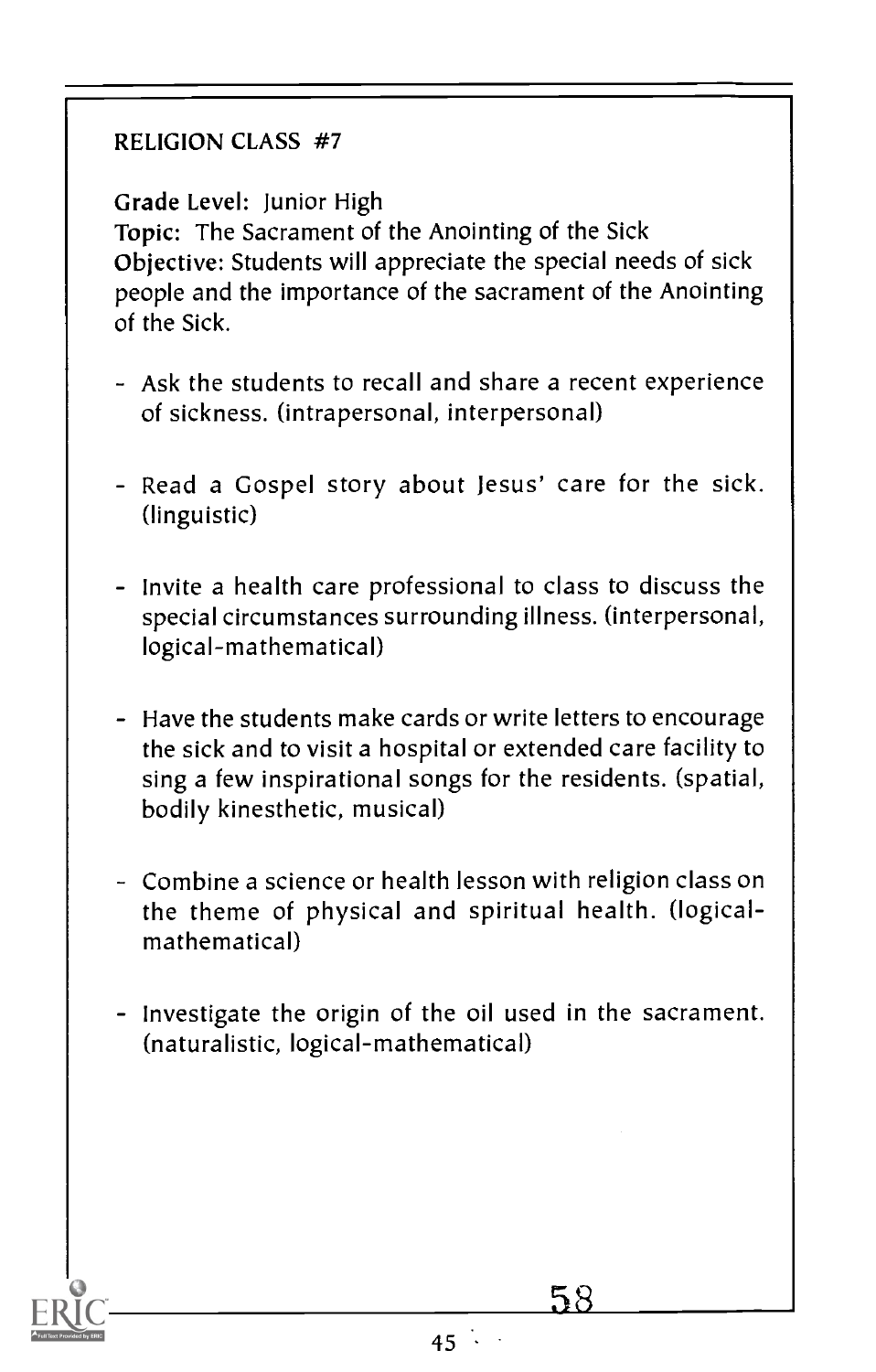## RELIGION CLASS #7

**Grade Level:** Junior High
**Topic:** The Sacrament of the Anointing of the Sick
**Objective:** Students will appreciate the special needs of sick people and the importance of the sacrament of the Anointing of the Sick.

- Ask the students to recall and share a recent experience of sickness. (intrapersonal, interpersonal)
- Read a Gospel story about Jesus' care for the sick. (linguistic)
- Invite a health care professional to class to discuss the special circumstances surrounding illness. (interpersonal, logical-mathematical)
- Have the students make cards or write letters to encourage the sick and to visit a hospital or extended care facility to sing a few inspirational songs for the residents. (spatial, bodily kinesthetic, musical)
- Combine a science or health lesson with religion class on the theme of physical and spiritual health. (logical-mathematical)
- Investigate the origin of the oil used in the sacrament. (naturalistic, logical-mathematical)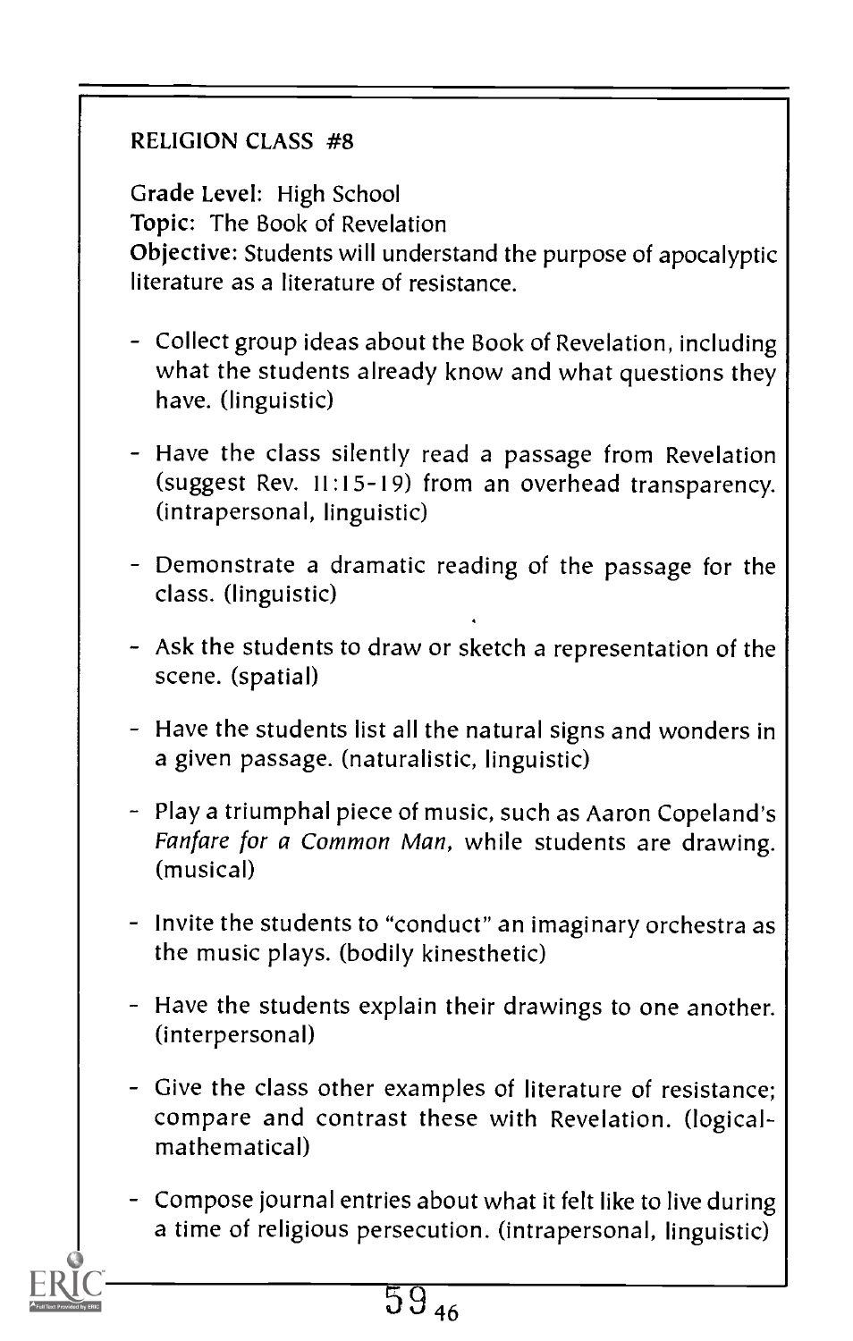## RELIGION CLASS #8

**Grade Level:** High School
**Topic:** The Book of Revelation
**Objective:** Students will understand the purpose of apocalyptic literature as a literature of resistance.

- Collect group ideas about the Book of Revelation, including what the students already know and what questions they have. (linguistic)
- Have the class silently read a passage from Revelation (suggest Rev. 11:15-19) from an overhead transparency. (intrapersonal, linguistic)
- Demonstrate a dramatic reading of the passage for the class. (linguistic)
- Ask the students to draw or sketch a representation of the scene. (spatial)
- Have the students list all the natural signs and wonders in a given passage. (naturalistic, linguistic)
- Play a triumphal piece of music, such as Aaron Copeland's *Fanfare for a Common Man*, while students are drawing. (musical)
- Invite the students to "conduct" an imaginary orchestra as the music plays. (bodily kinesthetic)
- Have the students explain their drawings to one another. (interpersonal)
- Give the class other examples of literature of resistance; compare and contrast these with Revelation. (logical-mathematical)
- Compose journal entries about what it felt like to live during a time of religious persecution. (intrapersonal, linguistic)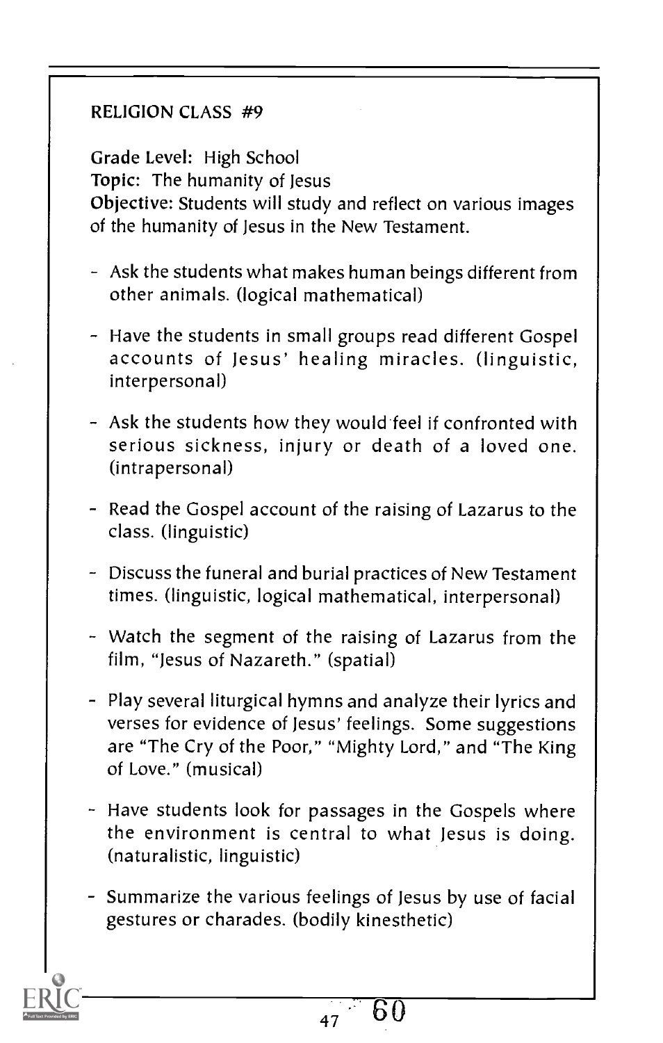## RELIGION CLASS #9

**Grade Level:** High School
**Topic:** The humanity of Jesus
**Objective:** Students will study and reflect on various images of the humanity of Jesus in the New Testament.

- Ask the students what makes human beings different from other animals. (logical mathematical)
- Have the students in small groups read different Gospel accounts of Jesus' healing miracles. (linguistic, interpersonal)
- Ask the students how they would feel if confronted with serious sickness, injury or death of a loved one. (intrapersonal)
- Read the Gospel account of the raising of Lazarus to the class. (linguistic)
- Discuss the funeral and burial practices of New Testament times. (linguistic, logical mathematical, interpersonal)
- Watch the segment of the raising of Lazarus from the film, "Jesus of Nazareth." (spatial)
- Play several liturgical hymns and analyze their lyrics and verses for evidence of Jesus' feelings. Some suggestions are "The Cry of the Poor," "Mighty Lord," and "The King of Love." (musical)
- Have students look for passages in the Gospels where the environment is central to what Jesus is doing. (naturalistic, linguistic)
- Summarize the various feelings of Jesus by use of facial gestures or charades. (bodily kinesthetic)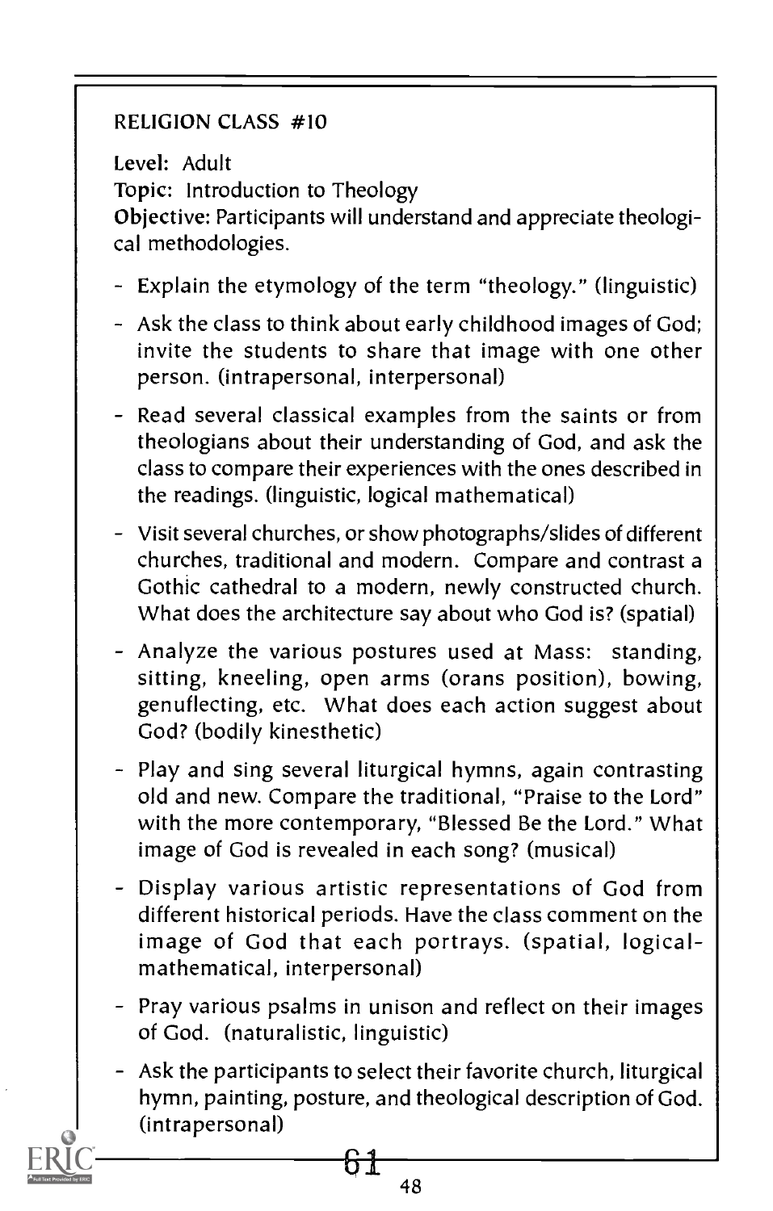RELIGION CLASS #10

Level: Adult

Topic: Introduction to Theology

Objective: Participants will understand and appreciate theological methodologies.

- Explain the etymology of the term "theology." (linguistic)
- Ask the class to think about early childhood images of God; invite the students to share that image with one other person. (intrapersonal, interpersonal)
- Read several classical examples from the saints or from theologians about their understanding of God, and ask the class to compare their experiences with the ones described in the readings. (linguistic, logical mathematical)
- Visit several churches, or show photographs/slides of different churches, traditional and modern. Compare and contrast a Gothic cathedral to a modern, newly constructed church. What does the architecture say about who God is? (spatial)
- Analyze the various postures used at Mass: standing, sitting, kneeling, open arms (orans position), bowing, genuflecting, etc. What does each action suggest about God? (bodily kinesthetic)
- Play and sing several liturgical hymns, again contrasting old and new. Compare the traditional, "Praise to the Lord" with the more contemporary, "Blessed Be the Lord." What image of God is revealed in each song? (musical)
- Display various artistic representations of God from different historical periods. Have the class comment on the image of God that each portrays. (spatial, logical-mathematical, interpersonal)
- Pray various psalms in unison and reflect on their images of God. (naturalistic, linguistic)
- Ask the participants to select their favorite church, liturgical hymn, painting, posture, and theological description of God. (intrapersonal)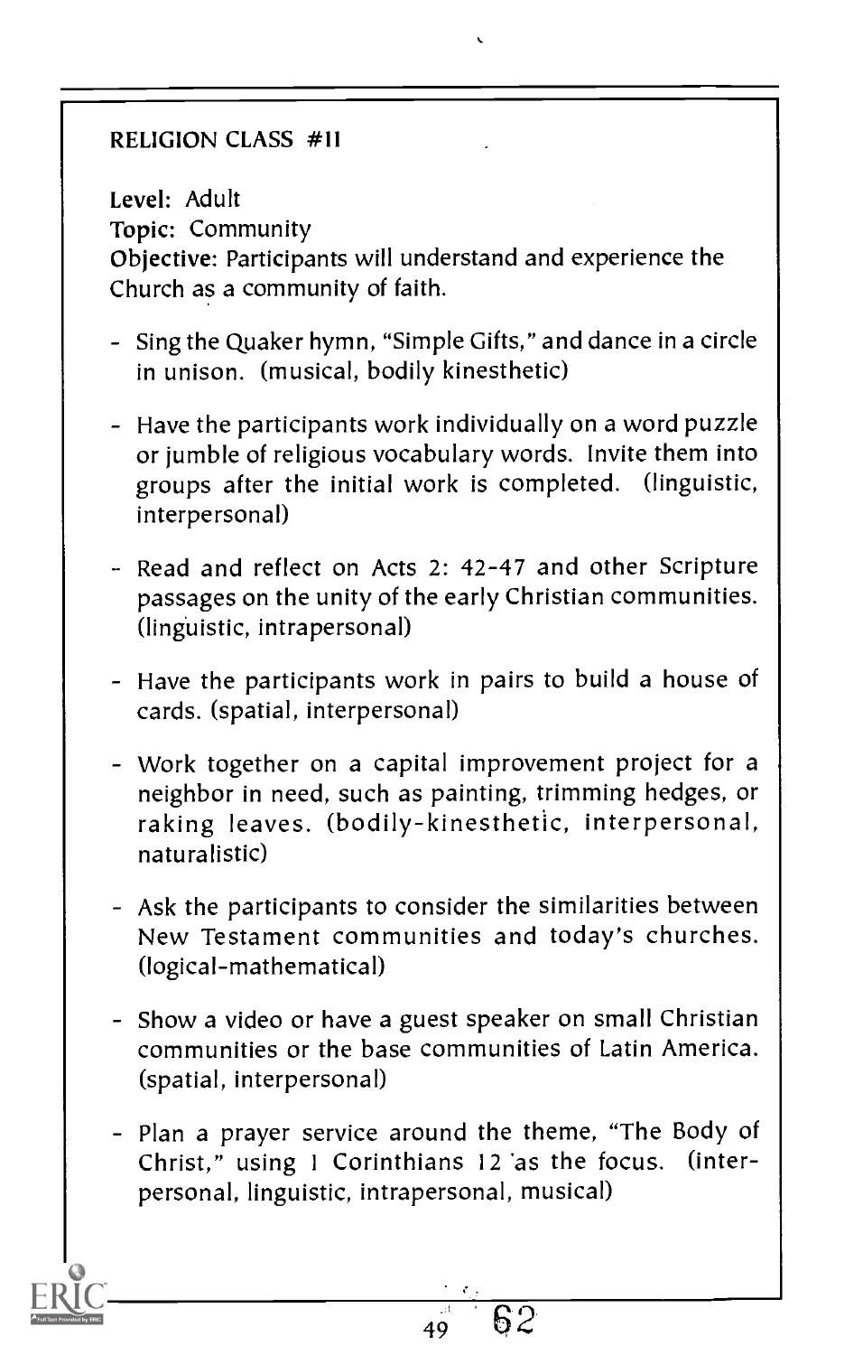RELIGION CLASS #11

Level: Adult
Topic: Community
Objective: Participants will understand and experience the Church as a community of faith.

- Sing the Quaker hymn, "Simple Gifts," and dance in a circle in unison. (musical, bodily kinesthetic)
- Have the participants work individually on a word puzzle or jumble of religious vocabulary words. Invite them into groups after the initial work is completed. (linguistic, interpersonal)
- Read and reflect on Acts 2: 42-47 and other Scripture passages on the unity of the early Christian communities. (linguistic, intrapersonal)
- Have the participants work in pairs to build a house of cards. (spatial, interpersonal)
- Work together on a capital improvement project for a neighbor in need, such as painting, trimming hedges, or raking leaves. (bodily-kinesthetic, interpersonal, naturalistic)
- Ask the participants to consider the similarities between New Testament communities and today's churches. (logical-mathematical)
- Show a video or have a guest speaker on small Christian communities or the base communities of Latin America. (spatial, interpersonal)
- Plan a prayer service around the theme, "The Body of Christ," using 1 Corinthians 12 as the focus. (interpersonal, linguistic, intrapersonal, musical)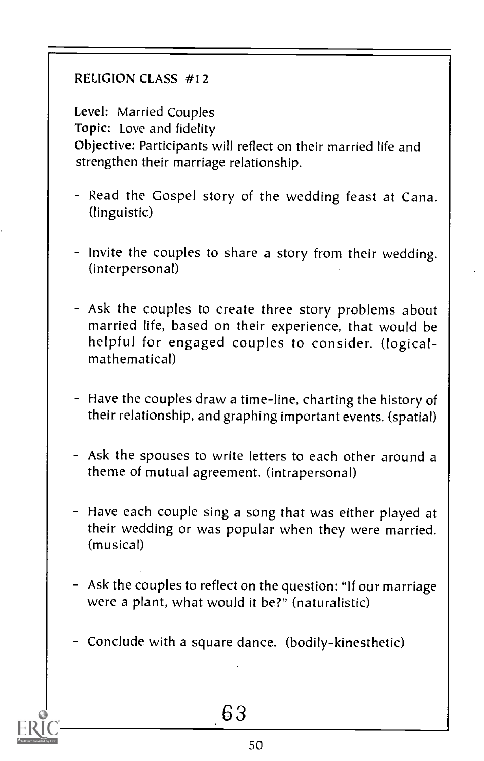## RELIGION CLASS #12

**Level:** Married Couples
**Topic:** Love and fidelity
**Objective:** Participants will reflect on their married life and strengthen their marriage relationship.

- Read the Gospel story of the wedding feast at Cana. (linguistic)

- Invite the couples to share a story from their wedding. (interpersonal)

- Ask the couples to create three story problems about married life, based on their experience, that would be helpful for engaged couples to consider. (logical-mathematical)

- Have the couples draw a time-line, charting the history of their relationship, and graphing important events. (spatial)

- Ask the spouses to write letters to each other around a theme of mutual agreement. (intrapersonal)

- Have each couple sing a song that was either played at their wedding or was popular when they were married. (musical)

- Ask the couples to reflect on the question: "If our marriage were a plant, what would it be?" (naturalistic)

- Conclude with a square dance. (bodily-kinesthetic)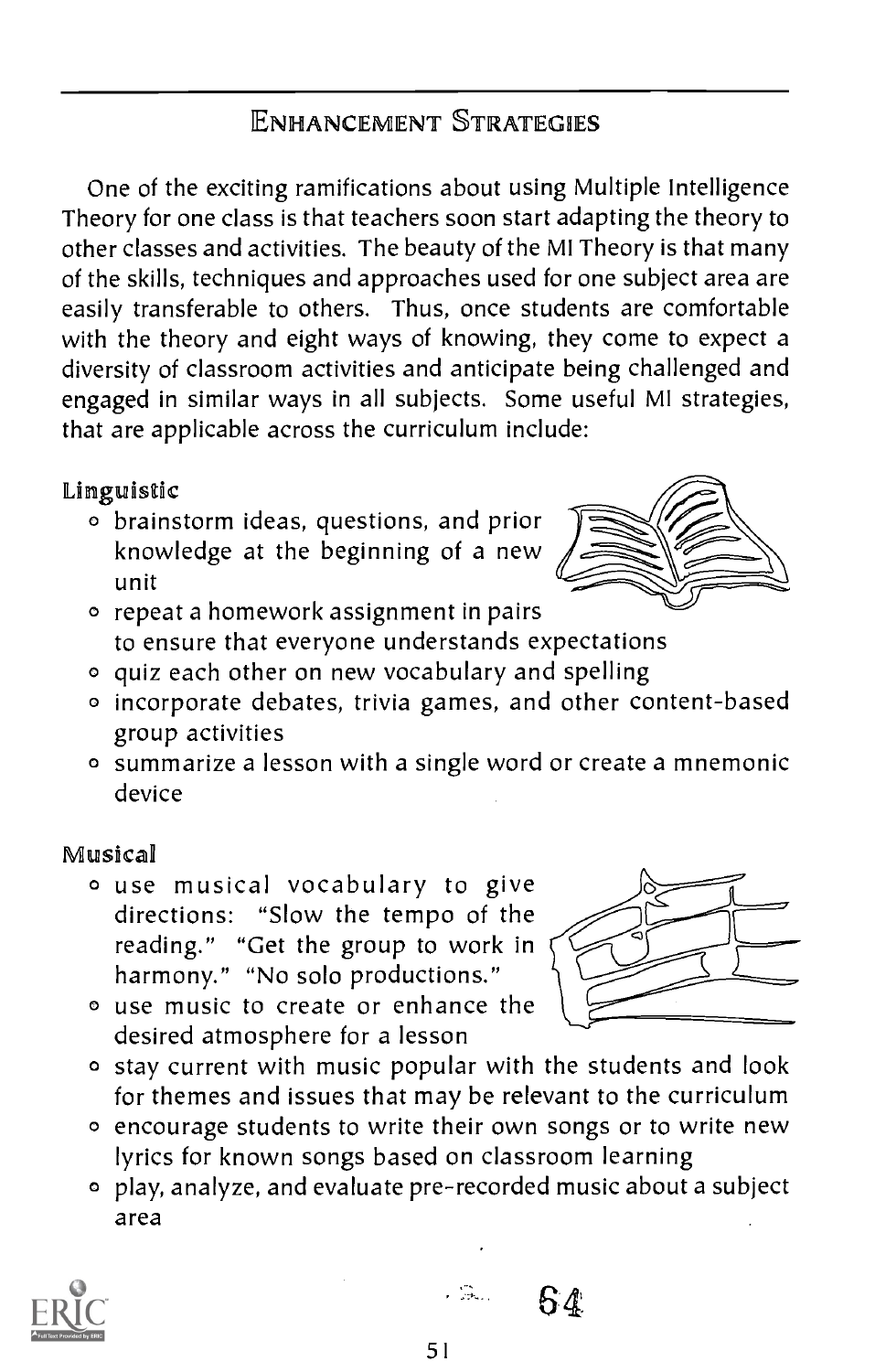## Enhancement Strategies

One of the exciting ramifications about using Multiple Intelligence Theory for one class is that teachers soon start adapting the theory to other classes and activities. The beauty of the MI Theory is that many of the skills, techniques and approaches used for one subject area are easily transferable to others. Thus, once students are comfortable with the theory and eight ways of knowing, they come to expect a diversity of classroom activities and anticipate being challenged and engaged in similar ways in all subjects. Some useful MI strategies, that are applicable across the curriculum include:

**Linguistic**

- brainstorm ideas, questions, and prior knowledge at the beginning of a new unit
- repeat a homework assignment in pairs to ensure that everyone understands expectations
- quiz each other on new vocabulary and spelling
- incorporate debates, trivia games, and other content-based group activities
- summarize a lesson with a single word or create a mnemonic device

**Musical**

- use musical vocabulary to give directions: "Slow the tempo of the reading." "Get the group to work in harmony." "No solo productions."
- use music to create or enhance the desired atmosphere for a lesson
- stay current with music popular with the students and look for themes and issues that may be relevant to the curriculum
- encourage students to write their own songs or to write new lyrics for known songs based on classroom learning
- play, analyze, and evaluate pre-recorded music about a subject area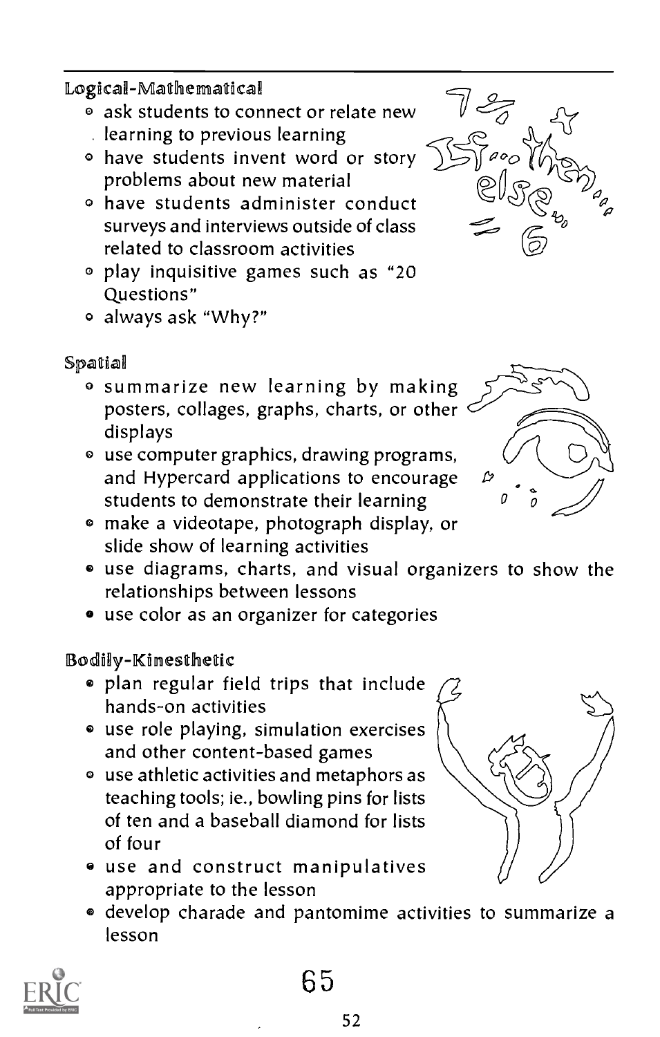### Logical-Mathematical

- ask students to connect or relate new learning to previous learning
- have students invent word or story problems about new material
- have students administer conduct surveys and interviews outside of class related to classroom activities
- play inquisitive games such as "20 Questions"
- always ask "Why?"

### Spatial

- summarize new learning by making posters, collages, graphs, charts, or other displays
- use computer graphics, drawing programs, and Hypercard applications to encourage students to demonstrate their learning
- make a videotape, photograph display, or slide show of learning activities
- use diagrams, charts, and visual organizers to show the relationships between lessons
- use color as an organizer for categories

### Bodily-Kinesthetic

- plan regular field trips that include hands-on activities
- use role playing, simulation exercises and other content-based games
- use athletic activities and metaphors as teaching tools; ie., bowling pins for lists of ten and a baseball diamond for lists of four
- use and construct manipulatives appropriate to the lesson
- develop charade and pantomime activities to summarize a lesson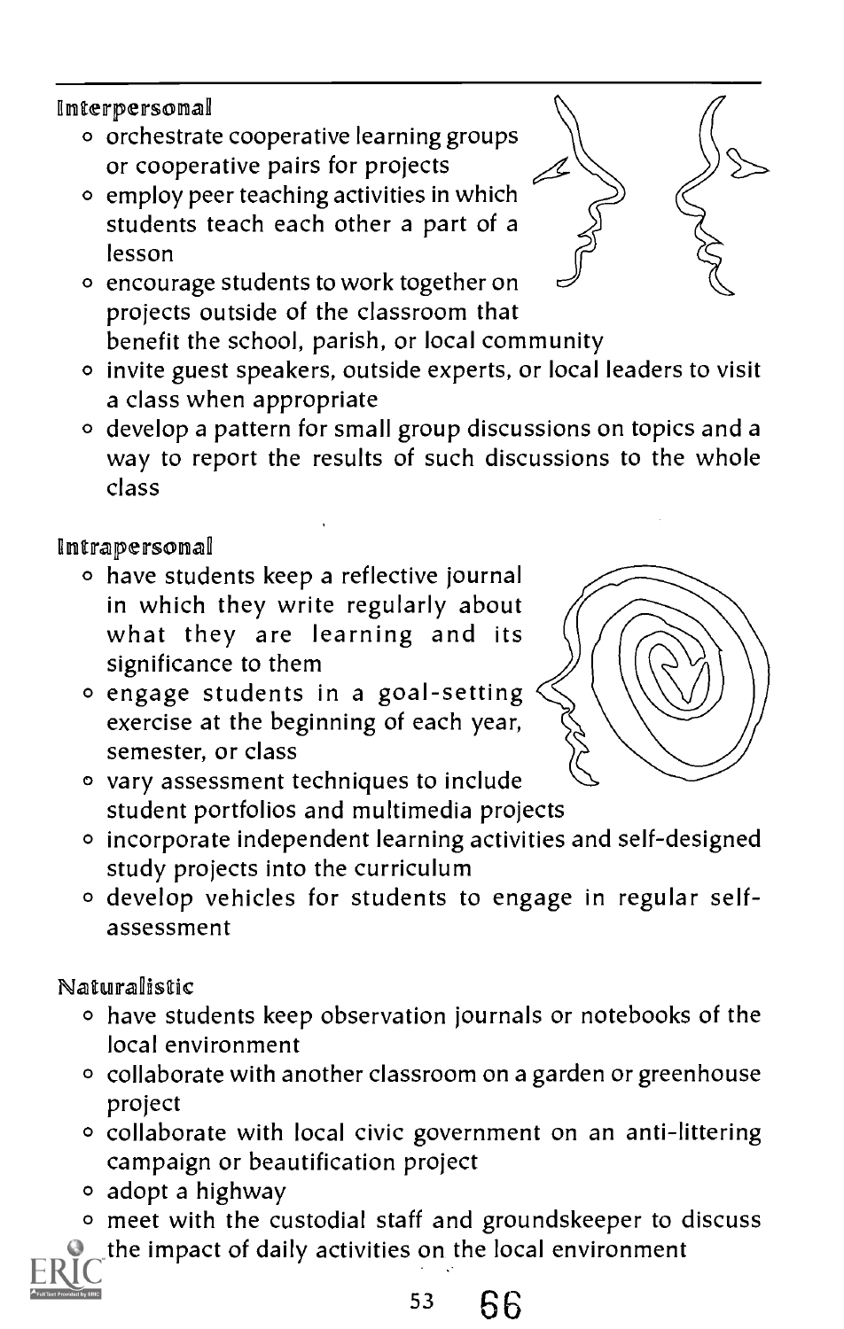### Interpersonal

- orchestrate cooperative learning groups or cooperative pairs for projects
- employ peer teaching activities in which students teach each other a part of a lesson
- encourage students to work together on projects outside of the classroom that benefit the school, parish, or local community
- invite guest speakers, outside experts, or local leaders to visit a class when appropriate
- develop a pattern for small group discussions on topics and a way to report the results of such discussions to the whole class

### Intrapersonal

- have students keep a reflective journal in which they write regularly about what they are learning and its significance to them
- engage students in a goal-setting exercise at the beginning of each year, semester, or class
- vary assessment techniques to include student portfolios and multimedia projects
- incorporate independent learning activities and self-designed study projects into the curriculum
- develop vehicles for students to engage in regular self-assessment

### Naturalistic

- have students keep observation journals or notebooks of the local environment
- collaborate with another classroom on a garden or greenhouse project
- collaborate with local civic government on an anti-littering campaign or beautification project
- adopt a highway
- meet with the custodial staff and groundskeeper to discuss the impact of daily activities on the local environment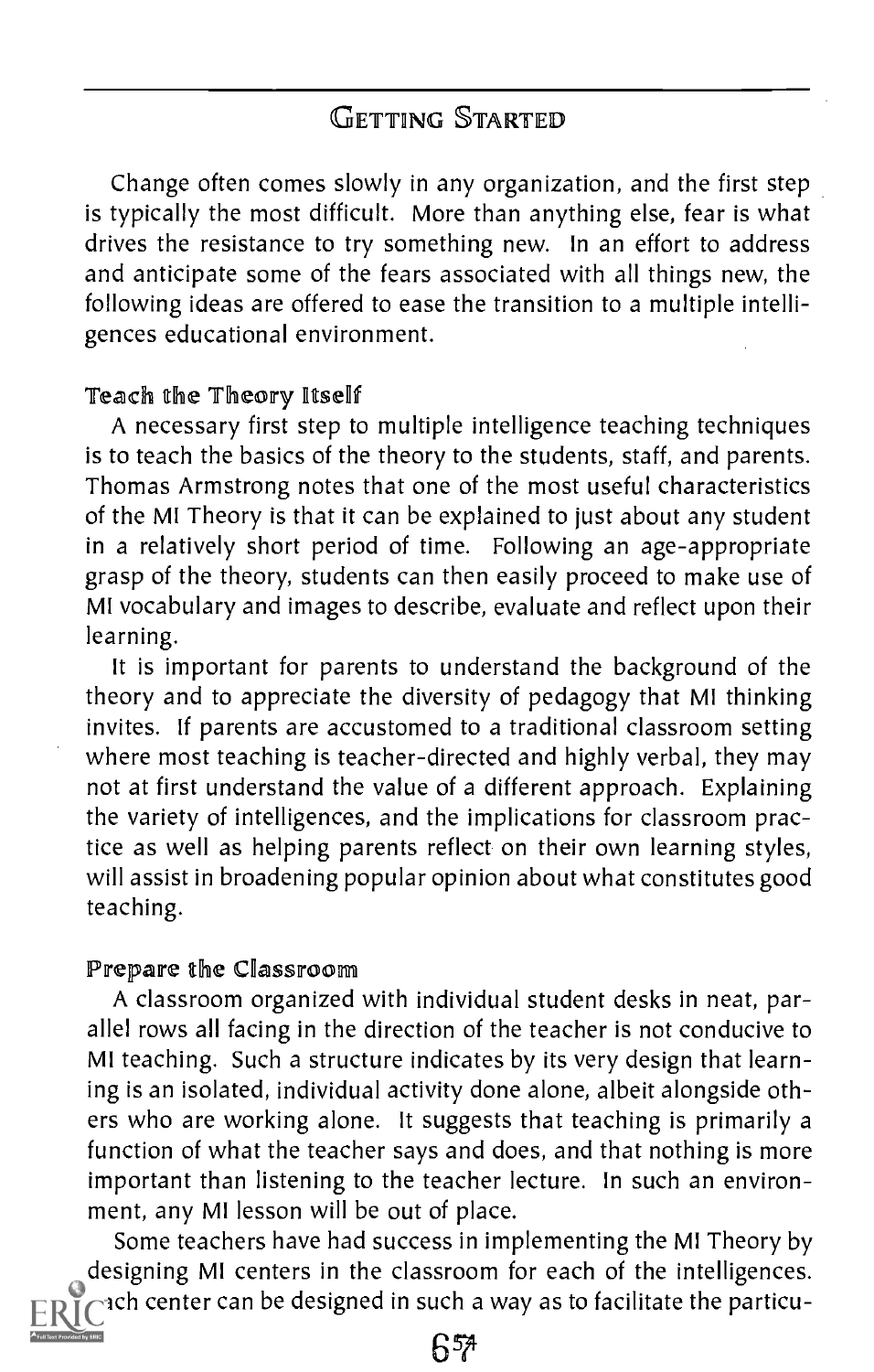## Getting Started

Change often comes slowly in any organization, and the first step is typically the most difficult. More than anything else, fear is what drives the resistance to try something new. In an effort to address and anticipate some of the fears associated with all things new, the following ideas are offered to ease the transition to a multiple intelligences educational environment.

### Teach the Theory Itself

A necessary first step to multiple intelligence teaching techniques is to teach the basics of the theory to the students, staff, and parents. Thomas Armstrong notes that one of the most useful characteristics of the MI Theory is that it can be explained to just about any student in a relatively short period of time. Following an age-appropriate grasp of the theory, students can then easily proceed to make use of MI vocabulary and images to describe, evaluate and reflect upon their learning.

It is important for parents to understand the background of the theory and to appreciate the diversity of pedagogy that MI thinking invites. If parents are accustomed to a traditional classroom setting where most teaching is teacher-directed and highly verbal, they may not at first understand the value of a different approach. Explaining the variety of intelligences, and the implications for classroom practice as well as helping parents reflect on their own learning styles, will assist in broadening popular opinion about what constitutes good teaching.

### Prepare the Classroom

A classroom organized with individual student desks in neat, parallel rows all facing in the direction of the teacher is not conducive to MI teaching. Such a structure indicates by its very design that learning is an isolated, individual activity done alone, albeit alongside others who are working alone. It suggests that teaching is primarily a function of what the teacher says and does, and that nothing is more important than listening to the teacher lecture. In such an environment, any MI lesson will be out of place.

Some teachers have had success in implementing the MI Theory by designing MI centers in the classroom for each of the intelligences. ach center can be designed in such a way as to facilitate the particu-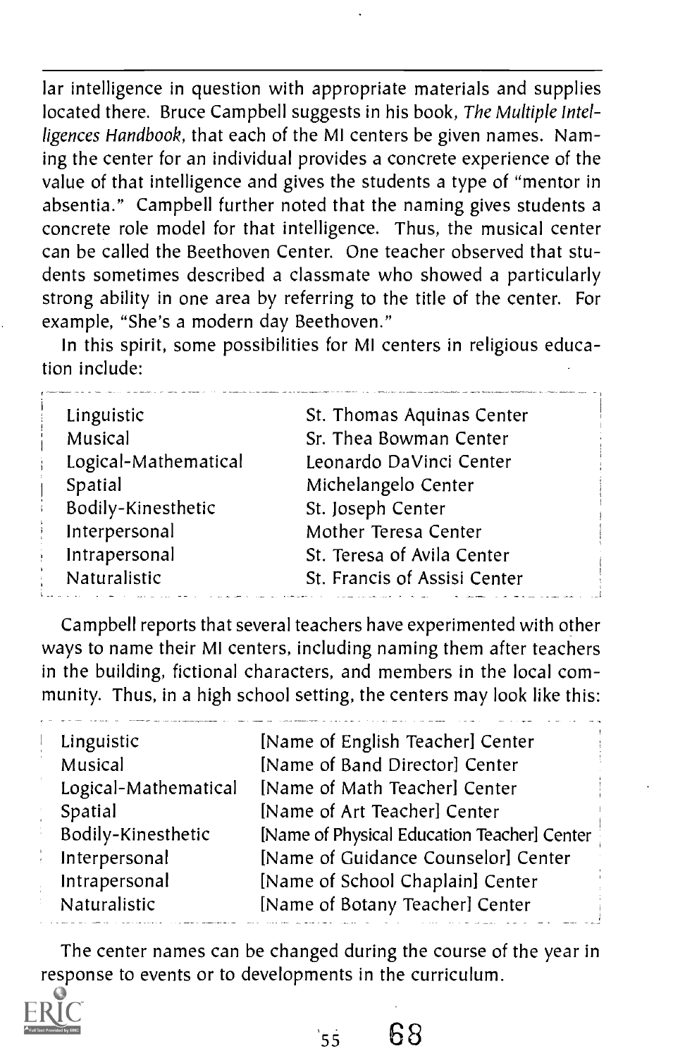lar intelligence in question with appropriate materials and supplies located there. Bruce Campbell suggests in his book, *The Multiple Intelligences Handbook*, that each of the MI centers be given names. Naming the center for an individual provides a concrete experience of the value of that intelligence and gives the students a type of "mentor in absentia." Campbell further noted that the naming gives students a concrete role model for that intelligence. Thus, the musical center can be called the Beethoven Center. One teacher observed that students sometimes described a classmate who showed a particularly strong ability in one area by referring to the title of the center. For example, "She's a modern day Beethoven."

In this spirit, some possibilities for MI centers in religious education include:

| | |
|---|---|
| Linguistic | St. Thomas Aquinas Center |
| Musical | Sr. Thea Bowman Center |
| Logical-Mathematical | Leonardo DaVinci Center |
| Spatial | Michelangelo Center |
| Bodily-Kinesthetic | St. Joseph Center |
| Interpersonal | Mother Teresa Center |
| Intrapersonal | St. Teresa of Avila Center |
| Naturalistic | St. Francis of Assisi Center |

Campbell reports that several teachers have experimented with other ways to name their MI centers, including naming them after teachers in the building, fictional characters, and members in the local community. Thus, in a high school setting, the centers may look like this:

| | |
|---|---|
| Linguistic | [Name of English Teacher] Center |
| Musical | [Name of Band Director] Center |
| Logical-Mathematical | [Name of Math Teacher] Center |
| Spatial | [Name of Art Teacher] Center |
| Bodily-Kinesthetic | [Name of Physical Education Teacher] Center |
| Interpersonal | [Name of Guidance Counselor] Center |
| Intrapersonal | [Name of School Chaplain] Center |
| Naturalistic | [Name of Botany Teacher] Center |

The center names can be changed during the course of the year in response to events or to developments in the curriculum.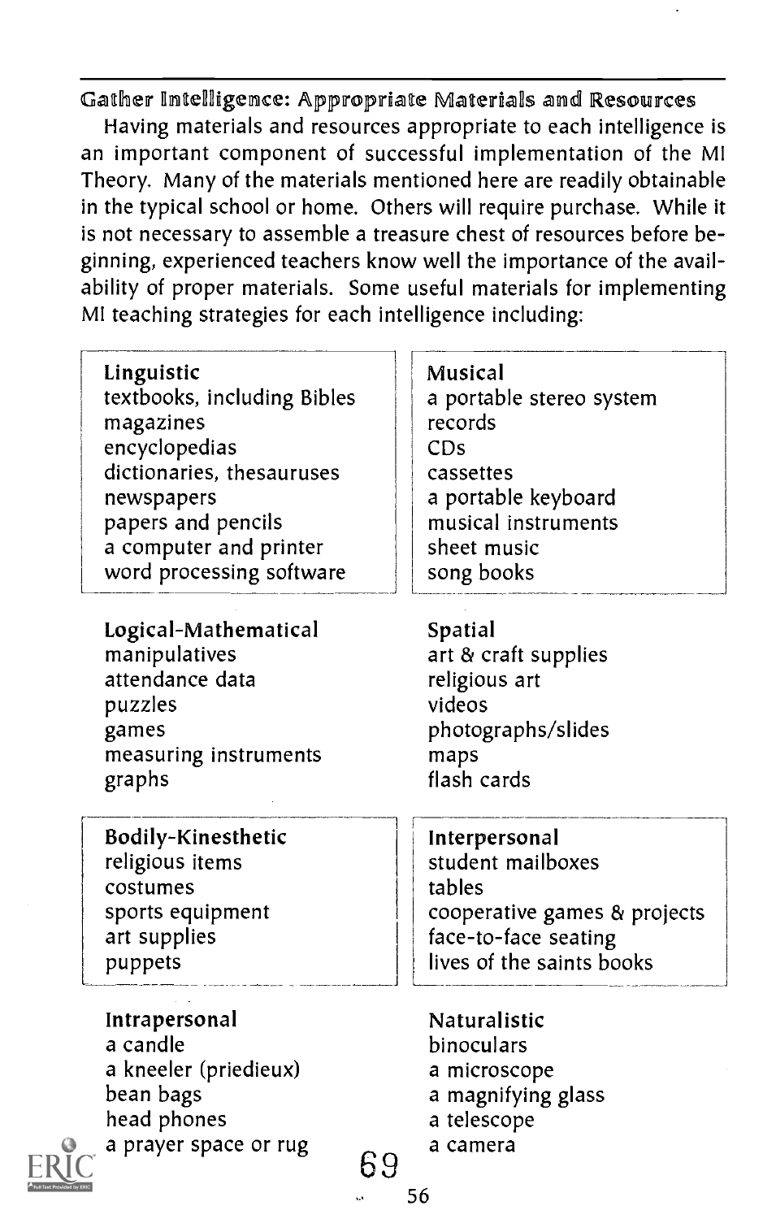### Gather Intelligence: Appropriate Materials and Resources

Having materials and resources appropriate to each intelligence is an important component of successful implementation of the MI Theory. Many of the materials mentioned here are readily obtainable in the typical school or home. Others will require purchase. While it is not necessary to assemble a treasure chest of resources before beginning, experienced teachers know well the importance of the availability of proper materials. Some useful materials for implementing MI teaching strategies for each intelligence including:

**Linguistic**
- textbooks, including Bibles
- magazines
- encyclopedias
- dictionaries, thesauruses
- newspapers
- papers and pencils
- a computer and printer
- word processing software

**Musical**
- a portable stereo system
- records
- CDs
- cassettes
- a portable keyboard
- musical instruments
- sheet music
- song books

**Logical-Mathematical**
- manipulatives
- attendance data
- puzzles
- games
- measuring instruments
- graphs

**Spatial**
- art & craft supplies
- religious art
- videos
- photographs/slides
- maps
- flash cards

**Bodily-Kinesthetic**
- religious items
- costumes
- sports equipment
- art supplies
- puppets

**Interpersonal**
- student mailboxes
- tables
- cooperative games & projects
- face-to-face seating
- lives of the saints books

**Intrapersonal**
- a candle
- a kneeler (priedieux)
- bean bags
- head phones
- a prayer space or rug

**Naturalistic**
- binoculars
- a microscope
- a magnifying glass
- a telescope
- a camera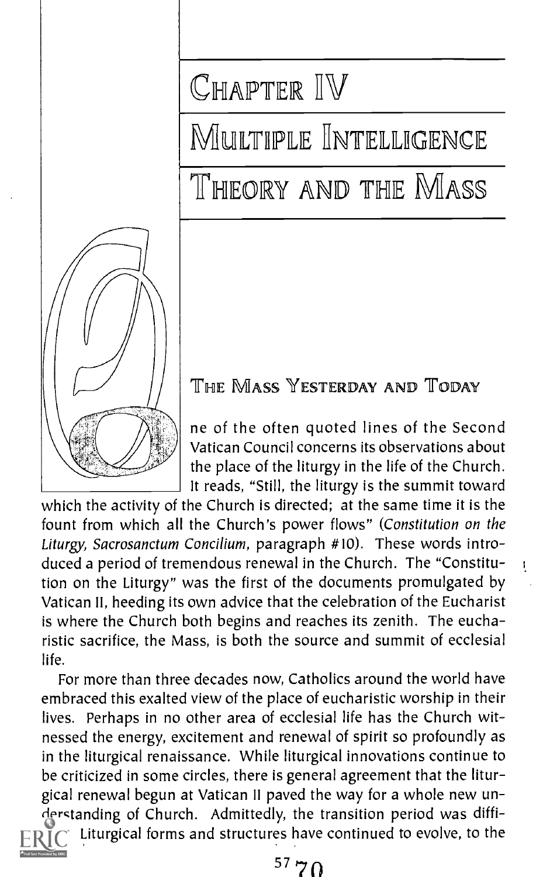# Chapter IV

# Multiple Intelligence Theory and the Mass

## The Mass Yesterday and Today

One of the often quoted lines of the Second Vatican Council concerns its observations about the place of the liturgy in the life of the Church. It reads, "Still, the liturgy is the summit toward which the activity of the Church is directed; at the same time it is the fount from which all the Church's power flows" (*Constitution on the Liturgy, Sacrosanctum Concilium*, paragraph #10). These words introduced a period of tremendous renewal in the Church. The "Constitution on the Liturgy" was the first of the documents promulgated by Vatican II, heeding its own advice that the celebration of the Eucharist is where the Church both begins and reaches its zenith. The eucharistic sacrifice, the Mass, is both the source and summit of ecclesial life.

For more than three decades now, Catholics around the world have embraced this exalted view of the place of eucharistic worship in their lives. Perhaps in no other area of ecclesial life has the Church witnessed the energy, excitement and renewal of spirit so profoundly as in the liturgical renaissance. While liturgical innovations continue to be criticized in some circles, there is general agreement that the liturgical renewal begun at Vatican II paved the way for a whole new understanding of Church. Admittedly, the transition period was difficult. Liturgical forms and structures have continued to evolve, to the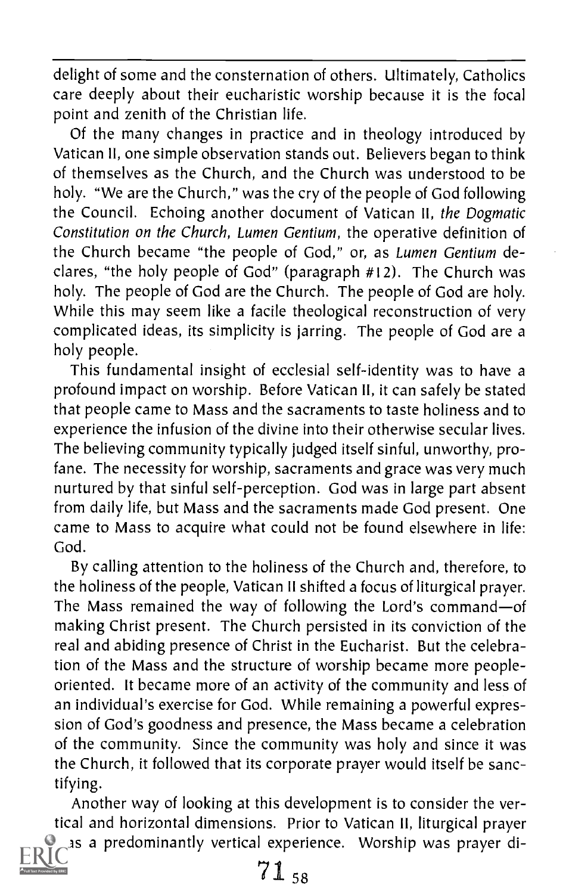delight of some and the consternation of others. Ultimately, Catholics care deeply about their eucharistic worship because it is the focal point and zenith of the Christian life.

Of the many changes in practice and in theology introduced by Vatican II, one simple observation stands out. Believers began to think of themselves as the Church, and the Church was understood to be holy. "We are the Church," was the cry of the people of God following the Council. Echoing another document of Vatican II, *the Dogmatic Constitution on the Church, Lumen Gentium*, the operative definition of the Church became "the people of God," or, as *Lumen Gentium* declares, "the holy people of God" (paragraph #12). The Church was holy. The people of God are the Church. The people of God are holy. While this may seem like a facile theological reconstruction of very complicated ideas, its simplicity is jarring. The people of God are a holy people.

This fundamental insight of ecclesial self-identity was to have a profound impact on worship. Before Vatican II, it can safely be stated that people came to Mass and the sacraments to taste holiness and to experience the infusion of the divine into their otherwise secular lives. The believing community typically judged itself sinful, unworthy, profane. The necessity for worship, sacraments and grace was very much nurtured by that sinful self-perception. God was in large part absent from daily life, but Mass and the sacraments made God present. One came to Mass to acquire what could not be found elsewhere in life: God.

By calling attention to the holiness of the Church and, therefore, to the holiness of the people, Vatican II shifted a focus of liturgical prayer. The Mass remained the way of following the Lord's command—of making Christ present. The Church persisted in its conviction of the real and abiding presence of Christ in the Eucharist. But the celebration of the Mass and the structure of worship became more people-oriented. It became more of an activity of the community and less of an individual's exercise for God. While remaining a powerful expression of God's goodness and presence, the Mass became a celebration of the community. Since the community was holy and since it was the Church, it followed that its corporate prayer would itself be sanctifying.

Another way of looking at this development is to consider the vertical and horizontal dimensions. Prior to Vatican II, liturgical prayer was a predominantly vertical experience. Worship was prayer di-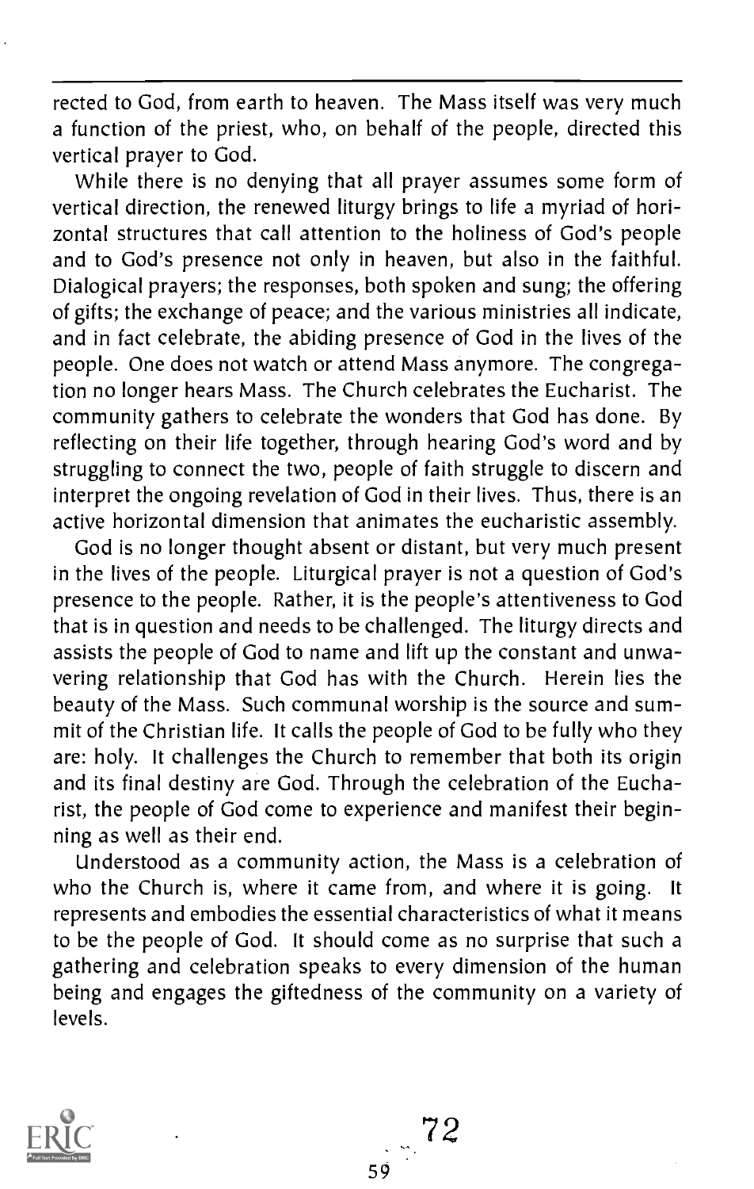rected to God, from earth to heaven. The Mass itself was very much a function of the priest, who, on behalf of the people, directed this vertical prayer to God.

While there is no denying that all prayer assumes some form of vertical direction, the renewed liturgy brings to life a myriad of horizontal structures that call attention to the holiness of God's people and to God's presence not only in heaven, but also in the faithful. Dialogical prayers; the responses, both spoken and sung; the offering of gifts; the exchange of peace; and the various ministries all indicate, and in fact celebrate, the abiding presence of God in the lives of the people. One does not watch or attend Mass anymore. The congregation no longer hears Mass. The Church celebrates the Eucharist. The community gathers to celebrate the wonders that God has done. By reflecting on their life together, through hearing God's word and by struggling to connect the two, people of faith struggle to discern and interpret the ongoing revelation of God in their lives. Thus, there is an active horizontal dimension that animates the eucharistic assembly.

God is no longer thought absent or distant, but very much present in the lives of the people. Liturgical prayer is not a question of God's presence to the people. Rather, it is the people's attentiveness to God that is in question and needs to be challenged. The liturgy directs and assists the people of God to name and lift up the constant and unwavering relationship that God has with the Church. Herein lies the beauty of the Mass. Such communal worship is the source and summit of the Christian life. It calls the people of God to be fully who they are: holy. It challenges the Church to remember that both its origin and its final destiny are God. Through the celebration of the Eucharist, the people of God come to experience and manifest their beginning as well as their end.

Understood as a community action, the Mass is a celebration of who the Church is, where it came from, and where it is going. It represents and embodies the essential characteristics of what it means to be the people of God. It should come as no surprise that such a gathering and celebration speaks to every dimension of the human being and engages the giftedness of the community on a variety of levels.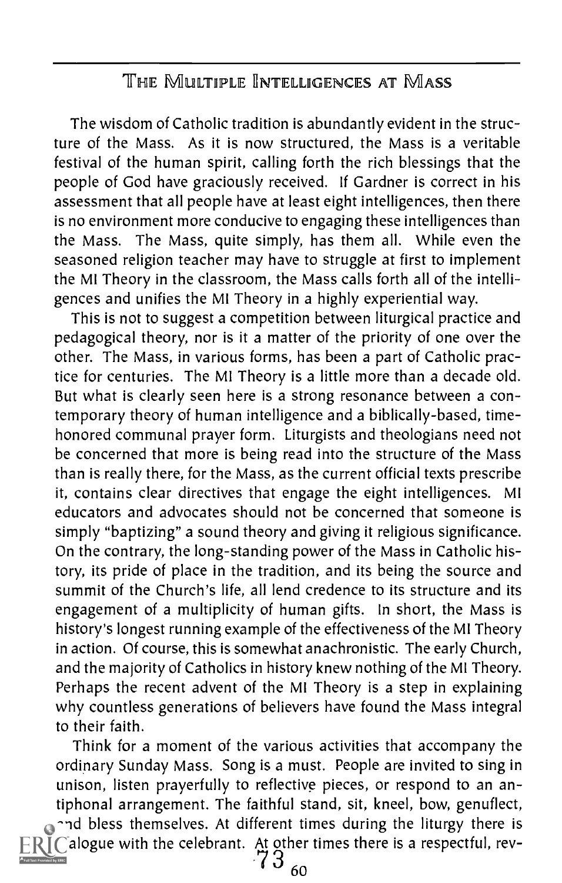## The Multiple Intelligences at Mass

The wisdom of Catholic tradition is abundantly evident in the structure of the Mass. As it is now structured, the Mass is a veritable festival of the human spirit, calling forth the rich blessings that the people of God have graciously received. If Gardner is correct in his assessment that all people have at least eight intelligences, then there is no environment more conducive to engaging these intelligences than the Mass. The Mass, quite simply, has them all. While even the seasoned religion teacher may have to struggle at first to implement the MI Theory in the classroom, the Mass calls forth all of the intelligences and unifies the MI Theory in a highly experiential way.

This is not to suggest a competition between liturgical practice and pedagogical theory, nor is it a matter of the priority of one over the other. The Mass, in various forms, has been a part of Catholic practice for centuries. The MI Theory is a little more than a decade old. But what is clearly seen here is a strong resonance between a contemporary theory of human intelligence and a biblically-based, time-honored communal prayer form. Liturgists and theologians need not be concerned that more is being read into the structure of the Mass than is really there, for the Mass, as the current official texts prescribe it, contains clear directives that engage the eight intelligences. MI educators and advocates should not be concerned that someone is simply "baptizing" a sound theory and giving it religious significance. On the contrary, the long-standing power of the Mass in Catholic history, its pride of place in the tradition, and its being the source and summit of the Church's life, all lend credence to its structure and its engagement of a multiplicity of human gifts. In short, the Mass is history's longest running example of the effectiveness of the MI Theory in action. Of course, this is somewhat anachronistic. The early Church, and the majority of Catholics in history knew nothing of the MI Theory. Perhaps the recent advent of the MI Theory is a step in explaining why countless generations of believers have found the Mass integral to their faith.

Think for a moment of the various activities that accompany the ordinary Sunday Mass. Song is a must. People are invited to sing in unison, listen prayerfully to reflective pieces, or respond to an antiphonal arrangement. The faithful stand, sit, kneel, bow, genuflect, and bless themselves. At different times during the liturgy there is dialogue with the celebrant. At other times there is a respectful, rev-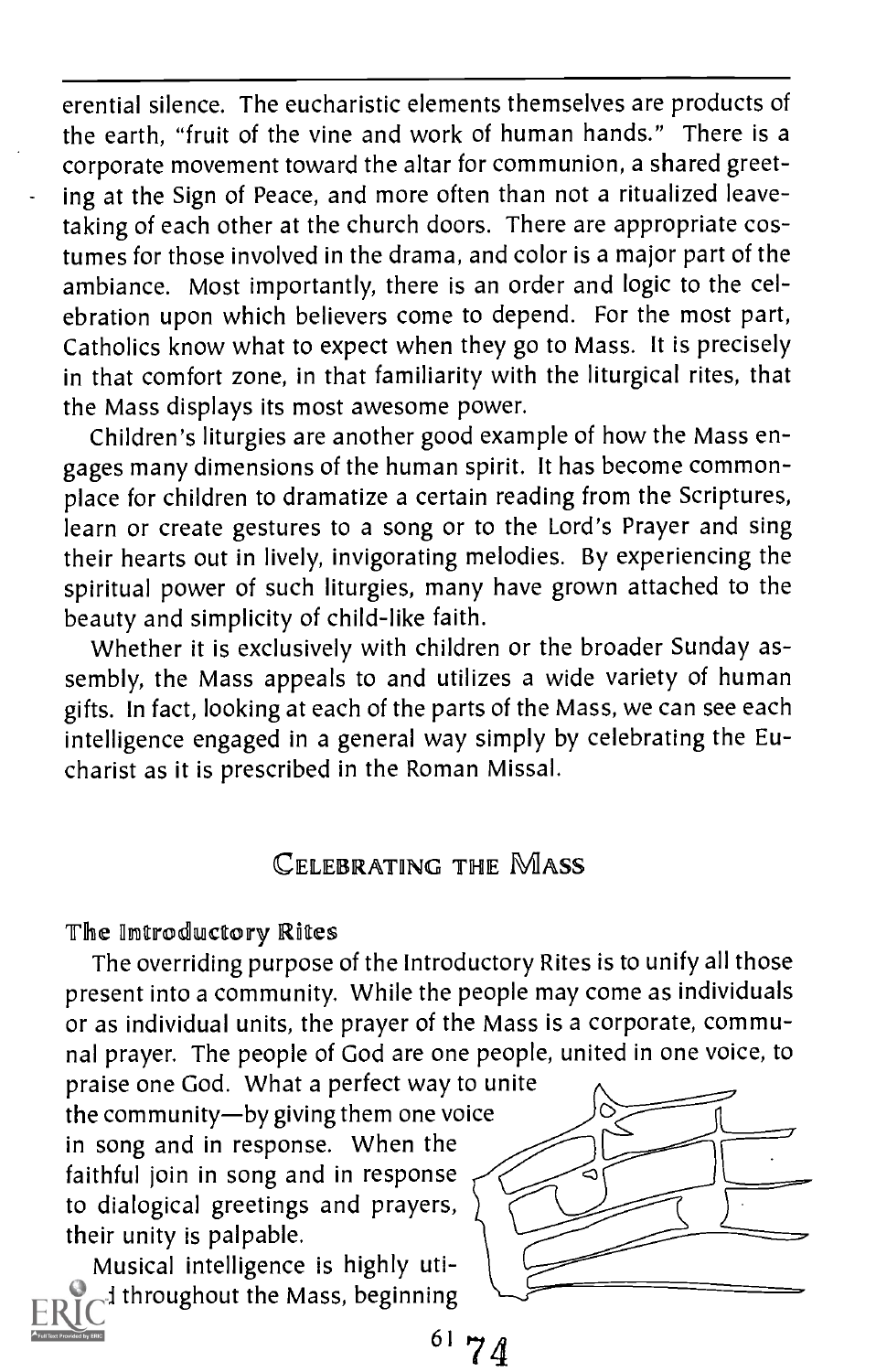erential silence. The eucharistic elements themselves are products of the earth, "fruit of the vine and work of human hands." There is a corporate movement toward the altar for communion, a shared greeting at the Sign of Peace, and more often than not a ritualized leave-taking of each other at the church doors. There are appropriate costumes for those involved in the drama, and color is a major part of the ambiance. Most importantly, there is an order and logic to the celebration upon which believers come to depend. For the most part, Catholics know what to expect when they go to Mass. It is precisely in that comfort zone, in that familiarity with the liturgical rites, that the Mass displays its most awesome power.

Children's liturgies are another good example of how the Mass engages many dimensions of the human spirit. It has become commonplace for children to dramatize a certain reading from the Scriptures, learn or create gestures to a song or to the Lord's Prayer and sing their hearts out in lively, invigorating melodies. By experiencing the spiritual power of such liturgies, many have grown attached to the beauty and simplicity of child-like faith.

Whether it is exclusively with children or the broader Sunday assembly, the Mass appeals to and utilizes a wide variety of human gifts. In fact, looking at each of the parts of the Mass, we can see each intelligence engaged in a general way simply by celebrating the Eucharist as it is prescribed in the Roman Missal.

## Celebrating the Mass

### The Introductory Rites

The overriding purpose of the Introductory Rites is to unify all those present into a community. While the people may come as individuals or as individual units, the prayer of the Mass is a corporate, communal prayer. The people of God are one people, united in one voice, to praise one God. What a perfect way to unite the community—by giving them one voice in song and in response. When the faithful join in song and in response to dialogical greetings and prayers, their unity is palpable.

Musical intelligence is highly utilized throughout the Mass, beginning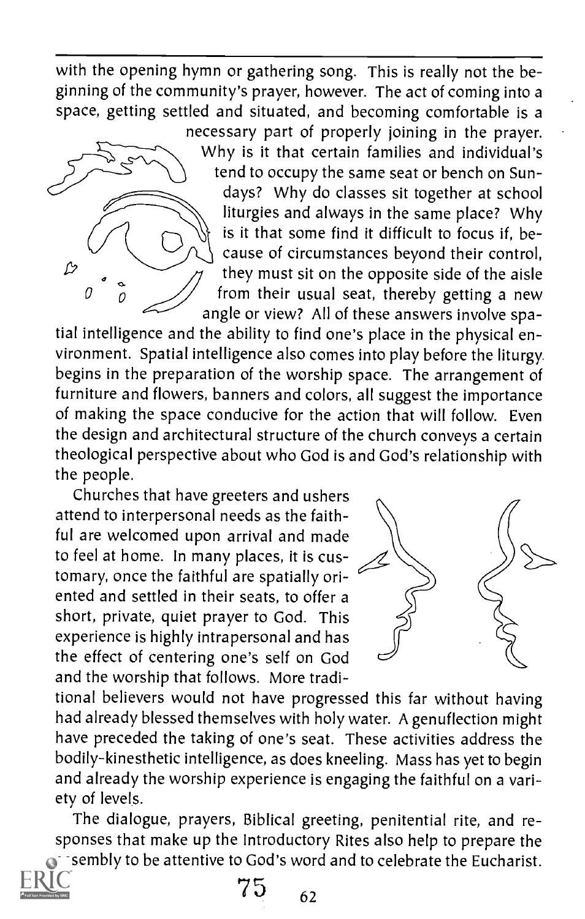with the opening hymn or gathering song. This is really not the beginning of the community's prayer, however. The act of coming into a space, getting settled and situated, and becoming comfortable is a necessary part of properly joining in the prayer. Why is it that certain families and individual's tend to occupy the same seat or bench on Sundays? Why do classes sit together at school liturgies and always in the same place? Why is it that some find it difficult to focus if, because of circumstances beyond their control, they must sit on the opposite side of the aisle from their usual seat, thereby getting a new angle or view? All of these answers involve spatial intelligence and the ability to find one's place in the physical environment. Spatial intelligence also comes into play before the liturgy begins in the preparation of the worship space. The arrangement of furniture and flowers, banners and colors, all suggest the importance of making the space conducive for the action that will follow. Even the design and architectural structure of the church conveys a certain theological perspective about who God is and God's relationship with the people.

Churches that have greeters and ushers attend to interpersonal needs as the faithful are welcomed upon arrival and made to feel at home. In many places, it is customary, once the faithful are spatially oriented and settled in their seats, to offer a short, private, quiet prayer to God. This experience is highly intrapersonal and has the effect of centering one's self on God and the worship that follows. More traditional believers would not have progressed this far without having had already blessed themselves with holy water. A genuflection might have preceded the taking of one's seat. These activities address the bodily-kinesthetic intelligence, as does kneeling. Mass has yet to begin and already the worship experience is engaging the faithful on a variety of levels.

The dialogue, prayers, Biblical greeting, penitential rite, and responses that make up the Introductory Rites also help to prepare the assembly to be attentive to God's word and to celebrate the Eucharist.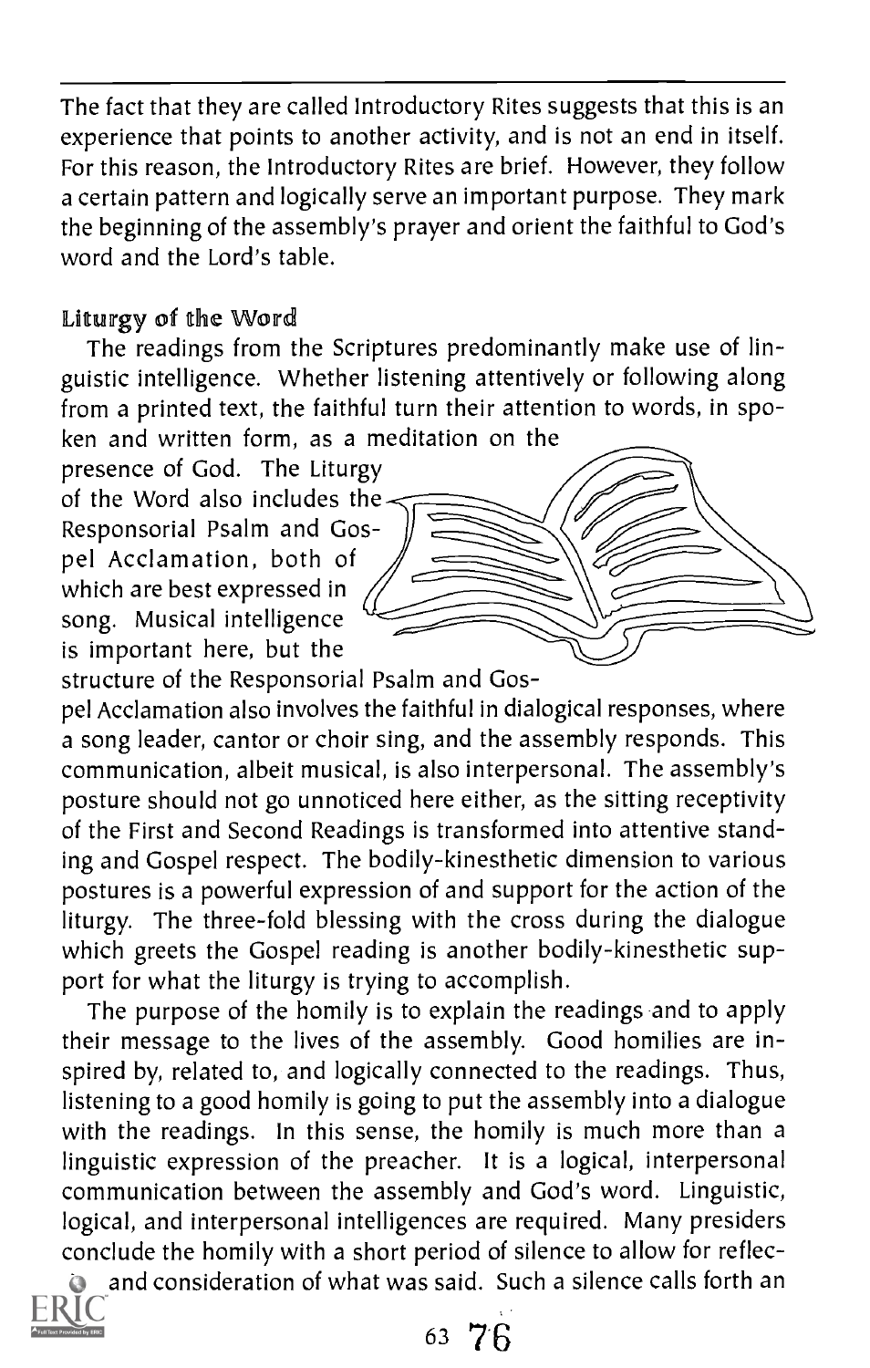The fact that they are called Introductory Rites suggests that this is an experience that points to another activity, and is not an end in itself. For this reason, the Introductory Rites are brief. However, they follow a certain pattern and logically serve an important purpose. They mark the beginning of the assembly's prayer and orient the faithful to God's word and the Lord's table.

### Liturgy of the Word

The readings from the Scriptures predominantly make use of linguistic intelligence. Whether listening attentively or following along from a printed text, the faithful turn their attention to words, in spoken and written form, as a meditation on the presence of God. The Liturgy of the Word also includes the Responsorial Psalm and Gospel Acclamation, both of which are best expressed in song. Musical intelligence is important here, but the structure of the Responsorial Psalm and Gospel Acclamation also involves the faithful in dialogical responses, where a song leader, cantor or choir sing, and the assembly responds. This communication, albeit musical, is also interpersonal. The assembly's posture should not go unnoticed here either, as the sitting receptivity of the First and Second Readings is transformed into attentive standing and Gospel respect. The bodily-kinesthetic dimension to various postures is a powerful expression of and support for the action of the liturgy. The three-fold blessing with the cross during the dialogue which greets the Gospel reading is another bodily-kinesthetic support for what the liturgy is trying to accomplish.

The purpose of the homily is to explain the readings and to apply their message to the lives of the assembly. Good homilies are inspired by, related to, and logically connected to the readings. Thus, listening to a good homily is going to put the assembly into a dialogue with the readings. In this sense, the homily is much more than a linguistic expression of the preacher. It is a logical, interpersonal communication between the assembly and God's word. Linguistic, logical, and interpersonal intelligences are required. Many presiders conclude the homily with a short period of silence to allow for reflec- and consideration of what was said. Such a silence calls forth an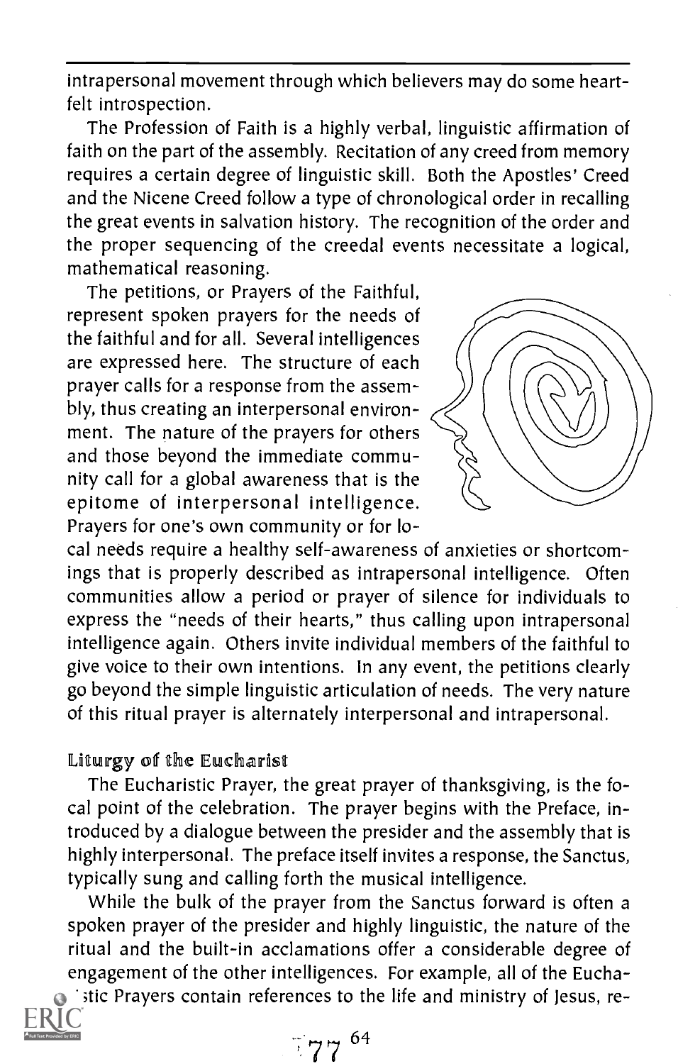intrapersonal movement through which believers may do some heartfelt introspection.

The Profession of Faith is a highly verbal, linguistic affirmation of faith on the part of the assembly. Recitation of any creed from memory requires a certain degree of linguistic skill. Both the Apostles' Creed and the Nicene Creed follow a type of chronological order in recalling the great events in salvation history. The recognition of the order and the proper sequencing of the creedal events necessitate a logical, mathematical reasoning.

The petitions, or Prayers of the Faithful, represent spoken prayers for the needs of the faithful and for all. Several intelligences are expressed here. The structure of each prayer calls for a response from the assembly, thus creating an interpersonal environment. The nature of the prayers for others and those beyond the immediate community call for a global awareness that is the epitome of interpersonal intelligence. Prayers for one's own community or for local needs require a healthy self-awareness of anxieties or shortcomings that is properly described as intrapersonal intelligence. Often communities allow a period or prayer of silence for individuals to express the "needs of their hearts," thus calling upon intrapersonal intelligence again. Others invite individual members of the faithful to give voice to their own intentions. In any event, the petitions clearly go beyond the simple linguistic articulation of needs. The very nature of this ritual prayer is alternately interpersonal and intrapersonal.

### Liturgy of the Eucharist

The Eucharistic Prayer, the great prayer of thanksgiving, is the focal point of the celebration. The prayer begins with the Preface, introduced by a dialogue between the presider and the assembly that is highly interpersonal. The preface itself invites a response, the Sanctus, typically sung and calling forth the musical intelligence.

While the bulk of the prayer from the Sanctus forward is often a spoken prayer of the presider and highly linguistic, the nature of the ritual and the built-in acclamations offer a considerable degree of engagement of the other intelligences. For example, all of the Eucharistic Prayers contain references to the life and ministry of Jesus, re-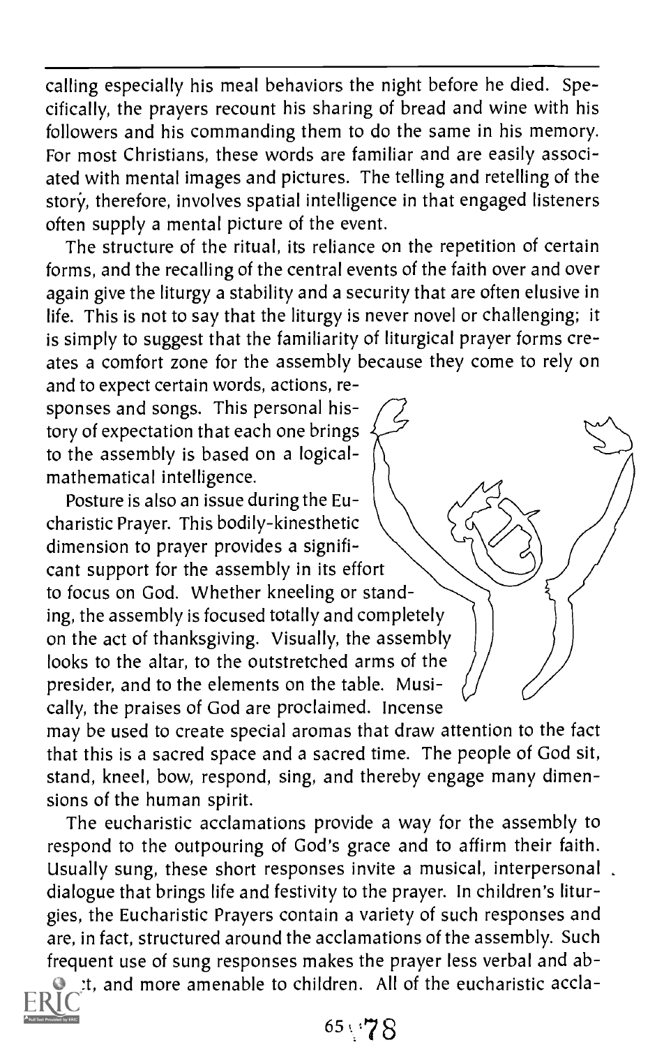calling especially his meal behaviors the night before he died. Specifically, the prayers recount his sharing of bread and wine with his followers and his commanding them to do the same in his memory. For most Christians, these words are familiar and are easily associated with mental images and pictures. The telling and retelling of the story, therefore, involves spatial intelligence in that engaged listeners often supply a mental picture of the event.

The structure of the ritual, its reliance on the repetition of certain forms, and the recalling of the central events of the faith over and over again give the liturgy a stability and a security that are often elusive in life. This is not to say that the liturgy is never novel or challenging; it is simply to suggest that the familiarity of liturgical prayer forms creates a comfort zone for the assembly because they come to rely on and to expect certain words, actions, responses and songs. This personal history of expectation that each one brings to the assembly is based on a logical-mathematical intelligence.

Posture is also an issue during the Eucharistic Prayer. This bodily-kinesthetic dimension to prayer provides a significant support for the assembly in its effort to focus on God. Whether kneeling or standing, the assembly is focused totally and completely on the act of thanksgiving. Visually, the assembly looks to the altar, to the outstretched arms of the presider, and to the elements on the table. Musically, the praises of God are proclaimed. Incense may be used to create special aromas that draw attention to the fact that this is a sacred space and a sacred time. The people of God sit, stand, kneel, bow, respond, sing, and thereby engage many dimensions of the human spirit.

The eucharistic acclamations provide a way for the assembly to respond to the outpouring of God's grace and to affirm their faith. Usually sung, these short responses invite a musical, interpersonal dialogue that brings life and festivity to the prayer. In children's liturgies, the Eucharistic Prayers contain a variety of such responses and are, in fact, structured around the acclamations of the assembly. Such frequent use of sung responses makes the prayer less verbal and abstract, and more amenable to children. All of the eucharistic accla-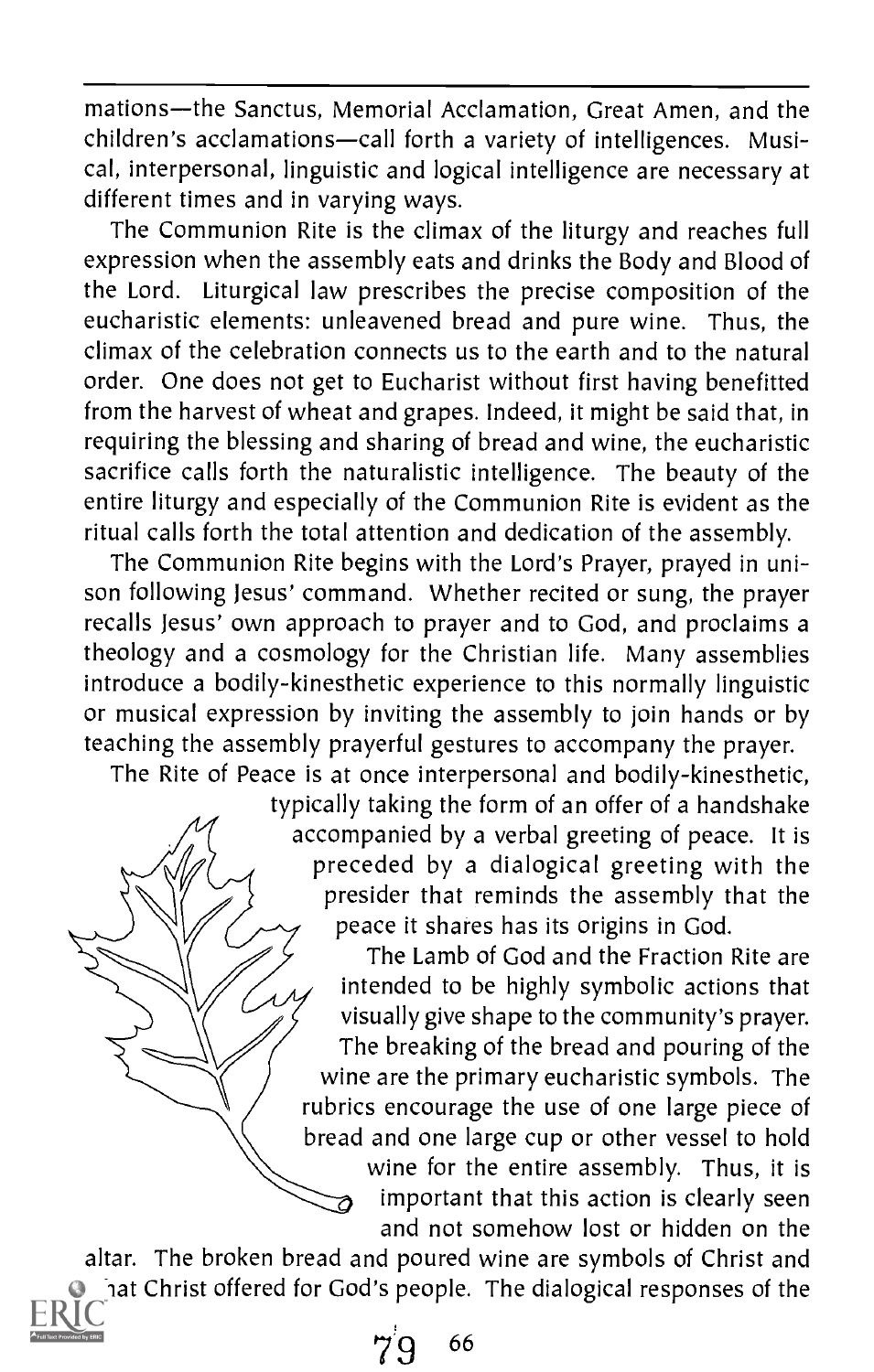mations—the Sanctus, Memorial Acclamation, Great Amen, and the children's acclamations—call forth a variety of intelligences. Musical, interpersonal, linguistic and logical intelligence are necessary at different times and in varying ways.

The Communion Rite is the climax of the liturgy and reaches full expression when the assembly eats and drinks the Body and Blood of the Lord. Liturgical law prescribes the precise composition of the eucharistic elements: unleavened bread and pure wine. Thus, the climax of the celebration connects us to the earth and to the natural order. One does not get to Eucharist without first having benefitted from the harvest of wheat and grapes. Indeed, it might be said that, in requiring the blessing and sharing of bread and wine, the eucharistic sacrifice calls forth the naturalistic intelligence. The beauty of the entire liturgy and especially of the Communion Rite is evident as the ritual calls forth the total attention and dedication of the assembly.

The Communion Rite begins with the Lord's Prayer, prayed in unison following Jesus' command. Whether recited or sung, the prayer recalls Jesus' own approach to prayer and to God, and proclaims a theology and a cosmology for the Christian life. Many assemblies introduce a bodily-kinesthetic experience to this normally linguistic or musical expression by inviting the assembly to join hands or by teaching the assembly prayerful gestures to accompany the prayer.

The Rite of Peace is at once interpersonal and bodily-kinesthetic, typically taking the form of an offer of a handshake accompanied by a verbal greeting of peace. It is preceded by a dialogical greeting with the presider that reminds the assembly that the peace it shares has its origins in God.

The Lamb of God and the Fraction Rite are intended to be highly symbolic actions that visually give shape to the community's prayer. The breaking of the bread and pouring of the wine are the primary eucharistic symbols. The rubrics encourage the use of one large piece of bread and one large cup or other vessel to hold wine for the entire assembly. Thus, it is important that this action is clearly seen and not somehow lost or hidden on the altar. The broken bread and poured wine are symbols of Christ and what Christ offered for God's people. The dialogical responses of the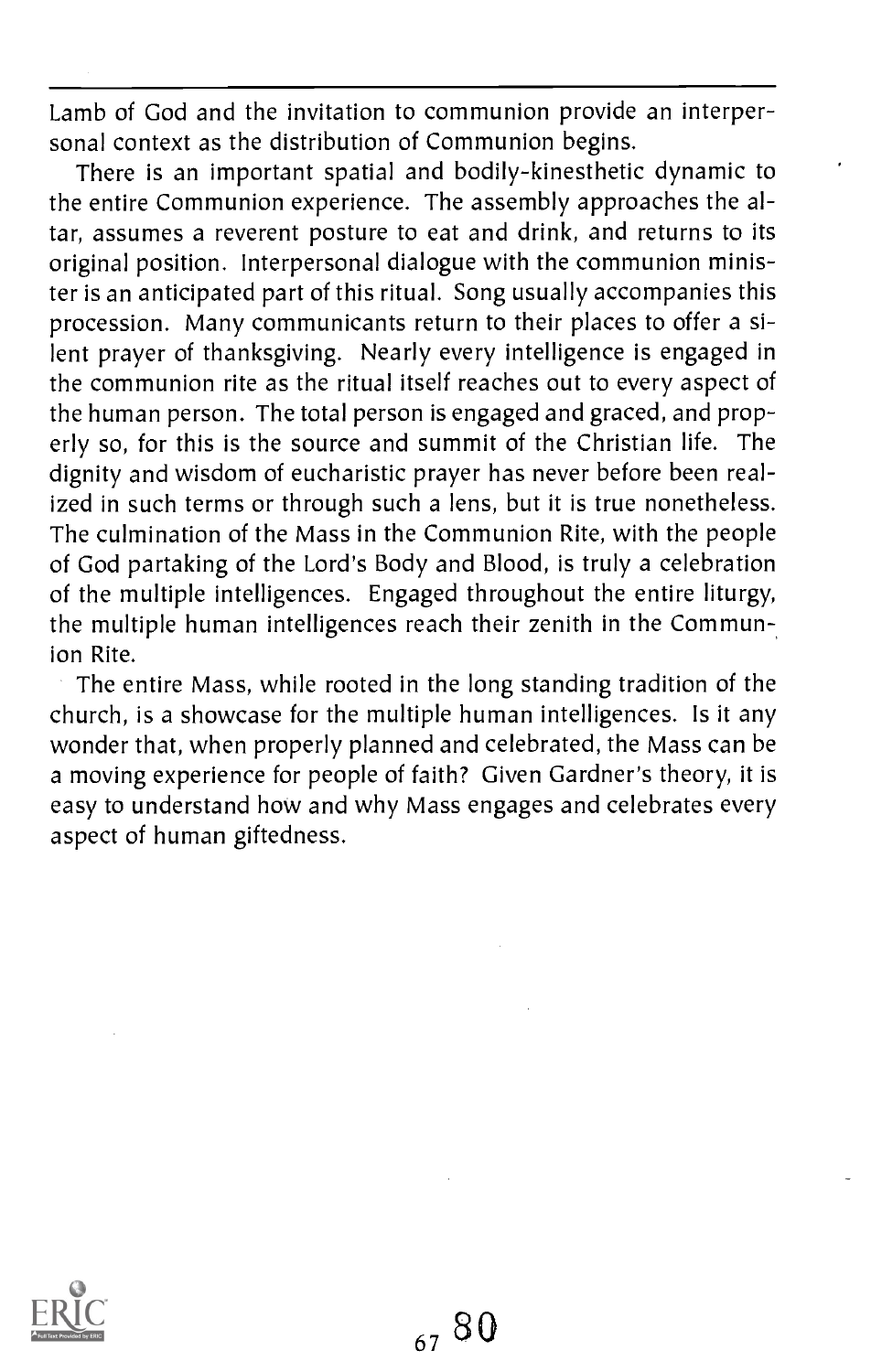Lamb of God and the invitation to communion provide an interpersonal context as the distribution of Communion begins.

There is an important spatial and bodily-kinesthetic dynamic to the entire Communion experience. The assembly approaches the altar, assumes a reverent posture to eat and drink, and returns to its original position. Interpersonal dialogue with the communion minister is an anticipated part of this ritual. Song usually accompanies this procession. Many communicants return to their places to offer a silent prayer of thanksgiving. Nearly every intelligence is engaged in the communion rite as the ritual itself reaches out to every aspect of the human person. The total person is engaged and graced, and properly so, for this is the source and summit of the Christian life. The dignity and wisdom of eucharistic prayer has never before been realized in such terms or through such a lens, but it is true nonetheless. The culmination of the Mass in the Communion Rite, with the people of God partaking of the Lord's Body and Blood, is truly a celebration of the multiple intelligences. Engaged throughout the entire liturgy, the multiple human intelligences reach their zenith in the Communion Rite.

The entire Mass, while rooted in the long standing tradition of the church, is a showcase for the multiple human intelligences. Is it any wonder that, when properly planned and celebrated, the Mass can be a moving experience for people of faith? Given Gardner's theory, it is easy to understand how and why Mass engages and celebrates every aspect of human giftedness.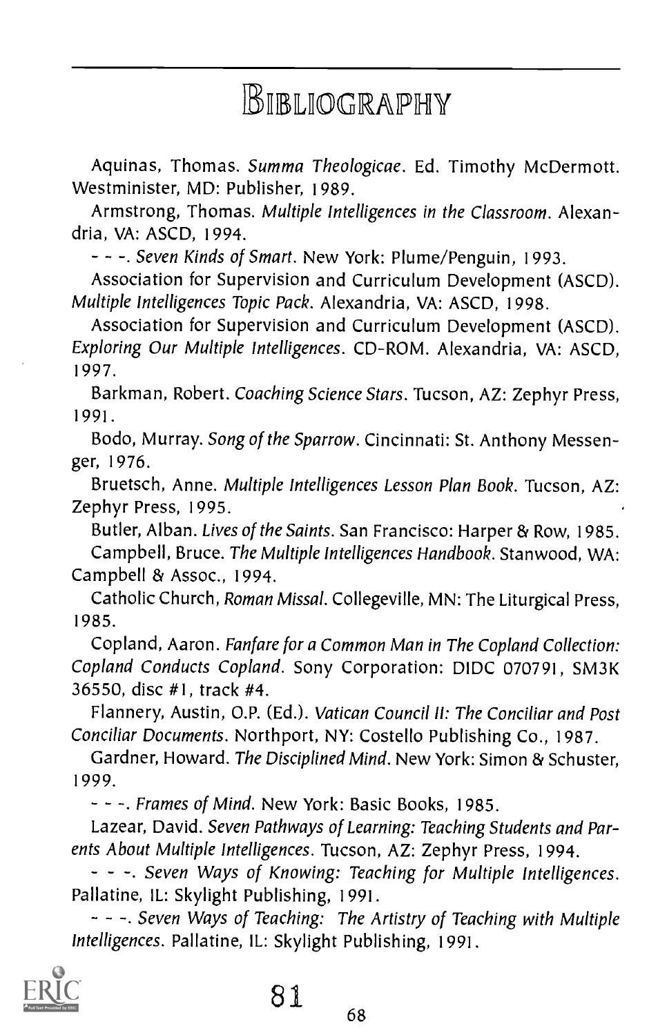# Bibliography

Aquinas, Thomas. *Summa Theologicae*. Ed. Timothy McDermott. Westminister, MD: Publisher, 1989.

Armstrong, Thomas. *Multiple Intelligences in the Classroom*. Alexandria, VA: ASCD, 1994.

- - -. *Seven Kinds of Smart*. New York: Plume/Penguin, 1993.

Association for Supervision and Curriculum Development (ASCD). *Multiple Intelligences Topic Pack*. Alexandria, VA: ASCD, 1998.

Association for Supervision and Curriculum Development (ASCD). *Exploring Our Multiple Intelligences*. CD-ROM. Alexandria, VA: ASCD, 1997.

Barkman, Robert. *Coaching Science Stars*. Tucson, AZ: Zephyr Press, 1991.

Bodo, Murray. *Song of the Sparrow*. Cincinnati: St. Anthony Messenger, 1976.

Bruetsch, Anne. *Multiple Intelligences Lesson Plan Book*. Tucson, AZ: Zephyr Press, 1995.

Butler, Alban. *Lives of the Saints*. San Francisco: Harper & Row, 1985.

Campbell, Bruce. *The Multiple Intelligences Handbook*. Stanwood, WA: Campbell & Assoc., 1994.

Catholic Church, *Roman Missal*. Collegeville, MN: The Liturgical Press, 1985.

Copland, Aaron. *Fanfare for a Common Man in The Copland Collection: Copland Conducts Copland*. Sony Corporation: DIDC 070791, SM3K 36550, disc #1, track #4.

Flannery, Austin, O.P. (Ed.). *Vatican Council II: The Conciliar and Post Conciliar Documents*. Northport, NY: Costello Publishing Co., 1987.

Gardner, Howard. *The Disciplined Mind*. New York: Simon & Schuster, 1999.

- - -. *Frames of Mind*. New York: Basic Books, 1985.

Lazear, David. *Seven Pathways of Learning: Teaching Students and Parents About Multiple Intelligences*. Tucson, AZ: Zephyr Press, 1994.

- - -. *Seven Ways of Knowing: Teaching for Multiple Intelligences*. Pallatine, IL: Skylight Publishing, 1991.

- - -. *Seven Ways of Teaching: The Artistry of Teaching with Multiple Intelligences*. Pallatine, IL: Skylight Publishing, 1991.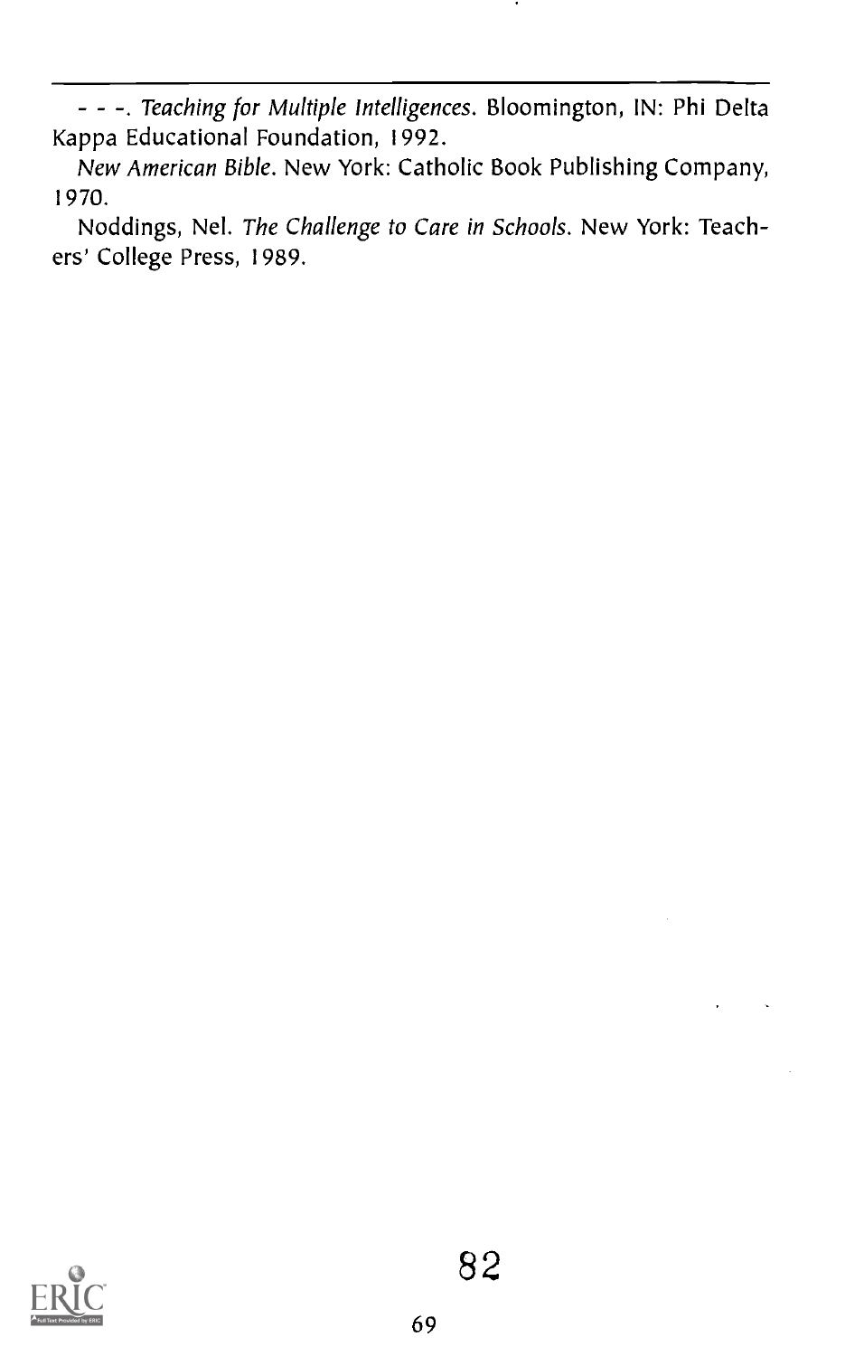- - -. *Teaching for Multiple Intelligences.* Bloomington, IN: Phi Delta Kappa Educational Foundation, 1992.

*New American Bible.* New York: Catholic Book Publishing Company, 1970.

Noddings, Nel. *The Challenge to Care in Schools.* New York: Teachers' College Press, 1989.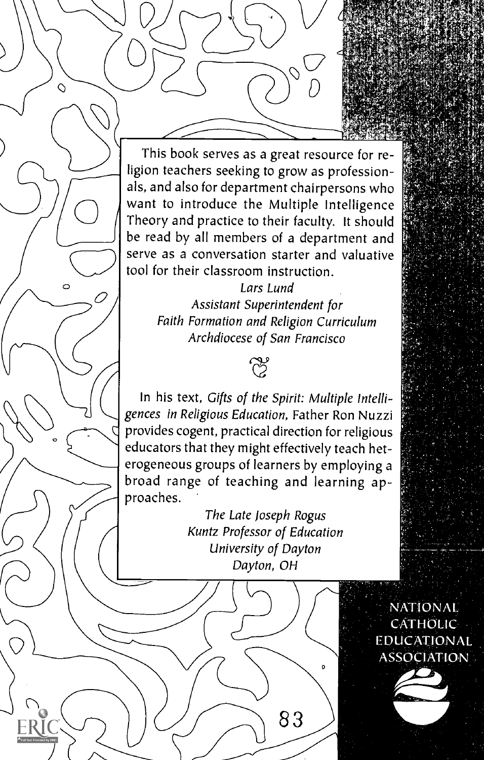This book serves as a great resource for religion teachers seeking to grow as professionals, and also for department chairpersons who want to introduce the Multiple Intelligence Theory and practice to their faculty. It should be read by all members of a department and serve as a conversation starter and valuative tool for their classroom instruction.

*Lars Lund*
*Assistant Superintendent for Faith Formation and Religion Curriculum*
*Archdiocese of San Francisco*

In his text, *Gifts of the Spirit: Multiple Intelligences in Religious Education*, Father Ron Nuzzi provides cogent, practical direction for religious educators that they might effectively teach heterogeneous groups of learners by employing a broad range of teaching and learning approaches.

*The Late Joseph Rogus*
*Kuntz Professor of Education*
*University of Dayton*
*Dayton, OH*

NATIONAL CATHOLIC EDUCATIONAL ASSOCIATION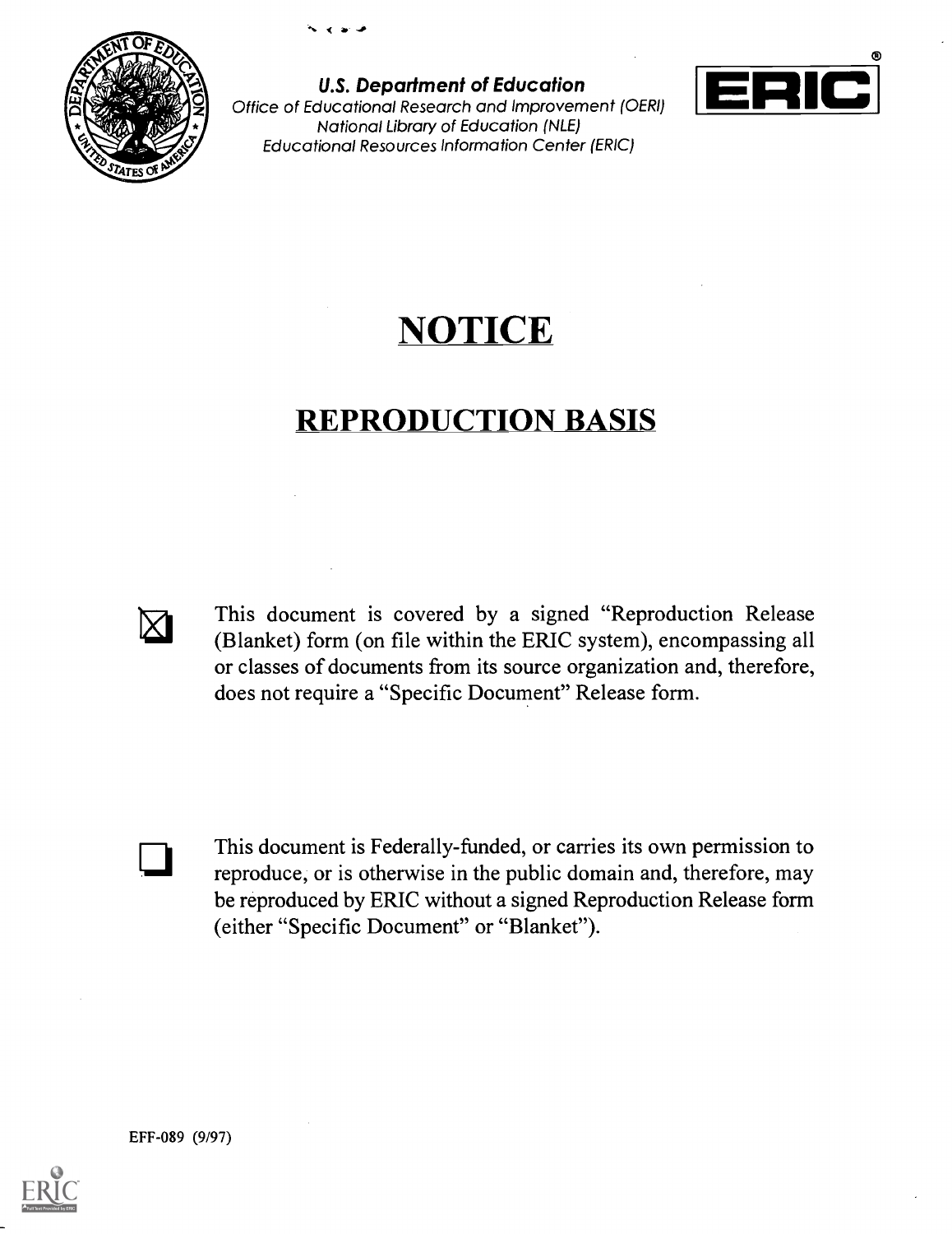**U.S. Department of Education**
*Office of Educational Research and Improvement (OERI)*
*National Library of Education (NLE)*
*Educational Resources Information Center (ERIC)*

ERIC®

# NOTICE

## REPRODUCTION BASIS

☒ This document is covered by a signed "Reproduction Release (Blanket) form (on file within the ERIC system), encompassing all or classes of documents from its source organization and, therefore, does not require a "Specific Document" Release form.

☐ This document is Federally-funded, or carries its own permission to reproduce, or is otherwise in the public domain and, therefore, may be reproduced by ERIC without a signed Reproduction Release form (either "Specific Document" or "Blanket").

EFF-089 (9/97)